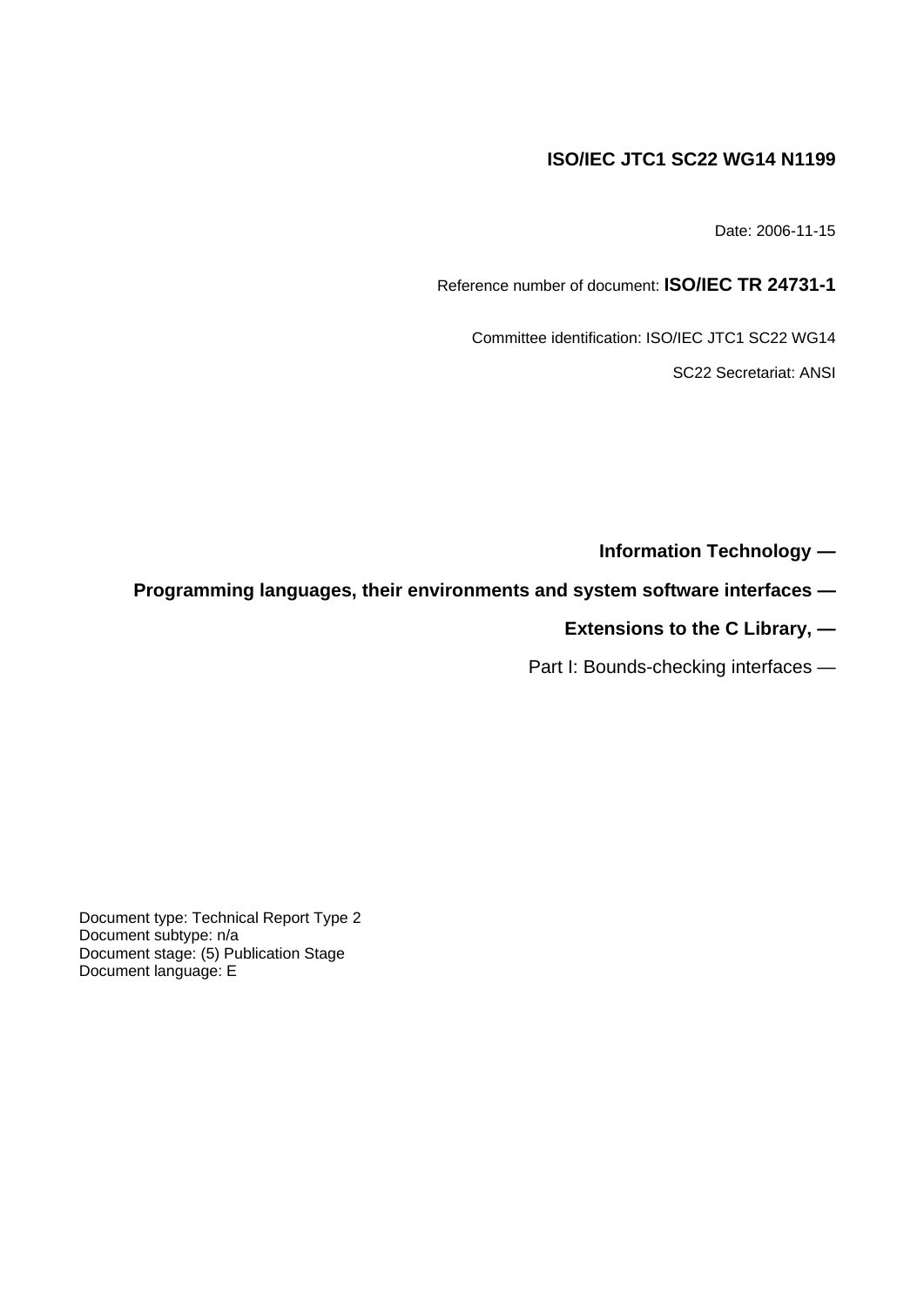**ISO/IEC JTC1 SC22 WG14 N1199**

Date: 2006-11-15

Reference number of document: **ISO/IEC TR 24731-1**

Committee identification: ISO/IEC JTC1 SC22 WG14

SC22 Secretariat: ANSI

**Information Technology —**

**Programming languages, their environments and system software interfaces —**

**Extensions to the C Library, —**

Part I: Bounds-checking interfaces —

Document type: Technical Report Type 2
Document subtype: n/a
Document stage: (5) Publication Stage
Document language: E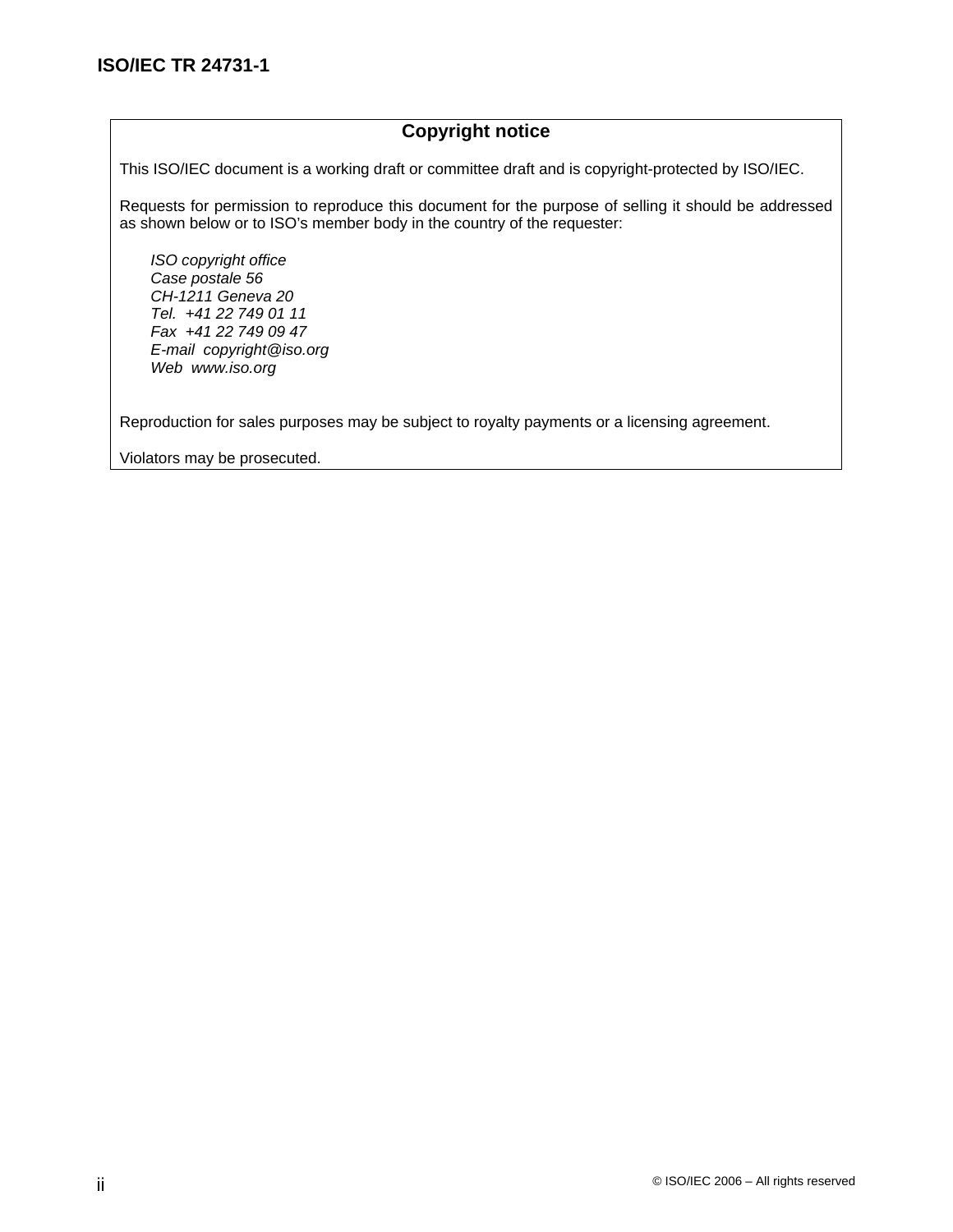## Copyright notice

This ISO/IEC document is a working draft or committee draft and is copyright-protected by ISO/IEC.

Requests for permission to reproduce this document for the purpose of selling it should be addressed as shown below or to ISO's member body in the country of the requester:

*ISO copyright office*
*Case postale 56*
*CH-1211 Geneva 20*
*Tel. +41 22 749 01 11*
*Fax +41 22 749 09 47*
*E-mail copyright@iso.org*
*Web www.iso.org*

Reproduction for sales purposes may be subject to royalty payments or a licensing agreement.

Violators may be prosecuted.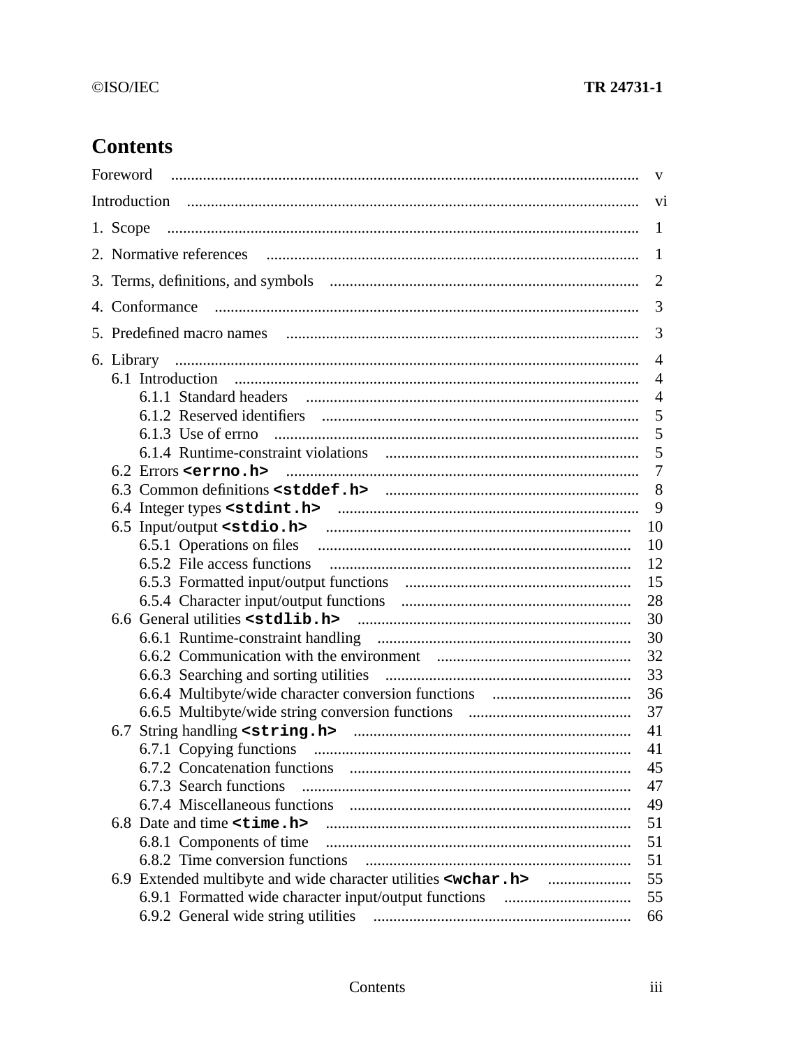# Contents

Foreword ..... v

Introduction ..... vi

1. Scope ..... 1

2. Normative references ..... 1

3. Terms, definitions, and symbols ..... 2

4. Conformance ..... 3

5. Predefined macro names ..... 3

6. Library ..... 4
   - 6.1 Introduction ..... 4
     - 6.1.1 Standard headers ..... 4
     - 6.1.2 Reserved identifiers ..... 5
     - 6.1.3 Use of errno ..... 5
     - 6.1.4 Runtime-constraint violations ..... 5
   - 6.2 Errors `<errno.h>` ..... 7
   - 6.3 Common definitions `<stddef.h>` ..... 8
   - 6.4 Integer types `<stdint.h>` ..... 9
   - 6.5 Input/output `<stdio.h>` ..... 10
     - 6.5.1 Operations on files ..... 10
     - 6.5.2 File access functions ..... 12
     - 6.5.3 Formatted input/output functions ..... 15
     - 6.5.4 Character input/output functions ..... 28
   - 6.6 General utilities `<stdlib.h>` ..... 30
     - 6.6.1 Runtime-constraint handling ..... 30
     - 6.6.2 Communication with the environment ..... 32
     - 6.6.3 Searching and sorting utilities ..... 33
     - 6.6.4 Multibyte/wide character conversion functions ..... 36
     - 6.6.5 Multibyte/wide string conversion functions ..... 37
   - 6.7 String handling `<string.h>` ..... 41
     - 6.7.1 Copying functions ..... 41
     - 6.7.2 Concatenation functions ..... 45
     - 6.7.3 Search functions ..... 47
     - 6.7.4 Miscellaneous functions ..... 49
   - 6.8 Date and time `<time.h>` ..... 51
     - 6.8.1 Components of time ..... 51
     - 6.8.2 Time conversion functions ..... 51
   - 6.9 Extended multibyte and wide character utilities `<wchar.h>` ..... 55
     - 6.9.1 Formatted wide character input/output functions ..... 55
     - 6.9.2 General wide string utilities ..... 66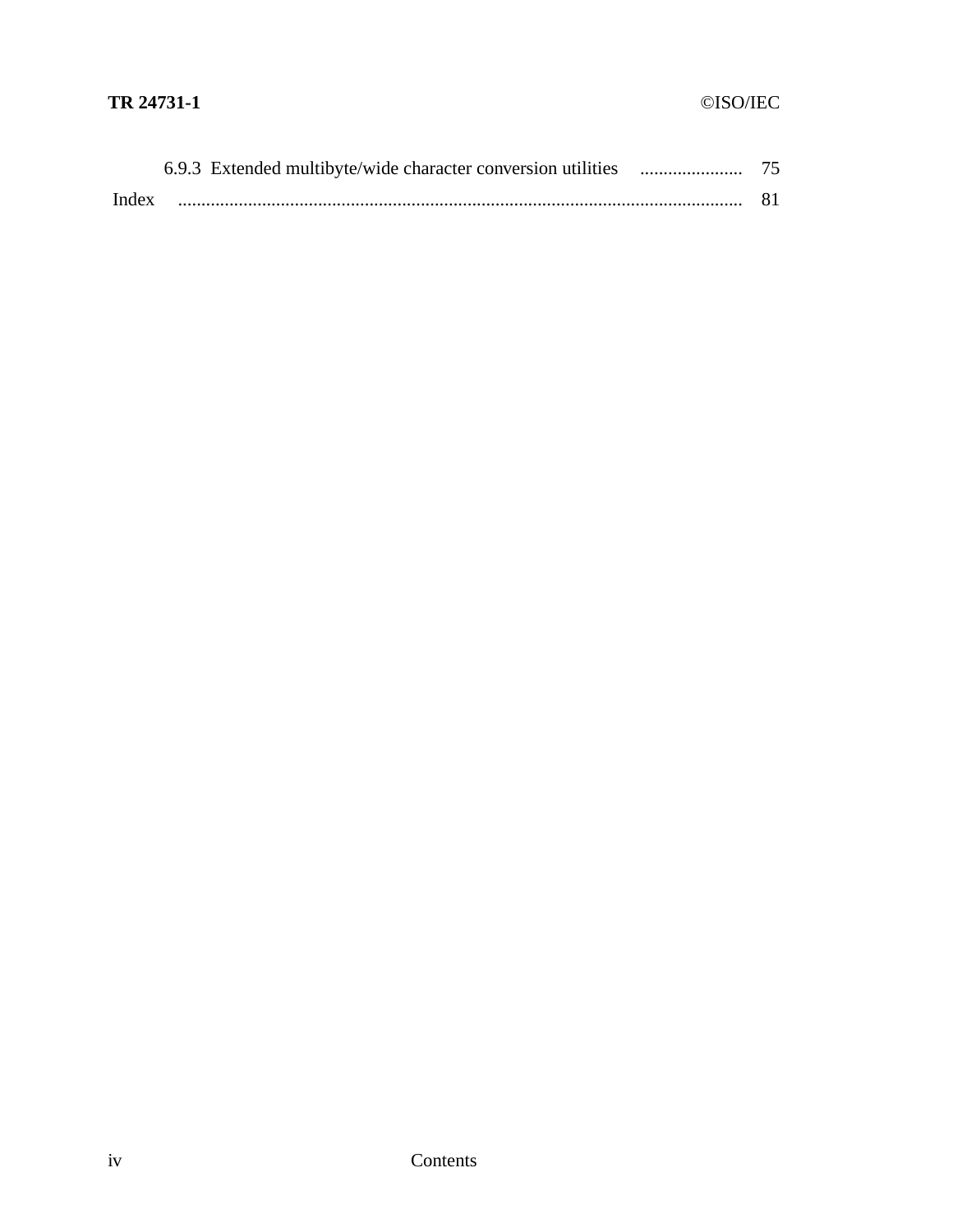6.9.3 Extended multibyte/wide character conversion utilities ...................... 75

Index ......................................................................................................................... 81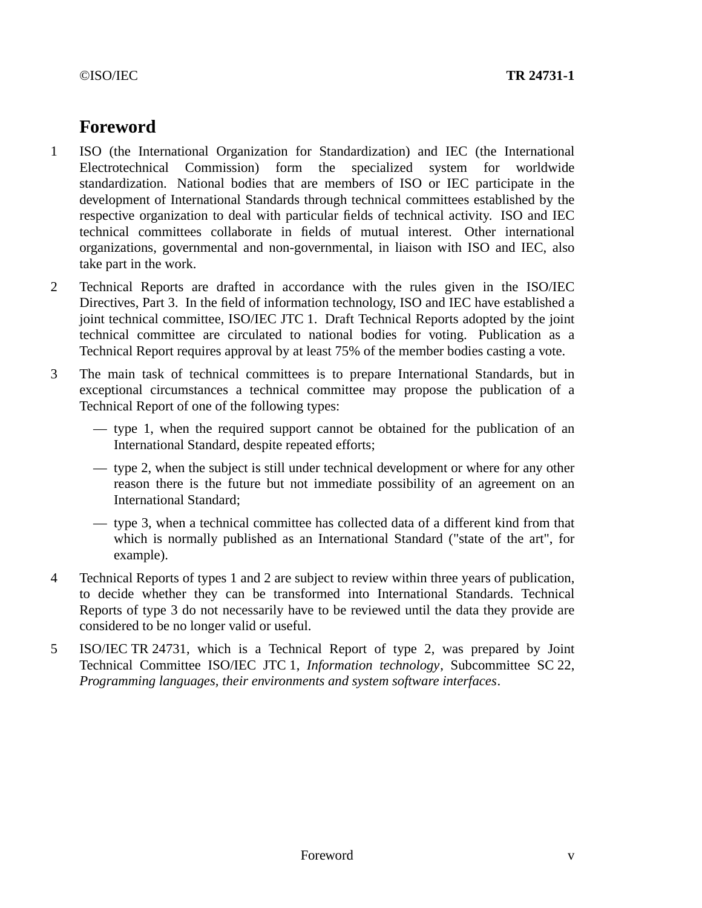# Foreword

1 ISO (the International Organization for Standardization) and IEC (the International Electrotechnical Commission) form the specialized system for worldwide standardization. National bodies that are members of ISO or IEC participate in the development of International Standards through technical committees established by the respective organization to deal with particular fields of technical activity. ISO and IEC technical committees collaborate in fields of mutual interest. Other international organizations, governmental and non-governmental, in liaison with ISO and IEC, also take part in the work.

2 Technical Reports are drafted in accordance with the rules given in the ISO/IEC Directives, Part 3. In the field of information technology, ISO and IEC have established a joint technical committee, ISO/IEC JTC 1. Draft Technical Reports adopted by the joint technical committee are circulated to national bodies for voting. Publication as a Technical Report requires approval by at least 75% of the member bodies casting a vote.

3 The main task of technical committees is to prepare International Standards, but in exceptional circumstances a technical committee may propose the publication of a Technical Report of one of the following types:

- type 1, when the required support cannot be obtained for the publication of an International Standard, despite repeated efforts;
- type 2, when the subject is still under technical development or where for any other reason there is the future but not immediate possibility of an agreement on an International Standard;
- type 3, when a technical committee has collected data of a different kind from that which is normally published as an International Standard ("state of the art", for example).

4 Technical Reports of types 1 and 2 are subject to review within three years of publication, to decide whether they can be transformed into International Standards. Technical Reports of type 3 do not necessarily have to be reviewed until the data they provide are considered to be no longer valid or useful.

5 ISO/IEC TR 24731, which is a Technical Report of type 2, was prepared by Joint Technical Committee ISO/IEC JTC 1, *Information technology*, Subcommittee SC 22, *Programming languages, their environments and system software interfaces*.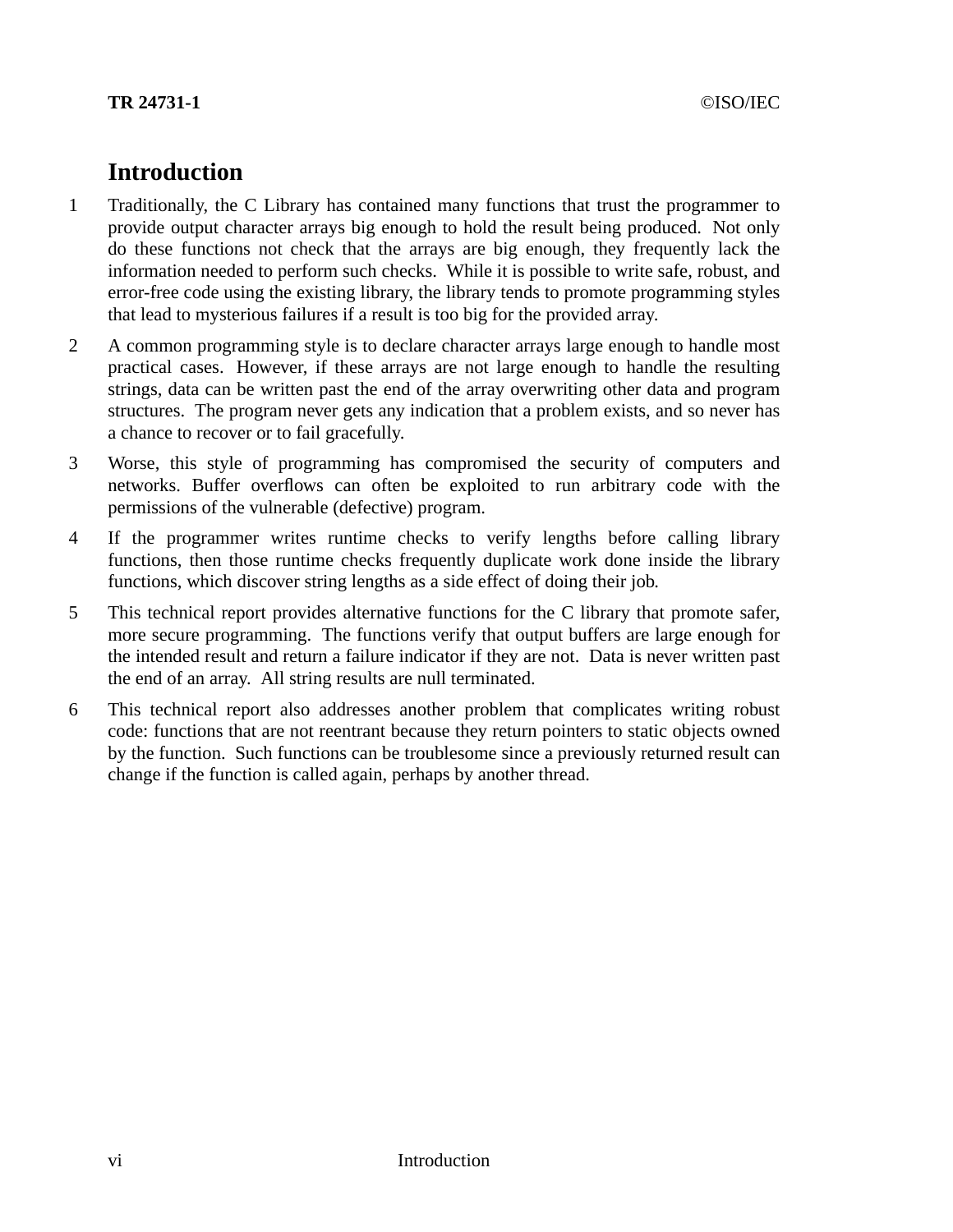# Introduction

1 Traditionally, the C Library has contained many functions that trust the programmer to provide output character arrays big enough to hold the result being produced. Not only do these functions not check that the arrays are big enough, they frequently lack the information needed to perform such checks. While it is possible to write safe, robust, and error-free code using the existing library, the library tends to promote programming styles that lead to mysterious failures if a result is too big for the provided array.

2 A common programming style is to declare character arrays large enough to handle most practical cases. However, if these arrays are not large enough to handle the resulting strings, data can be written past the end of the array overwriting other data and program structures. The program never gets any indication that a problem exists, and so never has a chance to recover or to fail gracefully.

3 Worse, this style of programming has compromised the security of computers and networks. Buffer overflows can often be exploited to run arbitrary code with the permissions of the vulnerable (defective) program.

4 If the programmer writes runtime checks to verify lengths before calling library functions, then those runtime checks frequently duplicate work done inside the library functions, which discover string lengths as a side effect of doing their job.

5 This technical report provides alternative functions for the C library that promote safer, more secure programming. The functions verify that output buffers are large enough for the intended result and return a failure indicator if they are not. Data is never written past the end of an array. All string results are null terminated.

6 This technical report also addresses another problem that complicates writing robust code: functions that are not reentrant because they return pointers to static objects owned by the function. Such functions can be troublesome since a previously returned result can change if the function is called again, perhaps by another thread.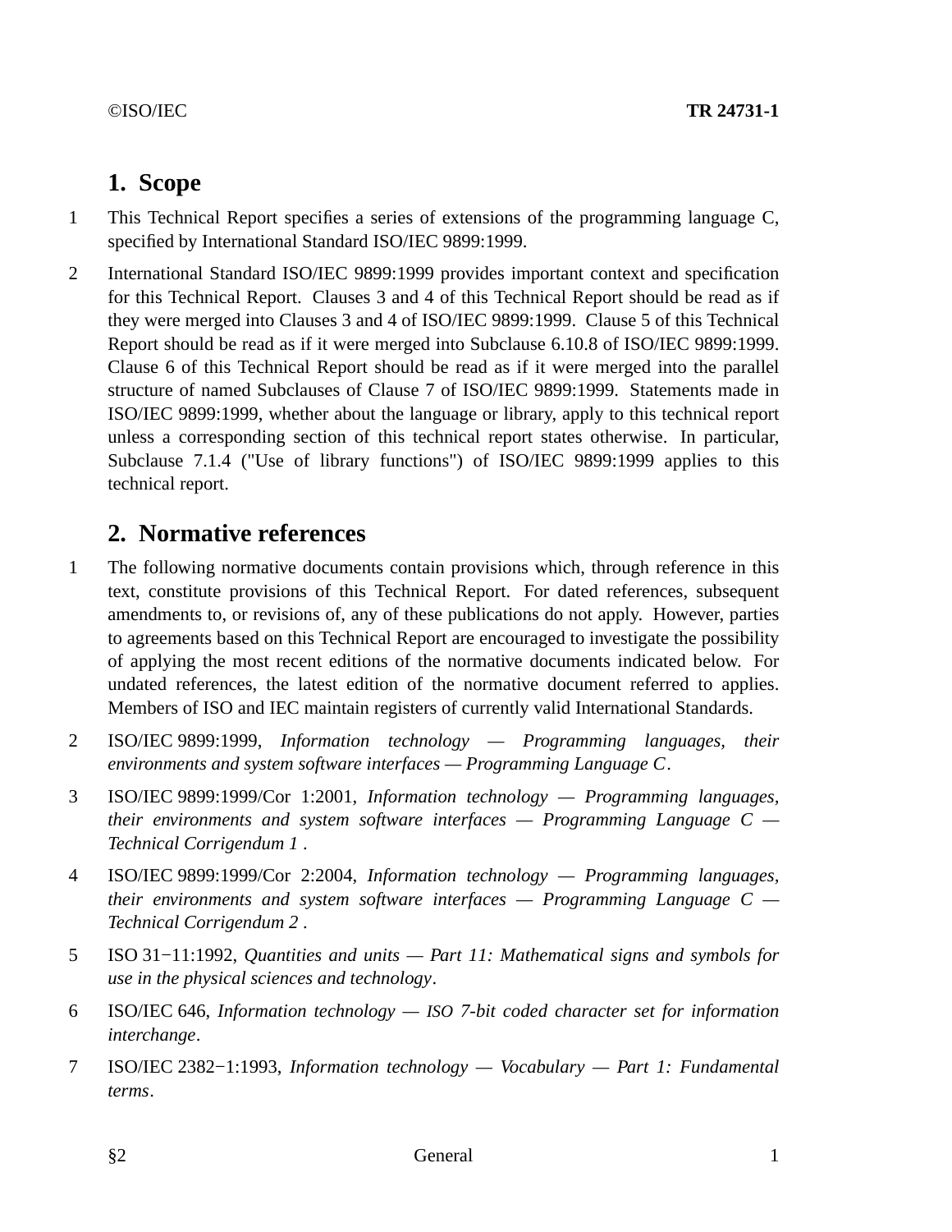# 1. Scope

1 This Technical Report specifies a series of extensions of the programming language C, specified by International Standard ISO/IEC 9899:1999.

2 International Standard ISO/IEC 9899:1999 provides important context and specification for this Technical Report. Clauses 3 and 4 of this Technical Report should be read as if they were merged into Clauses 3 and 4 of ISO/IEC 9899:1999. Clause 5 of this Technical Report should be read as if it were merged into Subclause 6.10.8 of ISO/IEC 9899:1999. Clause 6 of this Technical Report should be read as if it were merged into the parallel structure of named Subclauses of Clause 7 of ISO/IEC 9899:1999. Statements made in ISO/IEC 9899:1999, whether about the language or library, apply to this technical report unless a corresponding section of this technical report states otherwise. In particular, Subclause 7.1.4 ("Use of library functions") of ISO/IEC 9899:1999 applies to this technical report.

# 2. Normative references

1 The following normative documents contain provisions which, through reference in this text, constitute provisions of this Technical Report. For dated references, subsequent amendments to, or revisions of, any of these publications do not apply. However, parties to agreements based on this Technical Report are encouraged to investigate the possibility of applying the most recent editions of the normative documents indicated below. For undated references, the latest edition of the normative document referred to applies. Members of ISO and IEC maintain registers of currently valid International Standards.

2 ISO/IEC 9899:1999, *Information technology — Programming languages, their environments and system software interfaces — Programming Language C*.

3 ISO/IEC 9899:1999/Cor 1:2001, *Information technology — Programming languages, their environments and system software interfaces — Programming Language C — Technical Corrigendum 1* .

4 ISO/IEC 9899:1999/Cor 2:2004, *Information technology — Programming languages, their environments and system software interfaces — Programming Language C — Technical Corrigendum 2* .

5 ISO 31−11:1992, *Quantities and units — Part 11: Mathematical signs and symbols for use in the physical sciences and technology*.

6 ISO/IEC 646, *Information technology — ISO 7-bit coded character set for information interchange*.

7 ISO/IEC 2382−1:1993, *Information technology — Vocabulary — Part 1: Fundamental terms*.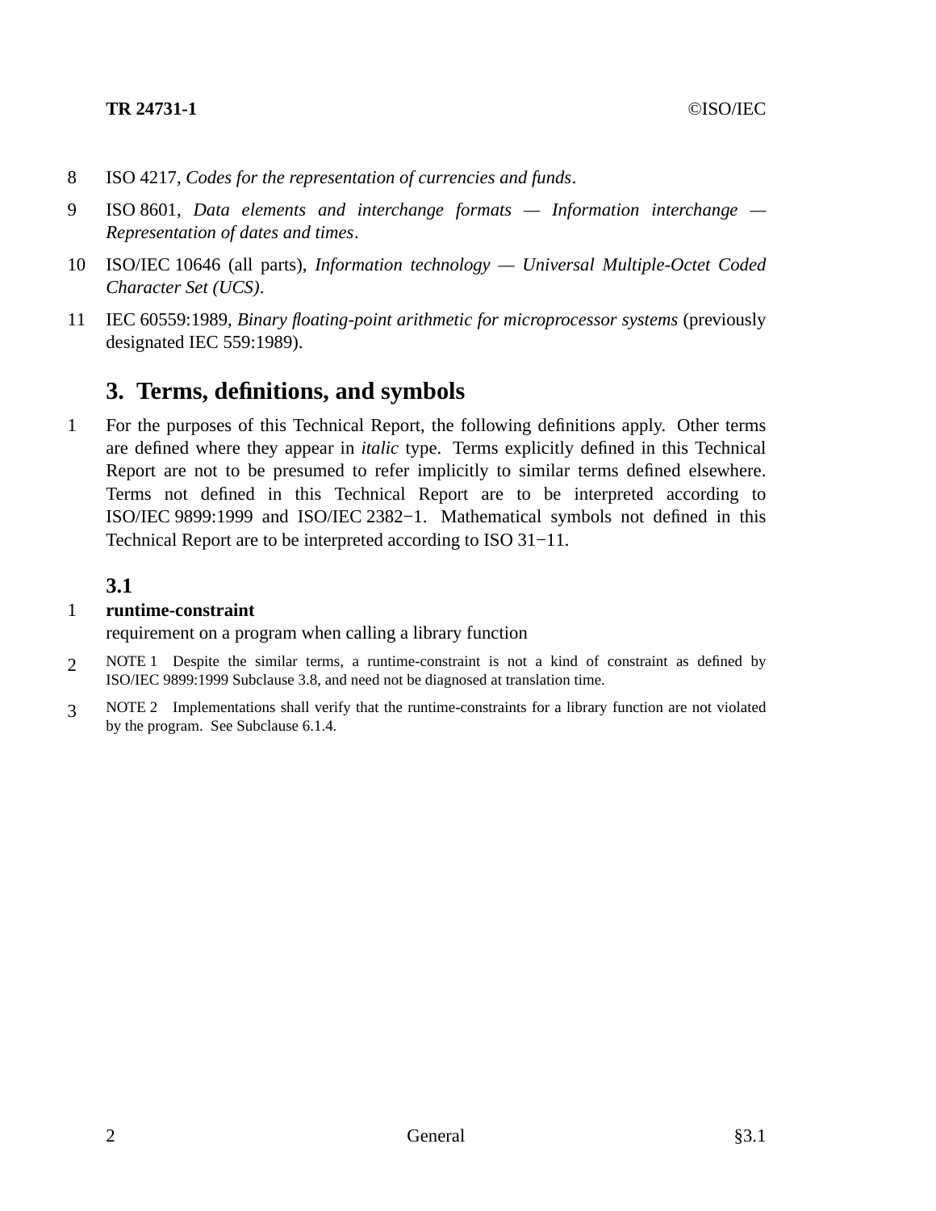8 ISO 4217, *Codes for the representation of currencies and funds*.

9 ISO 8601, *Data elements and interchange formats — Information interchange — Representation of dates and times*.

10 ISO/IEC 10646 (all parts), *Information technology — Universal Multiple-Octet Coded Character Set (UCS)*.

11 IEC 60559:1989, *Binary floating-point arithmetic for microprocessor systems* (previously designated IEC 559:1989).

# 3. Terms, definitions, and symbols

1 For the purposes of this Technical Report, the following definitions apply. Other terms are defined where they appear in *italic* type. Terms explicitly defined in this Technical Report are not to be presumed to refer implicitly to similar terms defined elsewhere. Terms not defined in this Technical Report are to be interpreted according to ISO/IEC 9899:1999 and ISO/IEC 2382−1. Mathematical symbols not defined in this Technical Report are to be interpreted according to ISO 31−11.

## 3.1

1 **runtime-constraint**
requirement on a program when calling a library function

2 NOTE 1 Despite the similar terms, a runtime-constraint is not a kind of constraint as defined by ISO/IEC 9899:1999 Subclause 3.8, and need not be diagnosed at translation time.

3 NOTE 2 Implementations shall verify that the runtime-constraints for a library function are not violated by the program. See Subclause 6.1.4.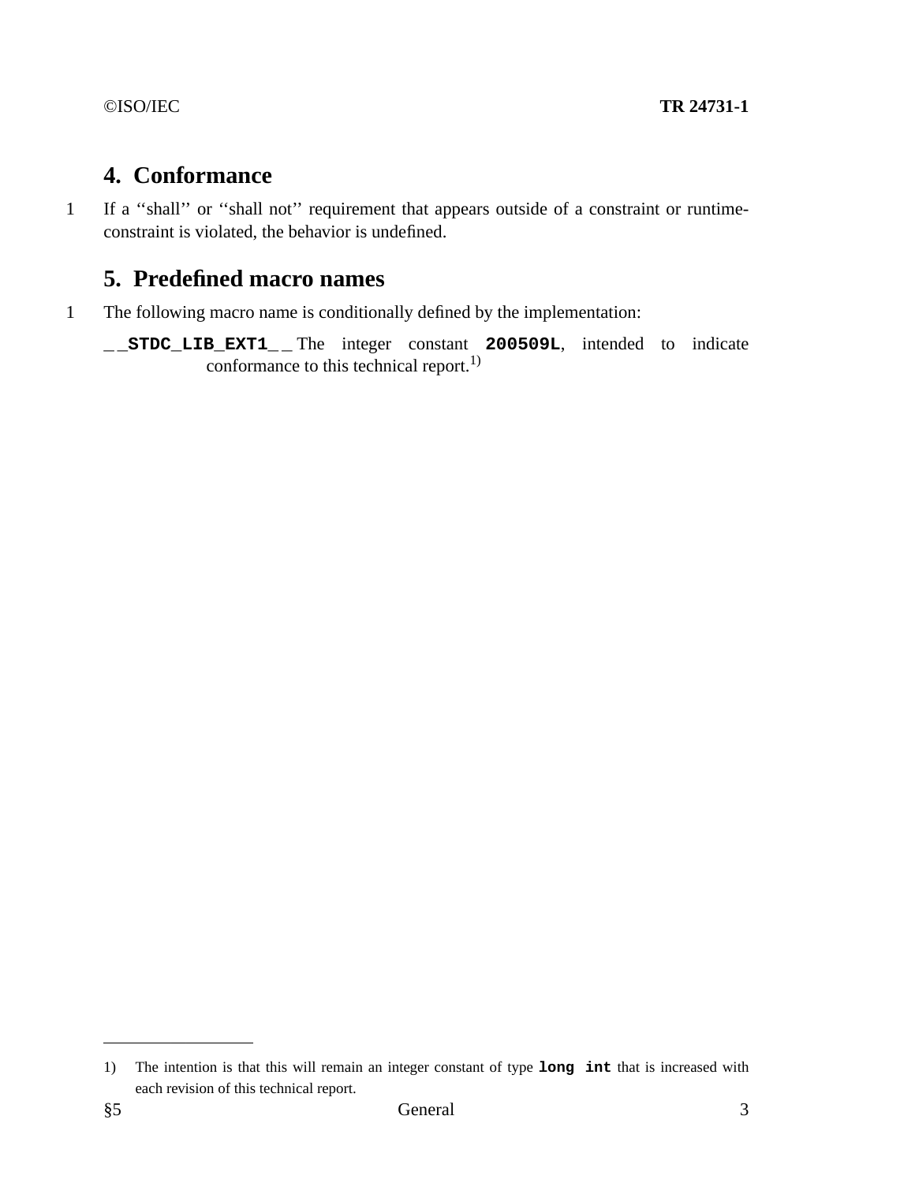# 4. Conformance

1 If a ''shall'' or ''shall not'' requirement that appears outside of a constraint or runtime-constraint is violated, the behavior is undefined.

# 5. Predefined macro names

1 The following macro name is conditionally defined by the implementation:

**`__STDC_LIB_EXT1__`** The integer constant **`200509L`**, intended to indicate conformance to this technical report.[1)]

---

1) The intention is that this will remain an integer constant of type **`long int`** that is increased with each revision of this technical report.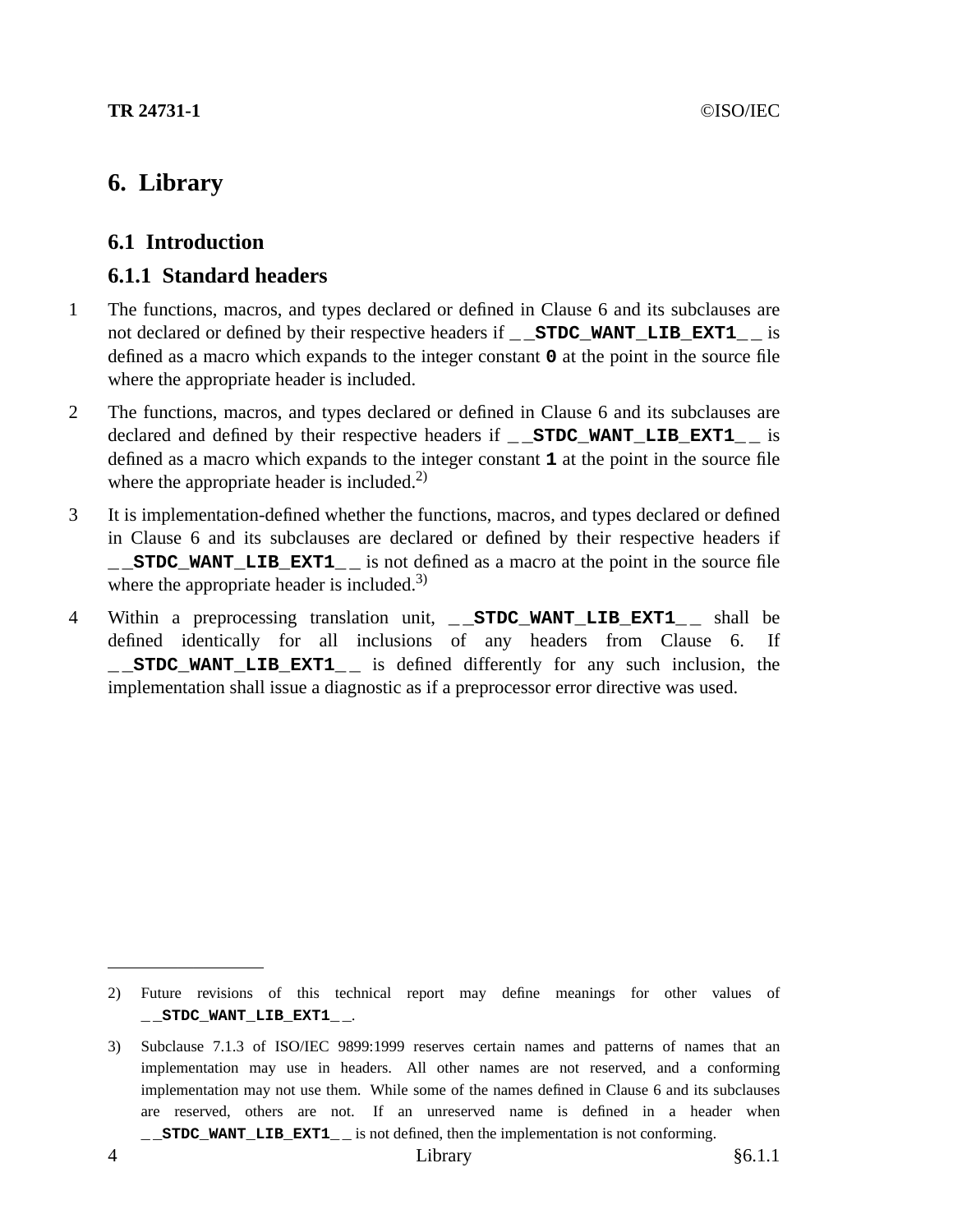# 6. Library

## 6.1 Introduction

### 6.1.1 Standard headers

1 The functions, macros, and types declared or defined in Clause 6 and its subclauses are not declared or defined by their respective headers if **`__STDC_WANT_LIB_EXT1__`** is defined as a macro which expands to the integer constant **`0`** at the point in the source file where the appropriate header is included.

2 The functions, macros, and types declared or defined in Clause 6 and its subclauses are declared and defined by their respective headers if **`__STDC_WANT_LIB_EXT1__`** is defined as a macro which expands to the integer constant **`1`** at the point in the source file where the appropriate header is included.[2)]

3 It is implementation-defined whether the functions, macros, and types declared or defined in Clause 6 and its subclauses are declared or defined by their respective headers if **`__STDC_WANT_LIB_EXT1__`** is not defined as a macro at the point in the source file where the appropriate header is included.[3)]

4 Within a preprocessing translation unit, **`__STDC_WANT_LIB_EXT1__`** shall be defined identically for all inclusions of any headers from Clause 6. If **`__STDC_WANT_LIB_EXT1__`** is defined differently for any such inclusion, the implementation shall issue a diagnostic as if a preprocessor error directive was used.

---

2) Future revisions of this technical report may define meanings for other values of **`__STDC_WANT_LIB_EXT1__`**.

3) Subclause 7.1.3 of ISO/IEC 9899:1999 reserves certain names and patterns of names that an implementation may use in headers. All other names are not reserved, and a conforming implementation may not use them. While some of the names defined in Clause 6 and its subclauses are reserved, others are not. If an unreserved name is defined in a header when **`__STDC_WANT_LIB_EXT1__`** is not defined, then the implementation is not conforming.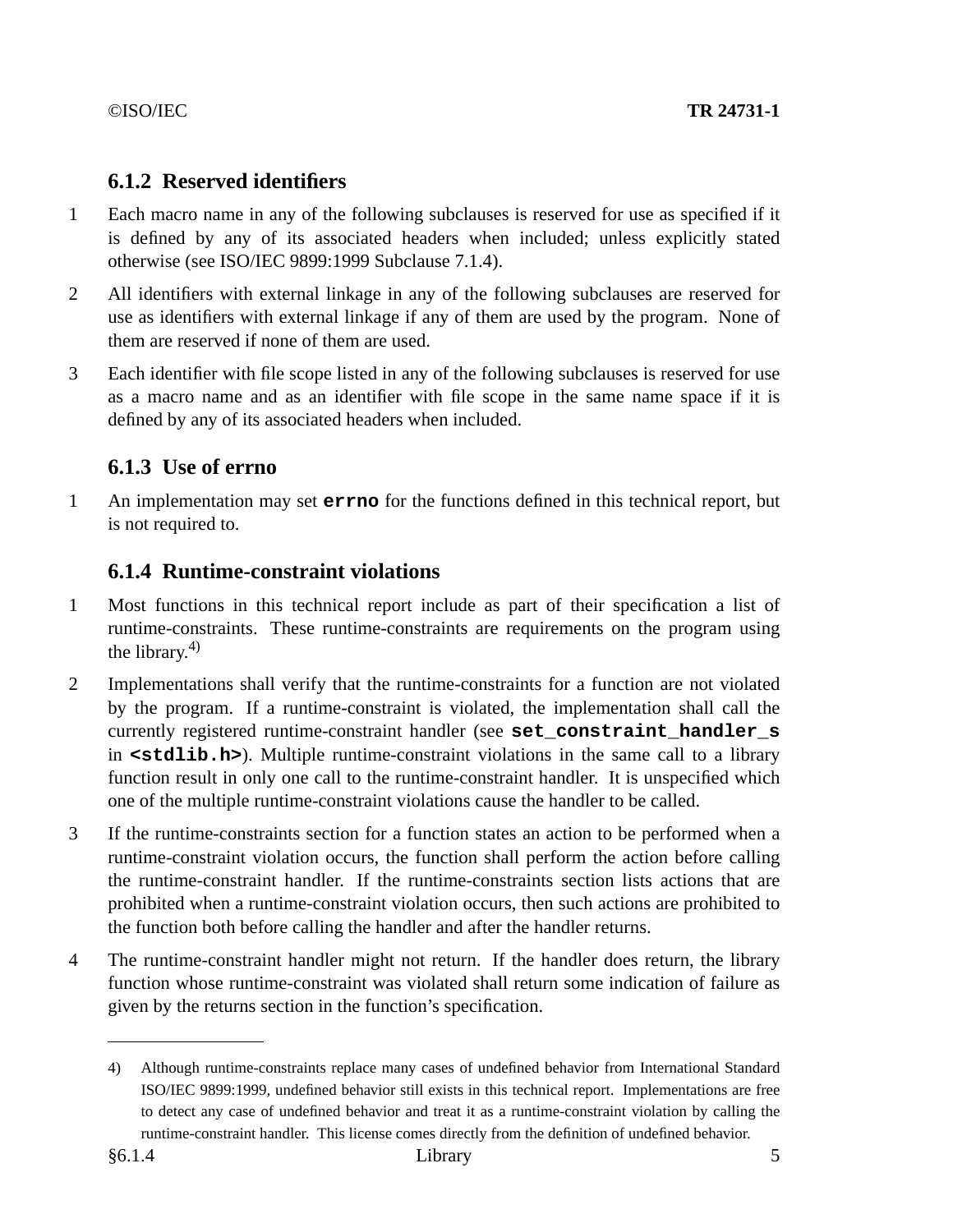### 6.1.2 Reserved identifiers

1 Each macro name in any of the following subclauses is reserved for use as specified if it is defined by any of its associated headers when included; unless explicitly stated otherwise (see ISO/IEC 9899:1999 Subclause 7.1.4).

2 All identifiers with external linkage in any of the following subclauses are reserved for use as identifiers with external linkage if any of them are used by the program. None of them are reserved if none of them are used.

3 Each identifier with file scope listed in any of the following subclauses is reserved for use as a macro name and as an identifier with file scope in the same name space if it is defined by any of its associated headers when included.

### 6.1.3 Use of errno

1 An implementation may set **`errno`** for the functions defined in this technical report, but is not required to.

### 6.1.4 Runtime-constraint violations

1 Most functions in this technical report include as part of their specification a list of runtime-constraints. These runtime-constraints are requirements on the program using the library.[4)]

2 Implementations shall verify that the runtime-constraints for a function are not violated by the program. If a runtime-constraint is violated, the implementation shall call the currently registered runtime-constraint handler (see **`set_constraint_handler_s`** in **`<stdlib.h>`**). Multiple runtime-constraint violations in the same call to a library function result in only one call to the runtime-constraint handler. It is unspecified which one of the multiple runtime-constraint violations cause the handler to be called.

3 If the runtime-constraints section for a function states an action to be performed when a runtime-constraint violation occurs, the function shall perform the action before calling the runtime-constraint handler. If the runtime-constraints section lists actions that are prohibited when a runtime-constraint violation occurs, then such actions are prohibited to the function both before calling the handler and after the handler returns.

4 The runtime-constraint handler might not return. If the handler does return, the library function whose runtime-constraint was violated shall return some indication of failure as given by the returns section in the function's specification.

---

4) Although runtime-constraints replace many cases of undefined behavior from International Standard ISO/IEC 9899:1999, undefined behavior still exists in this technical report. Implementations are free to detect any case of undefined behavior and treat it as a runtime-constraint violation by calling the runtime-constraint handler. This license comes directly from the definition of undefined behavior.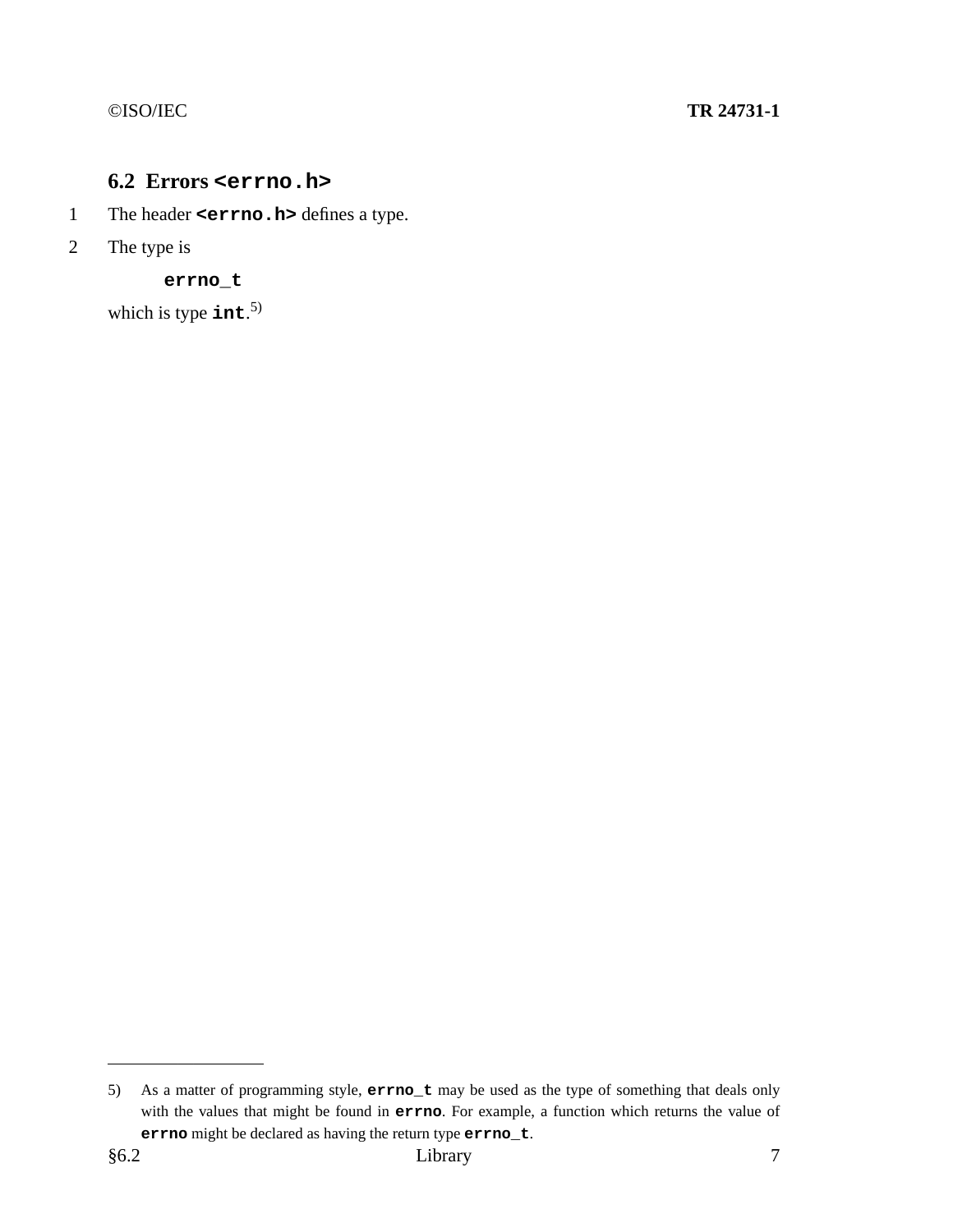## 6.2 Errors `<errno.h>`

1 The header **`<errno.h>`** defines a type.

2 The type is

```
errno_t
```

which is type **`int`**.[5]

---

5) As a matter of programming style, **`errno_t`** may be used as the type of something that deals only with the values that might be found in **`errno`**. For example, a function which returns the value of **`errno`** might be declared as having the return type **`errno_t`**.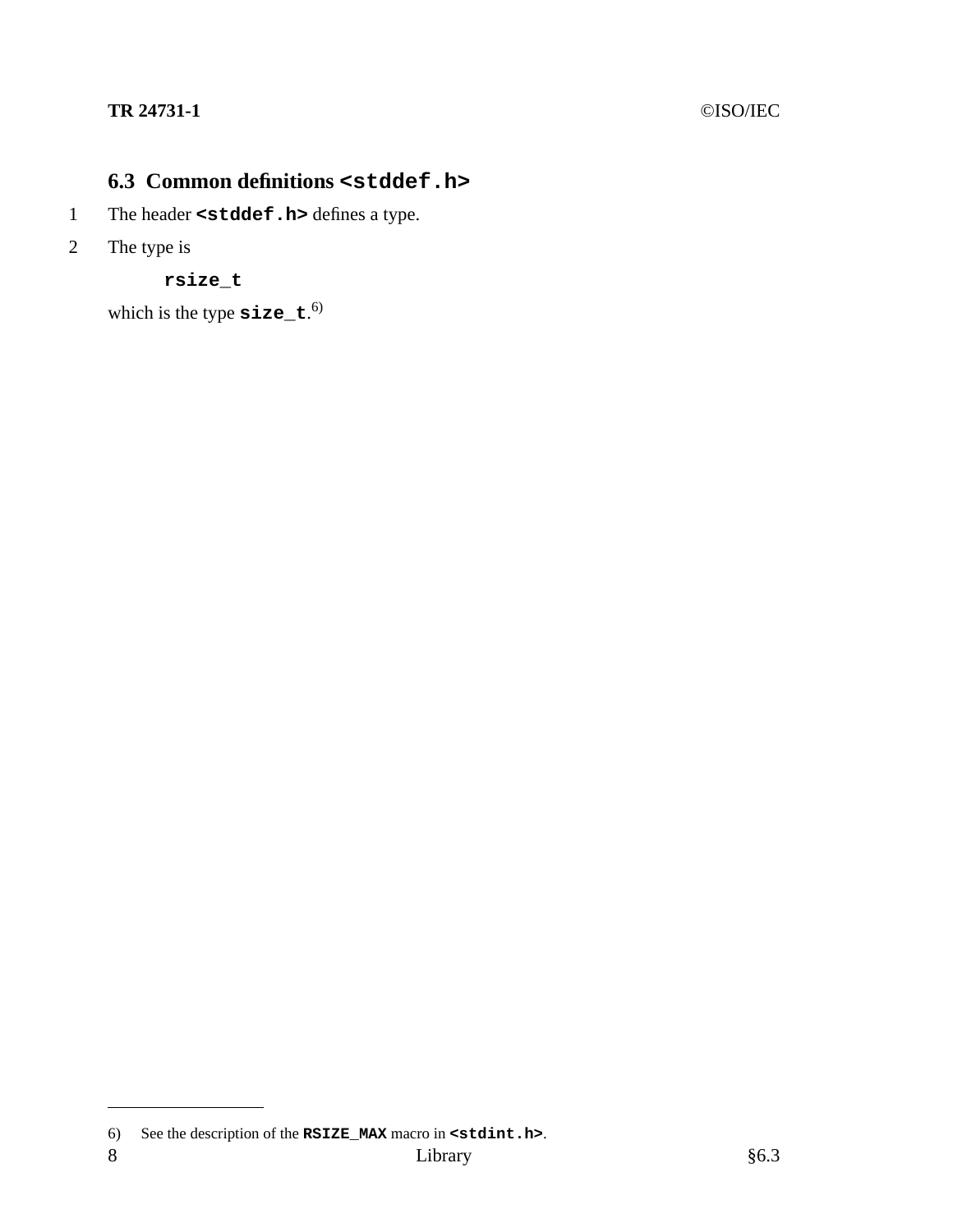### 6.3 Common definitions `<stddef.h>`

1 The header **`<stddef.h>`** defines a type.

2 The type is

```
rsize_t
```

which is the type **`size_t`**.[6)]

---

6) See the description of the **`RSIZE_MAX`** macro in **`<stdint.h>`**.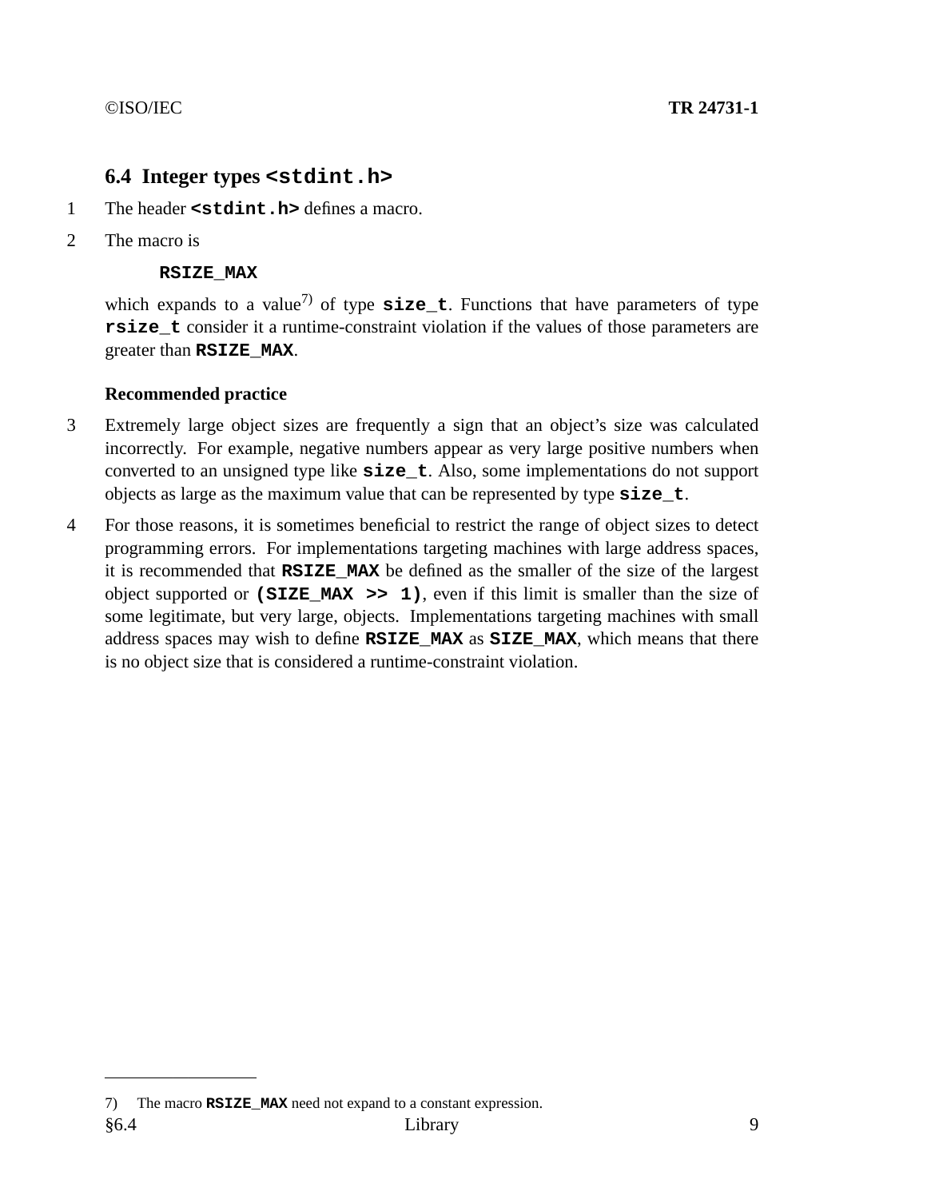### 6.4 Integer types `<stdint.h>`

1 The header **`<stdint.h>`** defines a macro.

2 The macro is

```
RSIZE_MAX
```

which expands to a value[7] of type **`size_t`**. Functions that have parameters of type **`rsize_t`** consider it a runtime-constraint violation if the values of those parameters are greater than **`RSIZE_MAX`**.

**Recommended practice**

3 Extremely large object sizes are frequently a sign that an object's size was calculated incorrectly. For example, negative numbers appear as very large positive numbers when converted to an unsigned type like **`size_t`**. Also, some implementations do not support objects as large as the maximum value that can be represented by type **`size_t`**.

4 For those reasons, it is sometimes beneficial to restrict the range of object sizes to detect programming errors. For implementations targeting machines with large address spaces, it is recommended that **`RSIZE_MAX`** be defined as the smaller of the size of the largest object supported or **`(SIZE_MAX >> 1)`**, even if this limit is smaller than the size of some legitimate, but very large, objects. Implementations targeting machines with small address spaces may wish to define **`RSIZE_MAX`** as **`SIZE_MAX`**, which means that there is no object size that is considered a runtime-constraint violation.

7) The macro **`RSIZE_MAX`** need not expand to a constant expression.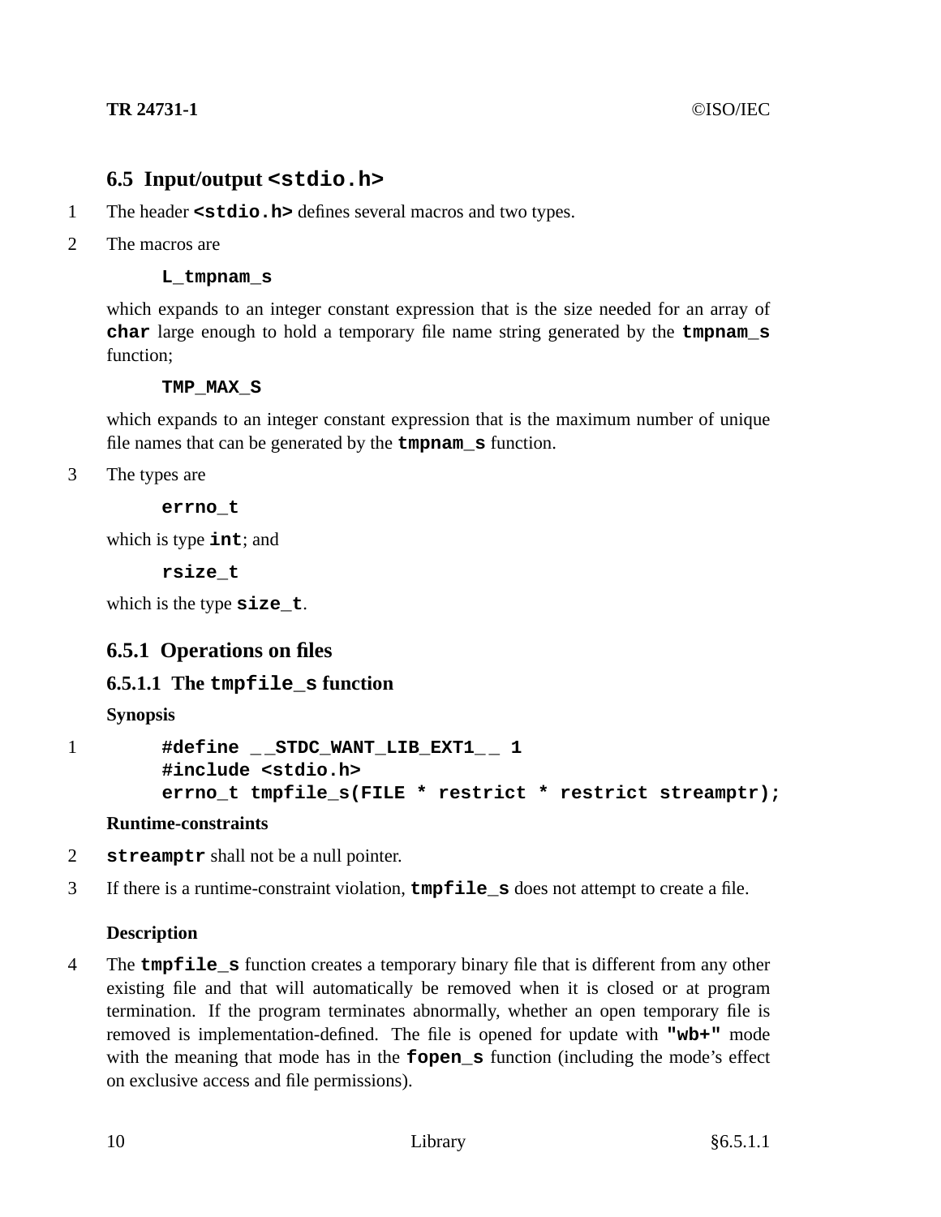## 6.5 Input/output `<stdio.h>`

1 The header **`<stdio.h>`** defines several macros and two types.

2 The macros are

**`L_tmpnam_s`**

which expands to an integer constant expression that is the size needed for an array of **`char`** large enough to hold a temporary file name string generated by the **`tmpnam_s`** function;

**`TMP_MAX_S`**

which expands to an integer constant expression that is the maximum number of unique file names that can be generated by the **`tmpnam_s`** function.

3 The types are

**`errno_t`**

which is type **`int`**; and

**`rsize_t`**

which is the type **`size_t`**.

### 6.5.1 Operations on files

#### 6.5.1.1 The `tmpfile_s` function

**Synopsis**

1
```
#define __STDC_WANT_LIB_EXT1__ 1
#include <stdio.h>
errno_t tmpfile_s(FILE * restrict * restrict streamptr);
```

**Runtime-constraints**

2 **`streamptr`** shall not be a null pointer.

3 If there is a runtime-constraint violation, **`tmpfile_s`** does not attempt to create a file.

**Description**

4 The **`tmpfile_s`** function creates a temporary binary file that is different from any other existing file and that will automatically be removed when it is closed or at program termination. If the program terminates abnormally, whether an open temporary file is removed is implementation-defined. The file is opened for update with **`"wb+"`** mode with the meaning that mode has in the **`fopen_s`** function (including the mode's effect on exclusive access and file permissions).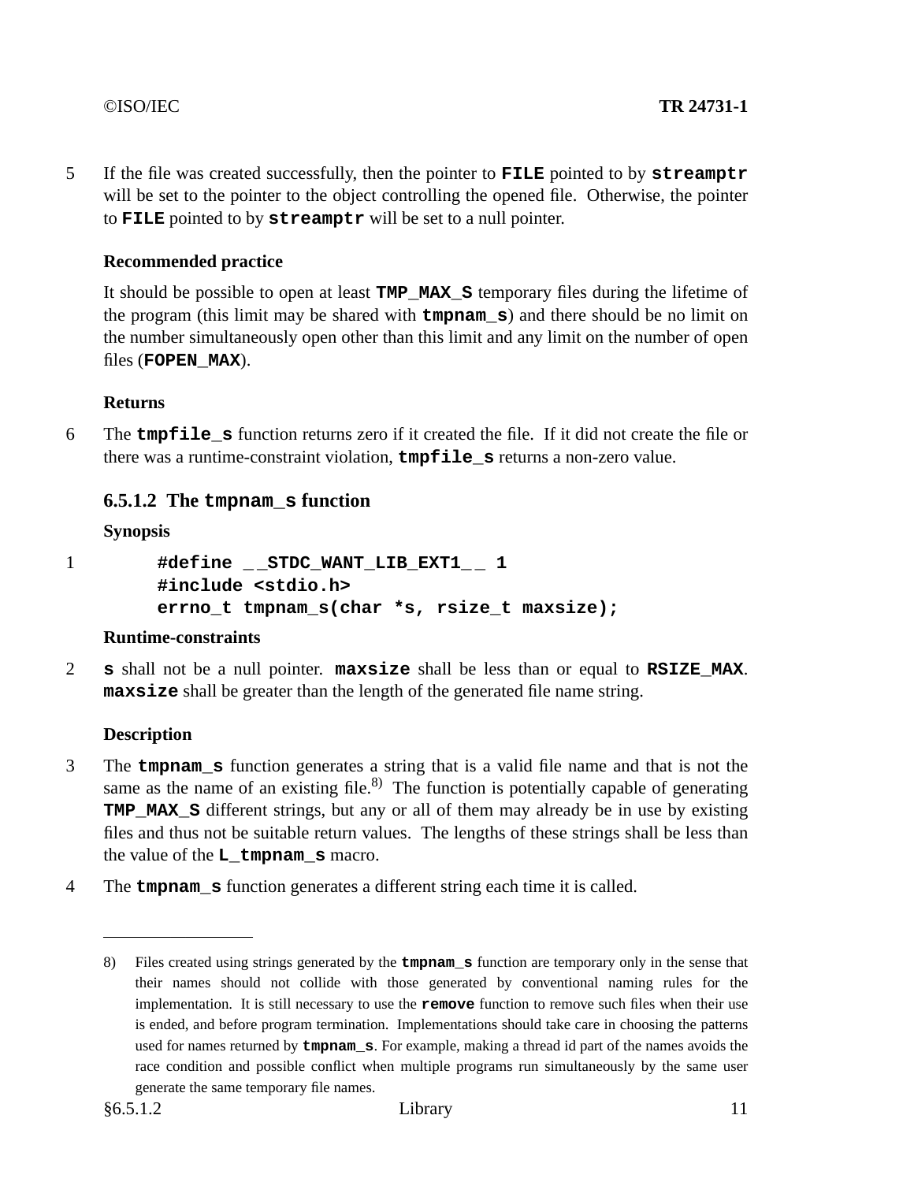5 If the file was created successfully, then the pointer to **FILE** pointed to by **streamptr** will be set to the pointer to the object controlling the opened file. Otherwise, the pointer to **FILE** pointed to by **streamptr** will be set to a null pointer.

**Recommended practice**

It should be possible to open at least **TMP_MAX_S** temporary files during the lifetime of the program (this limit may be shared with **tmpnam_s**) and there should be no limit on the number simultaneously open other than this limit and any limit on the number of open files (**FOPEN_MAX**).

**Returns**

6 The **tmpfile_s** function returns zero if it created the file. If it did not create the file or there was a runtime-constraint violation, **tmpfile_s** returns a non-zero value.

### 6.5.1.2 The tmpnam_s function

**Synopsis**

1
```
#define __STDC_WANT_LIB_EXT1__ 1
#include <stdio.h>
errno_t tmpnam_s(char *s, rsize_t maxsize);
```

**Runtime-constraints**

2 **s** shall not be a null pointer. **maxsize** shall be less than or equal to **RSIZE_MAX**. **maxsize** shall be greater than the length of the generated file name string.

**Description**

3 The **tmpnam_s** function generates a string that is a valid file name and that is not the same as the name of an existing file.[8] The function is potentially capable of generating **TMP_MAX_S** different strings, but any or all of them may already be in use by existing files and thus not be suitable return values. The lengths of these strings shall be less than the value of the **L_tmpnam_s** macro.

4 The **tmpnam_s** function generates a different string each time it is called.

---

8) Files created using strings generated by the **tmpnam_s** function are temporary only in the sense that their names should not collide with those generated by conventional naming rules for the implementation. It is still necessary to use the **remove** function to remove such files when their use is ended, and before program termination. Implementations should take care in choosing the patterns used for names returned by **tmpnam_s**. For example, making a thread id part of the names avoids the race condition and possible conflict when multiple programs run simultaneously by the same user generate the same temporary file names.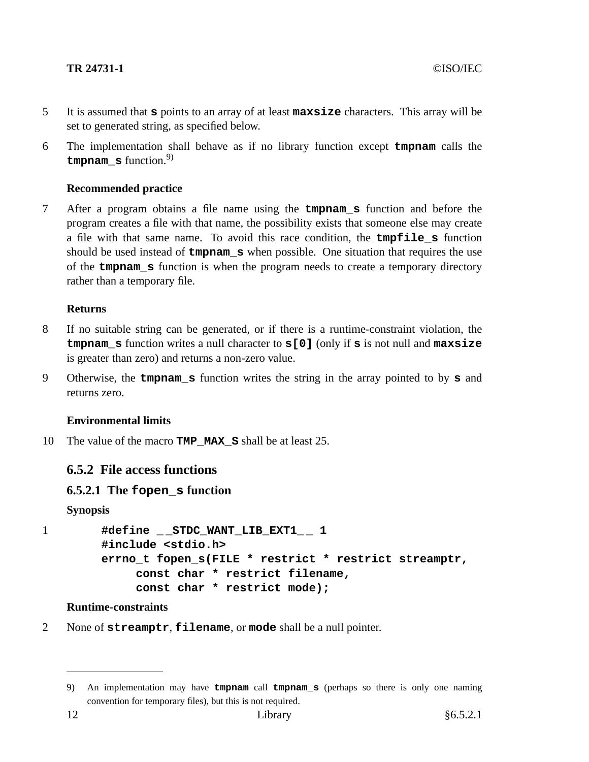5 It is assumed that **s** points to an array of at least **maxsize** characters. This array will be set to generated string, as specified below.

6 The implementation shall behave as if no library function except **tmpnam** calls the **tmpnam_s** function.[9)]

**Recommended practice**

7 After a program obtains a file name using the **tmpnam_s** function and before the program creates a file with that name, the possibility exists that someone else may create a file with that same name. To avoid this race condition, the **tmpfile_s** function should be used instead of **tmpnam_s** when possible. One situation that requires the use of the **tmpnam_s** function is when the program needs to create a temporary directory rather than a temporary file.

**Returns**

8 If no suitable string can be generated, or if there is a runtime-constraint violation, the **tmpnam_s** function writes a null character to **s[0]** (only if **s** is not null and **maxsize** is greater than zero) and returns a non-zero value.

9 Otherwise, the **tmpnam_s** function writes the string in the array pointed to by **s** and returns zero.

**Environmental limits**

10 The value of the macro **TMP_MAX_S** shall be at least 25.

### 6.5.2 File access functions

#### 6.5.2.1 The fopen_s function

**Synopsis**

1
```
#define __STDC_WANT_LIB_EXT1__ 1
#include <stdio.h>
errno_t fopen_s(FILE * restrict * restrict streamptr,
     const char * restrict filename,
     const char * restrict mode);
```

**Runtime-constraints**

2 None of **streamptr**, **filename**, or **mode** shall be a null pointer.

---

9) An implementation may have **tmpnam** call **tmpnam_s** (perhaps so there is only one naming convention for temporary files), but this is not required.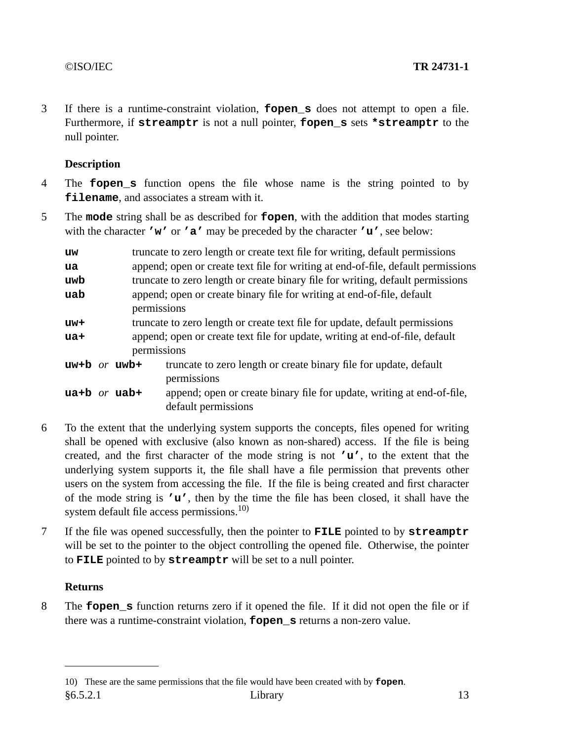3 If there is a runtime-constraint violation, **fopen_s** does not attempt to open a file. Furthermore, if **streamptr** is not a null pointer, **fopen_s** sets ***streamptr** to the null pointer.

**Description**

4 The **fopen_s** function opens the file whose name is the string pointed to by **filename**, and associates a stream with it.

5 The **mode** string shall be as described for **fopen**, with the addition that modes starting with the character **'w'** or **'a'** may be preceded by the character **'u'**, see below:

| | |
|---|---|
| **uw** | truncate to zero length or create text file for writing, default permissions |
| **ua** | append; open or create text file for writing at end-of-file, default permissions |
| **uwb** | truncate to zero length or create binary file for writing, default permissions |
| **uab** | append; open or create binary file for writing at end-of-file, default permissions |
| **uw+** | truncate to zero length or create text file for update, default permissions |
| **ua+** | append; open or create text file for update, writing at end-of-file, default permissions |
| **uw+b** *or* **uwb+** | truncate to zero length or create binary file for update, default permissions |
| **ua+b** *or* **uab+** | append; open or create binary file for update, writing at end-of-file, default permissions |

6 To the extent that the underlying system supports the concepts, files opened for writing shall be opened with exclusive (also known as non-shared) access. If the file is being created, and the first character of the mode string is not **'u'**, to the extent that the underlying system supports it, the file shall have a file permission that prevents other users on the system from accessing the file. If the file is being created and first character of the mode string is **'u'**, then by the time the file has been closed, it shall have the system default file access permissions.[10)]

7 If the file was opened successfully, then the pointer to **FILE** pointed to by **streamptr** will be set to the pointer to the object controlling the opened file. Otherwise, the pointer to **FILE** pointed to by **streamptr** will be set to a null pointer.

**Returns**

8 The **fopen_s** function returns zero if it opened the file. If it did not open the file or if there was a runtime-constraint violation, **fopen_s** returns a non-zero value.

---

10) These are the same permissions that the file would have been created with by **fopen**.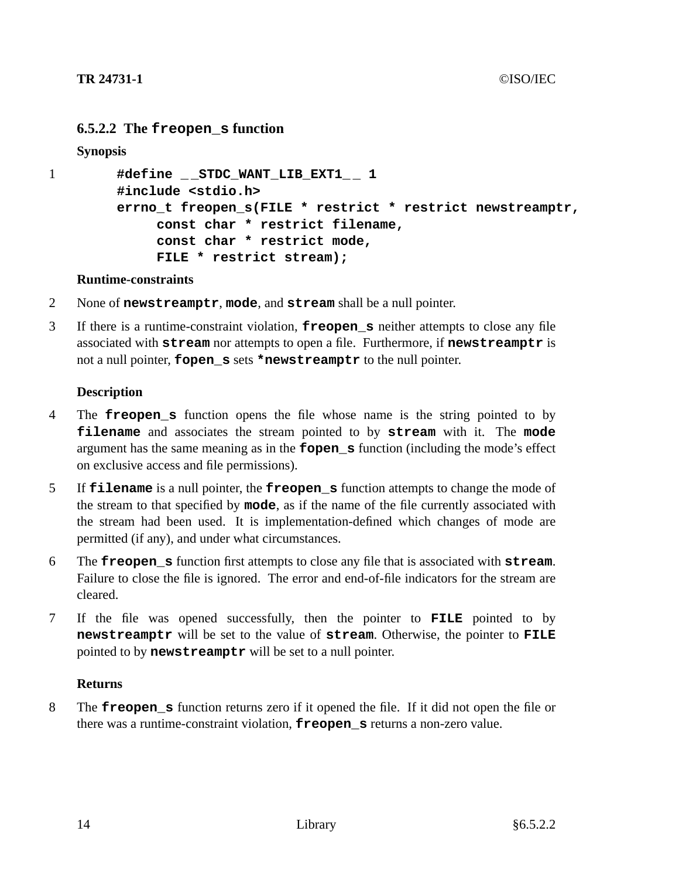### 6.5.2.2 The `freopen_s` function

**Synopsis**

1
```
#define __STDC_WANT_LIB_EXT1__ 1
#include <stdio.h>
errno_t freopen_s(FILE * restrict * restrict newstreamptr,
     const char * restrict filename,
     const char * restrict mode,
     FILE * restrict stream);
```

**Runtime-constraints**

2 None of **newstreamptr**, **mode**, and **stream** shall be a null pointer.

3 If there is a runtime-constraint violation, **freopen_s** neither attempts to close any file associated with **stream** nor attempts to open a file. Furthermore, if **newstreamptr** is not a null pointer, **fopen_s** sets ***newstreamptr** to the null pointer.

**Description**

4 The **freopen_s** function opens the file whose name is the string pointed to by **filename** and associates the stream pointed to by **stream** with it. The **mode** argument has the same meaning as in the **fopen_s** function (including the mode's effect on exclusive access and file permissions).

5 If **filename** is a null pointer, the **freopen_s** function attempts to change the mode of the stream to that specified by **mode**, as if the name of the file currently associated with the stream had been used. It is implementation-defined which changes of mode are permitted (if any), and under what circumstances.

6 The **freopen_s** function first attempts to close any file that is associated with **stream**. Failure to close the file is ignored. The error and end-of-file indicators for the stream are cleared.

7 If the file was opened successfully, then the pointer to **FILE** pointed to by **newstreamptr** will be set to the value of **stream**. Otherwise, the pointer to **FILE** pointed to by **newstreamptr** will be set to a null pointer.

**Returns**

8 The **freopen_s** function returns zero if it opened the file. If it did not open the file or there was a runtime-constraint violation, **freopen_s** returns a non-zero value.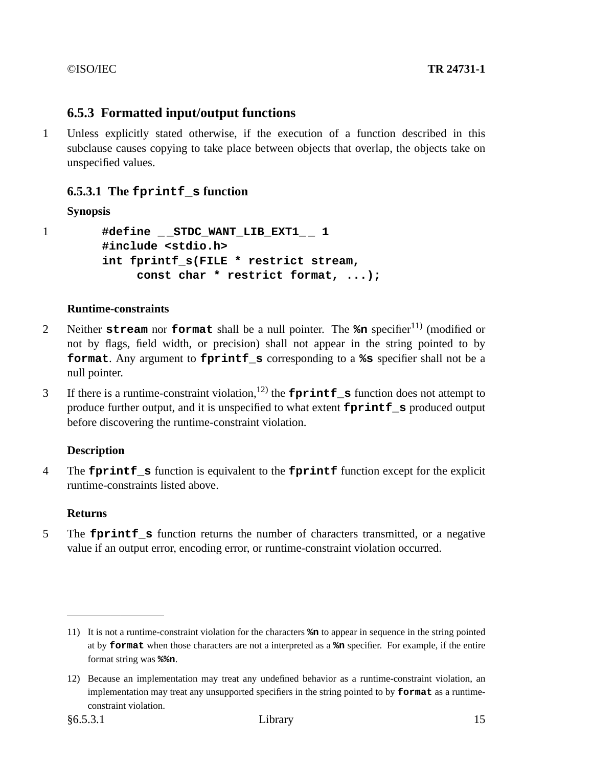### 6.5.3 Formatted input/output functions

1 Unless explicitly stated otherwise, if the execution of a function described in this subclause causes copying to take place between objects that overlap, the objects take on unspecified values.

#### 6.5.3.1 The `fprintf_s` function

**Synopsis**

1
```
#define __STDC_WANT_LIB_EXT1__ 1
#include <stdio.h>
int fprintf_s(FILE * restrict stream,
     const char * restrict format, ...);
```

**Runtime-constraints**

2 Neither **`stream`** nor **`format`** shall be a null pointer. The **`%n`** specifier[11] (modified or not by flags, field width, or precision) shall not appear in the string pointed to by **`format`**. Any argument to **`fprintf_s`** corresponding to a **`%s`** specifier shall not be a null pointer.

3 If there is a runtime-constraint violation,[12] the **`fprintf_s`** function does not attempt to produce further output, and it is unspecified to what extent **`fprintf_s`** produced output before discovering the runtime-constraint violation.

**Description**

4 The **`fprintf_s`** function is equivalent to the **`fprintf`** function except for the explicit runtime-constraints listed above.

**Returns**

5 The **`fprintf_s`** function returns the number of characters transmitted, or a negative value if an output error, encoding error, or runtime-constraint violation occurred.

---

11) It is not a runtime-constraint violation for the characters **`%n`** to appear in sequence in the string pointed at by **`format`** when those characters are not a interpreted as a **`%n`** specifier. For example, if the entire format string was **`%%n`**.

12) Because an implementation may treat any undefined behavior as a runtime-constraint violation, an implementation may treat any unsupported specifiers in the string pointed to by **`format`** as a runtime-constraint violation.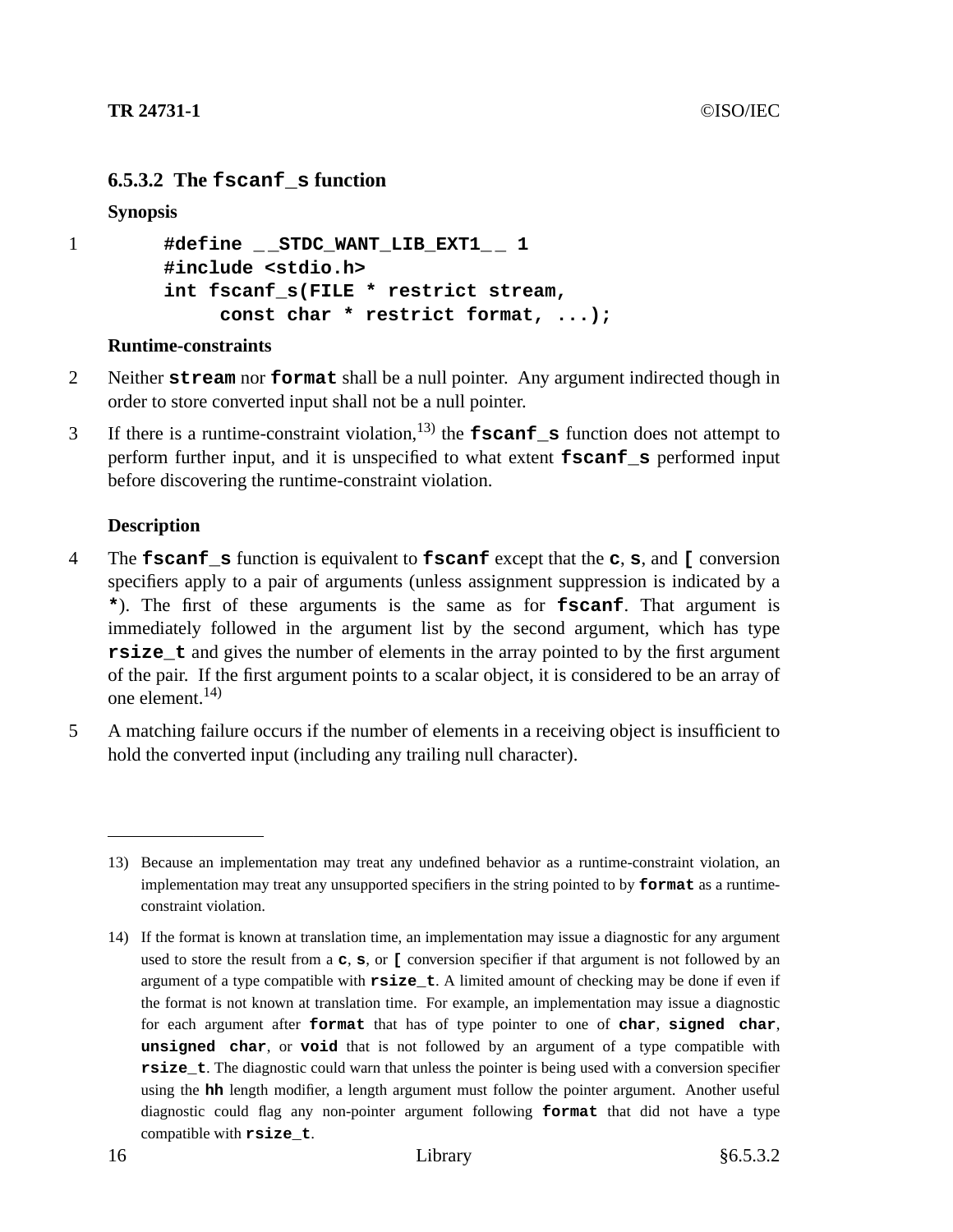### 6.5.3.2 The `fscanf_s` function

**Synopsis**

1

```
#define __STDC_WANT_LIB_EXT1__ 1
#include <stdio.h>
int fscanf_s(FILE * restrict stream,
     const char * restrict format, ...);
```

**Runtime-constraints**

2 Neither **`stream`** nor **`format`** shall be a null pointer. Any argument indirected though in order to store converted input shall not be a null pointer.

3 If there is a runtime-constraint violation,[13] the **`fscanf_s`** function does not attempt to perform further input, and it is unspecified to what extent **`fscanf_s`** performed input before discovering the runtime-constraint violation.

**Description**

4 The **`fscanf_s`** function is equivalent to **`fscanf`** except that the **`c`**, **`s`**, and **`[`** conversion specifiers apply to a pair of arguments (unless assignment suppression is indicated by a **`*`**). The first of these arguments is the same as for **`fscanf`**. That argument is immediately followed in the argument list by the second argument, which has type **`rsize_t`** and gives the number of elements in the array pointed to by the first argument of the pair. If the first argument points to a scalar object, it is considered to be an array of one element.[14]

5 A matching failure occurs if the number of elements in a receiving object is insufficient to hold the converted input (including any trailing null character).

---

13) Because an implementation may treat any undefined behavior as a runtime-constraint violation, an implementation may treat any unsupported specifiers in the string pointed to by **`format`** as a runtime-constraint violation.

14) If the format is known at translation time, an implementation may issue a diagnostic for any argument used to store the result from a **`c`**, **`s`**, or **`[`** conversion specifier if that argument is not followed by an argument of a type compatible with **`rsize_t`**. A limited amount of checking may be done if even if the format is not known at translation time. For example, an implementation may issue a diagnostic for each argument after **`format`** that has of type pointer to one of **`char`**, **`signed char`**, **`unsigned char`**, or **`void`** that is not followed by an argument of a type compatible with **`rsize_t`**. The diagnostic could warn that unless the pointer is being used with a conversion specifier using the **`hh`** length modifier, a length argument must follow the pointer argument. Another useful diagnostic could flag any non-pointer argument following **`format`** that did not have a type compatible with **`rsize_t`**.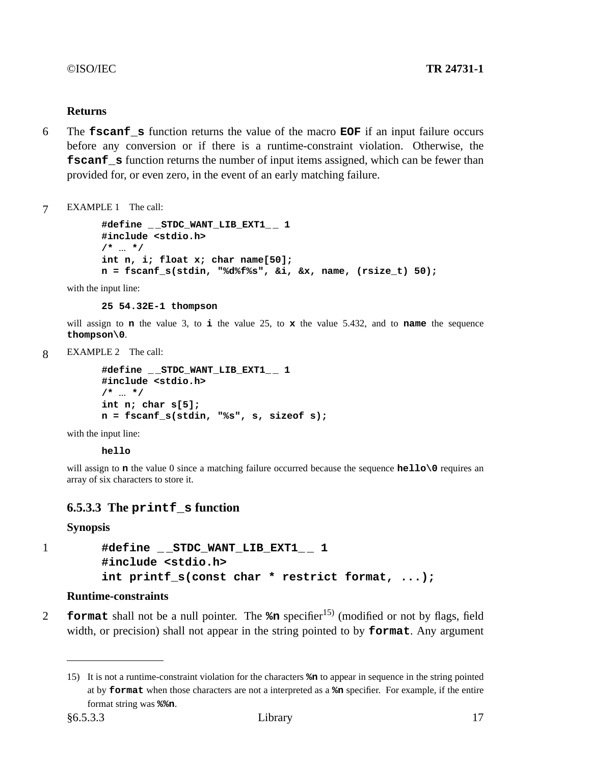**Returns**

6 The **fscanf_s** function returns the value of the macro **EOF** if an input failure occurs before any conversion or if there is a runtime-constraint violation. Otherwise, the **fscanf_s** function returns the number of input items assigned, which can be fewer than provided for, or even zero, in the event of an early matching failure.

7 EXAMPLE 1 The call:

```
#define __STDC_WANT_LIB_EXT1__ 1
#include <stdio.h>
/* ... */
int n, i; float x; char name[50];
n = fscanf_s(stdin, "%d%f%s", &i, &x, name, (rsize_t) 50);
```

with the input line:

```
25 54.32E-1 thompson
```

will assign to **n** the value 3, to **i** the value 25, to **x** the value 5.432, and to **name** the sequence **thompson\0**.

8 EXAMPLE 2 The call:

```
#define __STDC_WANT_LIB_EXT1__ 1
#include <stdio.h>
/* ... */
int n; char s[5];
n = fscanf_s(stdin, "%s", s, sizeof s);
```

with the input line:

```
hello
```

will assign to **n** the value 0 since a matching failure occurred because the sequence **hello\0** requires an array of six characters to store it.

### 6.5.3.3 The printf_s function

**Synopsis**

1
```
#define __STDC_WANT_LIB_EXT1__ 1
#include <stdio.h>
int printf_s(const char * restrict format, ...);
```

**Runtime-constraints**

2 **format** shall not be a null pointer. The **%n** specifier[15] (modified or not by flags, field width, or precision) shall not appear in the string pointed to by **format**. Any argument

---

15) It is not a runtime-constraint violation for the characters **%n** to appear in sequence in the string pointed at by **format** when those characters are not a interpreted as a **%n** specifier. For example, if the entire format string was **%%n**.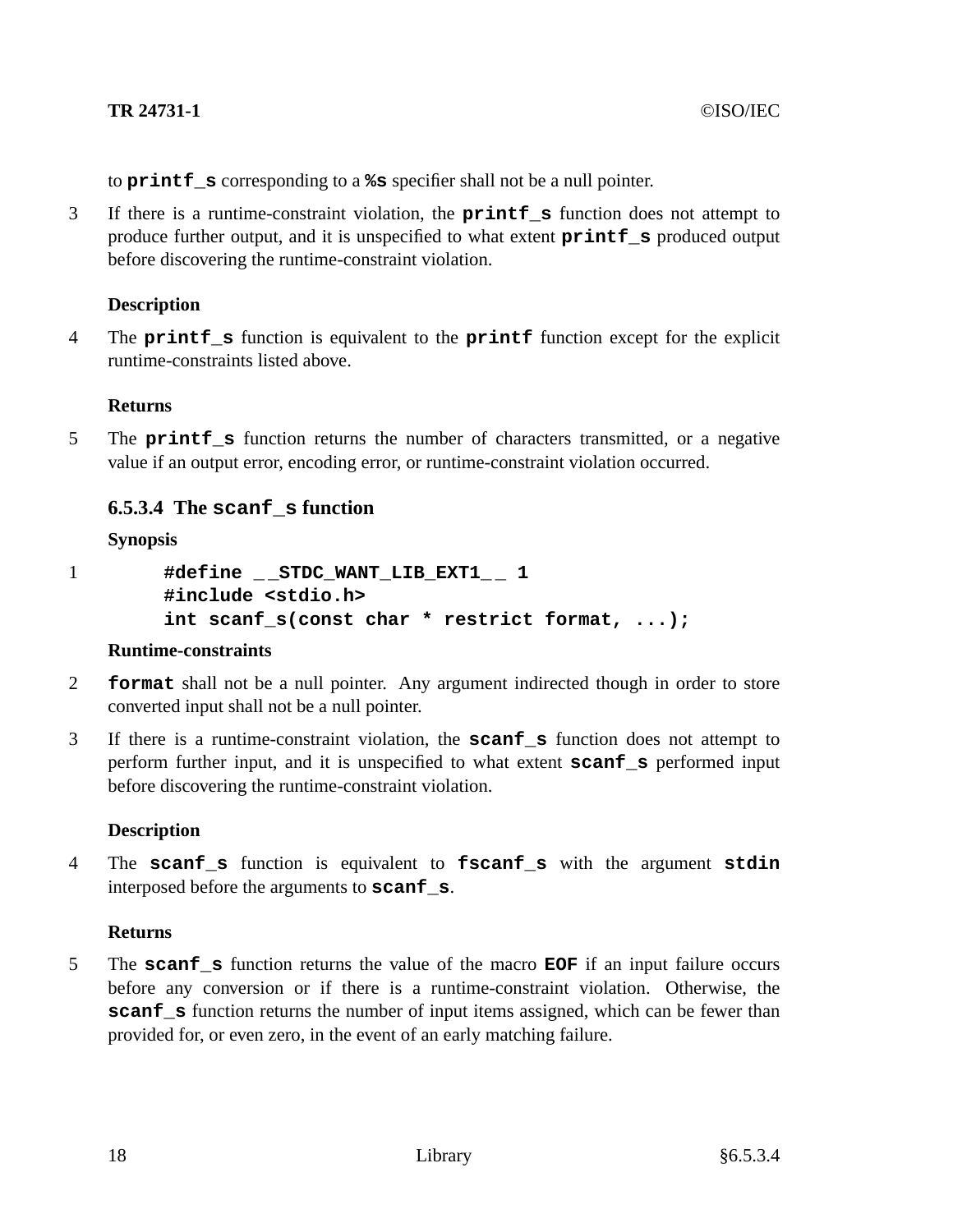to **printf_s** corresponding to a **%s** specifier shall not be a null pointer.

3 If there is a runtime-constraint violation, the **printf_s** function does not attempt to produce further output, and it is unspecified to what extent **printf_s** produced output before discovering the runtime-constraint violation.

**Description**

4 The **printf_s** function is equivalent to the **printf** function except for the explicit runtime-constraints listed above.

**Returns**

5 The **printf_s** function returns the number of characters transmitted, or a negative value if an output error, encoding error, or runtime-constraint violation occurred.

### 6.5.3.4 The scanf_s function

**Synopsis**

1
```
#define __STDC_WANT_LIB_EXT1__ 1
#include <stdio.h>
int scanf_s(const char * restrict format, ...);
```

**Runtime-constraints**

2 **format** shall not be a null pointer. Any argument indirected though in order to store converted input shall not be a null pointer.

3 If there is a runtime-constraint violation, the **scanf_s** function does not attempt to perform further input, and it is unspecified to what extent **scanf_s** performed input before discovering the runtime-constraint violation.

**Description**

4 The **scanf_s** function is equivalent to **fscanf_s** with the argument **stdin** interposed before the arguments to **scanf_s**.

**Returns**

5 The **scanf_s** function returns the value of the macro **EOF** if an input failure occurs before any conversion or if there is a runtime-constraint violation. Otherwise, the **scanf_s** function returns the number of input items assigned, which can be fewer than provided for, or even zero, in the event of an early matching failure.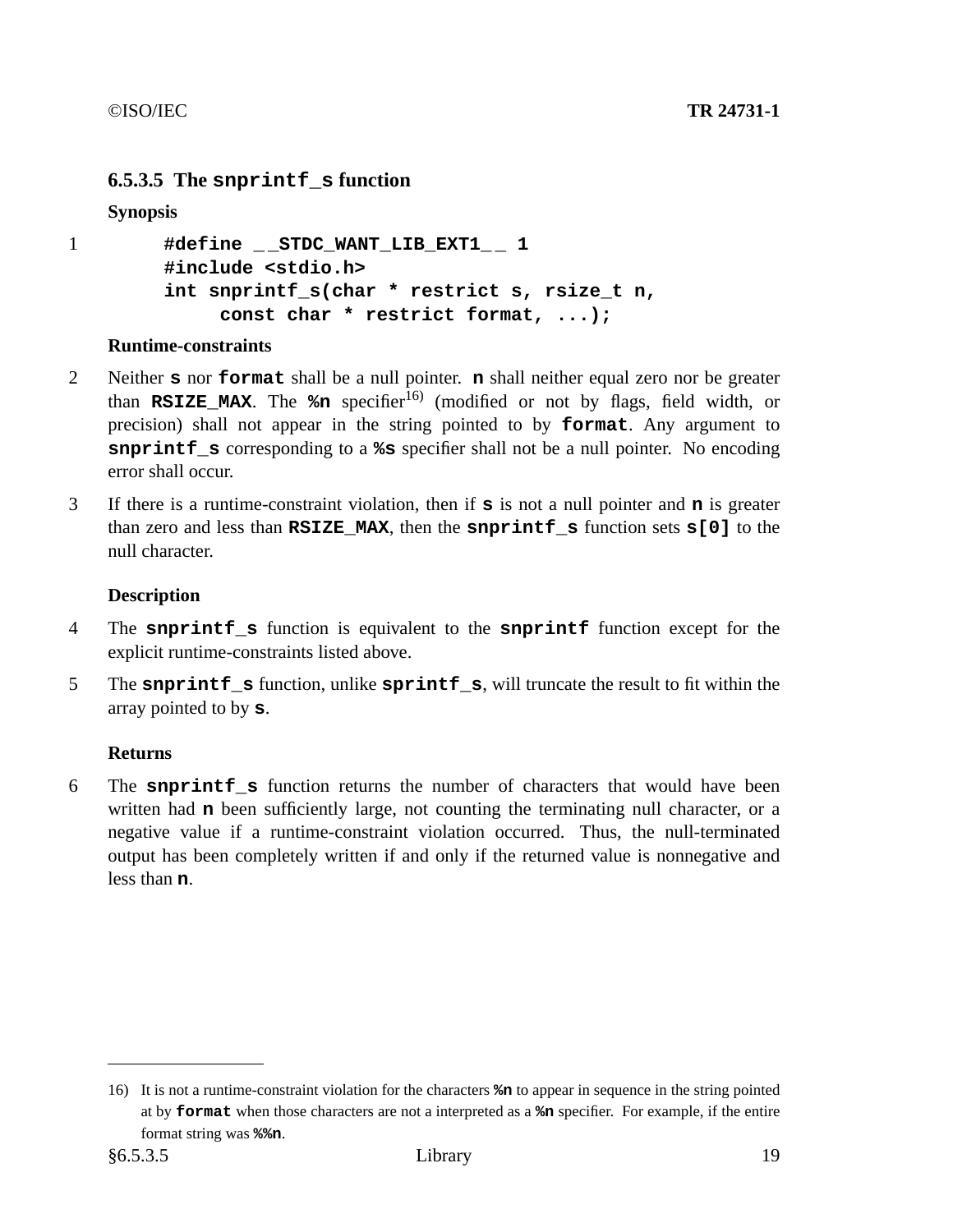### 6.5.3.5 The `snprintf_s` function

**Synopsis**

1
```
#define __STDC_WANT_LIB_EXT1__ 1
#include <stdio.h>
int snprintf_s(char * restrict s, rsize_t n,
     const char * restrict format, ...);
```

**Runtime-constraints**

2 Neither **s** nor **format** shall be a null pointer. **n** shall neither equal zero nor be greater than **RSIZE_MAX**. The **%n** specifier[16) ] (modified or not by flags, field width, or precision) shall not appear in the string pointed to by **format**. Any argument to **snprintf_s** corresponding to a **%s** specifier shall not be a null pointer. No encoding error shall occur.

3 If there is a runtime-constraint violation, then if **s** is not a null pointer and **n** is greater than zero and less than **RSIZE_MAX**, then the **snprintf_s** function sets **s[0]** to the null character.

**Description**

4 The **snprintf_s** function is equivalent to the **snprintf** function except for the explicit runtime-constraints listed above.

5 The **snprintf_s** function, unlike **sprintf_s**, will truncate the result to fit within the array pointed to by **s**.

**Returns**

6 The **snprintf_s** function returns the number of characters that would have been written had **n** been sufficiently large, not counting the terminating null character, or a negative value if a runtime-constraint violation occurred. Thus, the null-terminated output has been completely written if and only if the returned value is nonnegative and less than **n**.

---

16) It is not a runtime-constraint violation for the characters **%n** to appear in sequence in the string pointed at by **format** when those characters are not a interpreted as a **%n** specifier. For example, if the entire format string was **%%n**.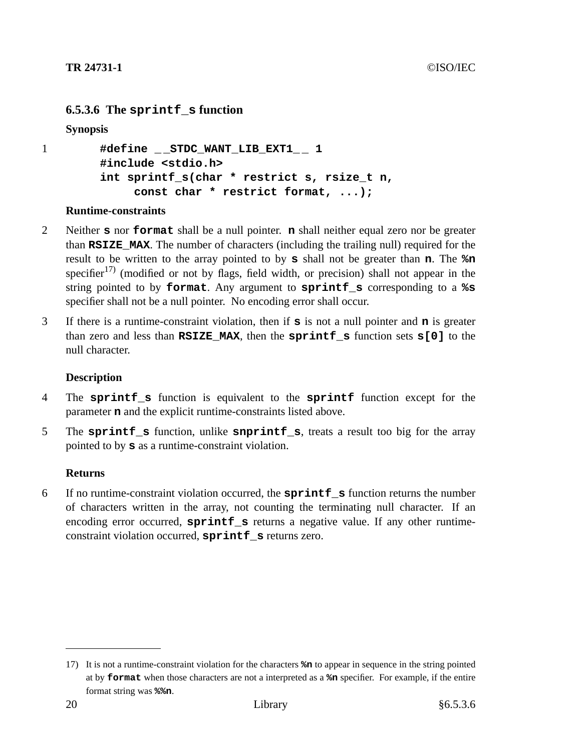### 6.5.3.6 The `sprintf_s` function

**Synopsis**

1
```
#define __STDC_WANT_LIB_EXT1__ 1
#include <stdio.h>
int sprintf_s(char * restrict s, rsize_t n,
     const char * restrict format, ...);
```

**Runtime-constraints**

2 Neither **s** nor **format** shall be a null pointer. **n** shall neither equal zero nor be greater than **RSIZE_MAX**. The number of characters (including the trailing null) required for the result to be written to the array pointed to by **s** shall not be greater than **n**. The **%n** specifier[17] (modified or not by flags, field width, or precision) shall not appear in the string pointed to by **format**. Any argument to **sprintf_s** corresponding to a **%s** specifier shall not be a null pointer. No encoding error shall occur.

3 If there is a runtime-constraint violation, then if **s** is not a null pointer and **n** is greater than zero and less than **RSIZE_MAX**, then the **sprintf_s** function sets **s[0]** to the null character.

**Description**

4 The **sprintf_s** function is equivalent to the **sprintf** function except for the parameter **n** and the explicit runtime-constraints listed above.

5 The **sprintf_s** function, unlike **snprintf_s**, treats a result too big for the array pointed to by **s** as a runtime-constraint violation.

**Returns**

6 If no runtime-constraint violation occurred, the **sprintf_s** function returns the number of characters written in the array, not counting the terminating null character. If an encoding error occurred, **sprintf_s** returns a negative value. If any other runtime-constraint violation occurred, **sprintf_s** returns zero.

---

17) It is not a runtime-constraint violation for the characters **%n** to appear in sequence in the string pointed at by **format** when those characters are not a interpreted as a **%n** specifier. For example, if the entire format string was **%%n**.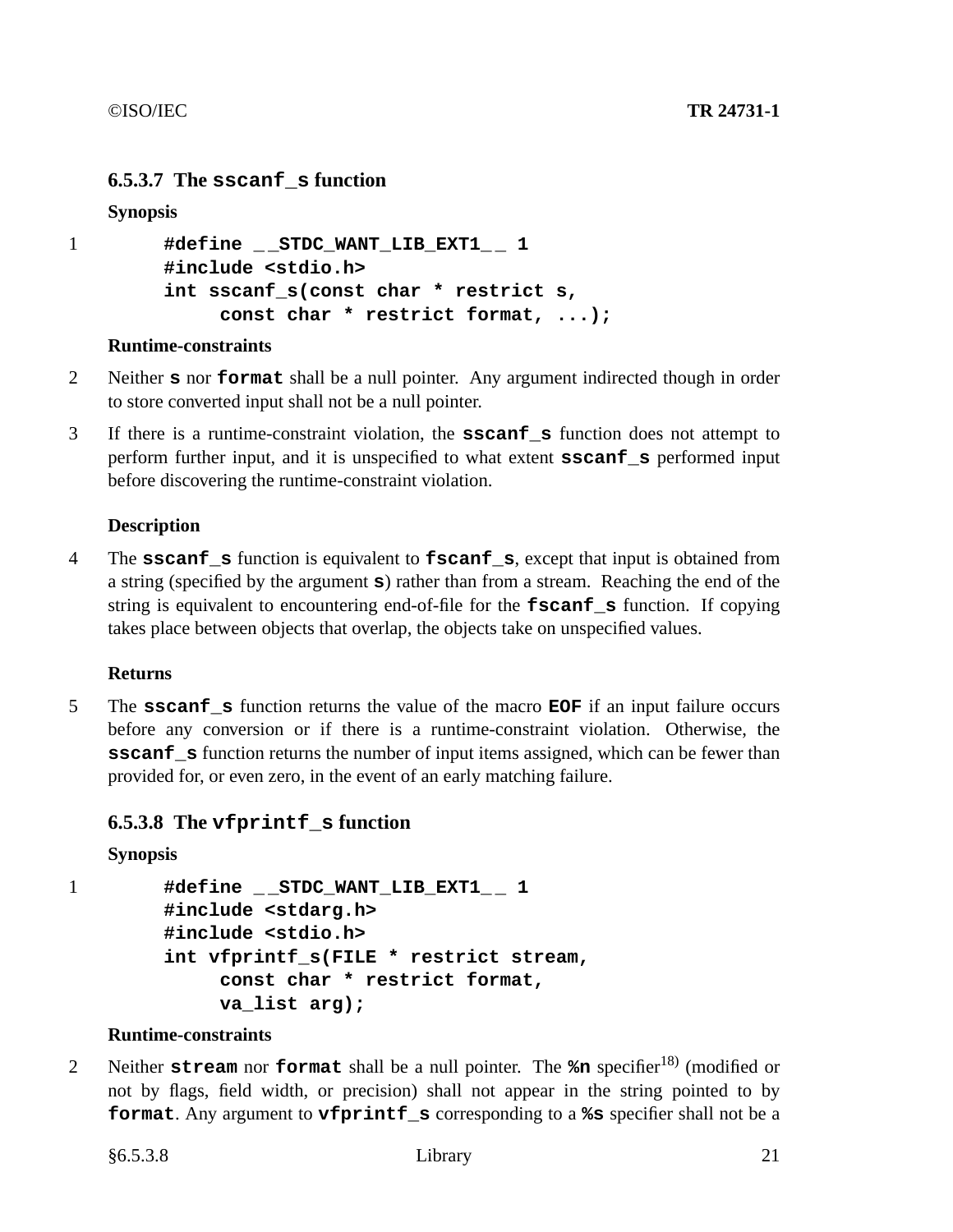### 6.5.3.7 The `sscanf_s` function

**Synopsis**

1
```
#define __STDC_WANT_LIB_EXT1__ 1
#include <stdio.h>
int sscanf_s(const char * restrict s,
     const char * restrict format, ...);
```

**Runtime-constraints**

2 Neither **s** nor **format** shall be a null pointer. Any argument indirected though in order to store converted input shall not be a null pointer.

3 If there is a runtime-constraint violation, the **sscanf_s** function does not attempt to perform further input, and it is unspecified to what extent **sscanf_s** performed input before discovering the runtime-constraint violation.

**Description**

4 The **sscanf_s** function is equivalent to **fscanf_s**, except that input is obtained from a string (specified by the argument **s**) rather than from a stream. Reaching the end of the string is equivalent to encountering end-of-file for the **fscanf_s** function. If copying takes place between objects that overlap, the objects take on unspecified values.

**Returns**

5 The **sscanf_s** function returns the value of the macro **EOF** if an input failure occurs before any conversion or if there is a runtime-constraint violation. Otherwise, the **sscanf_s** function returns the number of input items assigned, which can be fewer than provided for, or even zero, in the event of an early matching failure.

### 6.5.3.8 The `vfprintf_s` function

**Synopsis**

1
```
#define __STDC_WANT_LIB_EXT1__ 1
#include <stdarg.h>
#include <stdio.h>
int vfprintf_s(FILE * restrict stream,
     const char * restrict format,
     va_list arg);
```

**Runtime-constraints**

2 Neither **stream** nor **format** shall be a null pointer. The **%n** specifier[18] (modified or not by flags, field width, or precision) shall not appear in the string pointed to by **format**. Any argument to **vfprintf_s** corresponding to a **%s** specifier shall not be a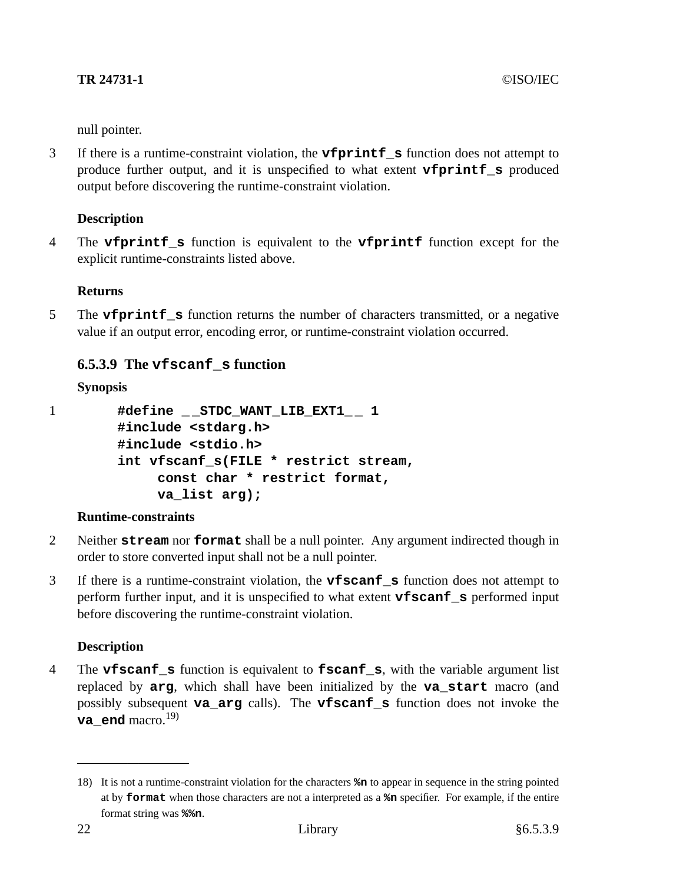null pointer.

3 If there is a runtime-constraint violation, the **vfprintf_s** function does not attempt to produce further output, and it is unspecified to what extent **vfprintf_s** produced output before discovering the runtime-constraint violation.

**Description**

4 The **vfprintf_s** function is equivalent to the **vfprintf** function except for the explicit runtime-constraints listed above.

**Returns**

5 The **vfprintf_s** function returns the number of characters transmitted, or a negative value if an output error, encoding error, or runtime-constraint violation occurred.

### 6.5.3.9 The vfscanf_s function

**Synopsis**

1
```
#define __STDC_WANT_LIB_EXT1__ 1
#include <stdarg.h>
#include <stdio.h>
int vfscanf_s(FILE * restrict stream,
      const char * restrict format,
      va_list arg);
```

**Runtime-constraints**

2 Neither **stream** nor **format** shall be a null pointer. Any argument indirected though in order to store converted input shall not be a null pointer.

3 If there is a runtime-constraint violation, the **vfscanf_s** function does not attempt to perform further input, and it is unspecified to what extent **vfscanf_s** performed input before discovering the runtime-constraint violation.

**Description**

4 The **vfscanf_s** function is equivalent to **fscanf_s**, with the variable argument list replaced by **arg**, which shall have been initialized by the **va_start** macro (and possibly subsequent **va_arg** calls). The **vfscanf_s** function does not invoke the **va_end** macro.[19)]

---

18) It is not a runtime-constraint violation for the characters **%n** to appear in sequence in the string pointed at by **format** when those characters are not a interpreted as a **%n** specifier. For example, if the entire format string was **%%n**.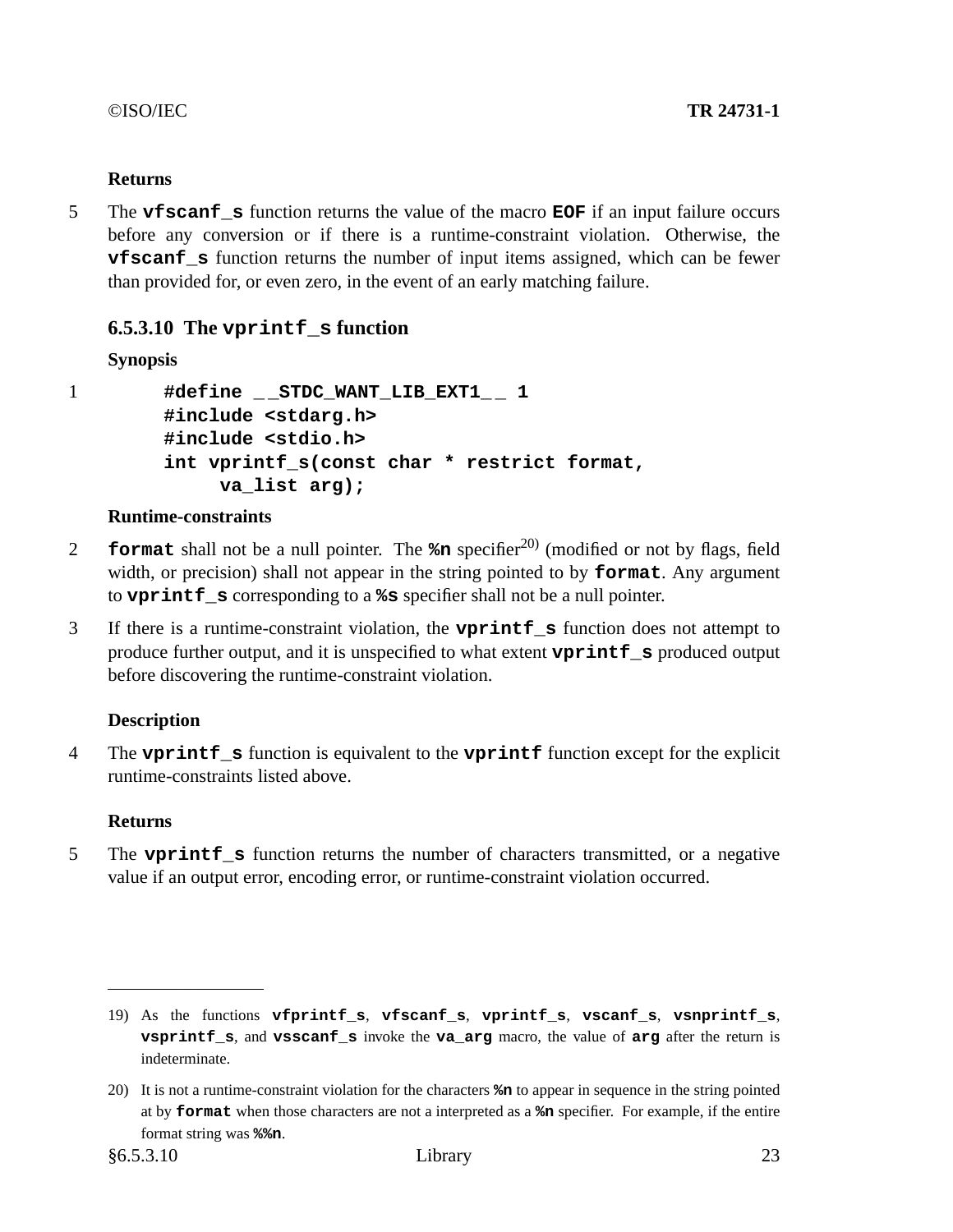**Returns**

5 The **vfscanf_s** function returns the value of the macro **EOF** if an input failure occurs before any conversion or if there is a runtime-constraint violation. Otherwise, the **vfscanf_s** function returns the number of input items assigned, which can be fewer than provided for, or even zero, in the event of an early matching failure.

### 6.5.3.10 The `vprintf_s` function

**Synopsis**

1
```
#define __STDC_WANT_LIB_EXT1__ 1
#include <stdarg.h>
#include <stdio.h>
int vprintf_s(const char * restrict format,
     va_list arg);
```

**Runtime-constraints**

2 **format** shall not be a null pointer. The **%n** specifier[20] (modified or not by flags, field width, or precision) shall not appear in the string pointed to by **format**. Any argument to **vprintf_s** corresponding to a **%s** specifier shall not be a null pointer.

3 If there is a runtime-constraint violation, the **vprintf_s** function does not attempt to produce further output, and it is unspecified to what extent **vprintf_s** produced output before discovering the runtime-constraint violation.

**Description**

4 The **vprintf_s** function is equivalent to the **vprintf** function except for the explicit runtime-constraints listed above.

**Returns**

5 The **vprintf_s** function returns the number of characters transmitted, or a negative value if an output error, encoding error, or runtime-constraint violation occurred.

---

19) As the functions **vfprintf_s**, **vfscanf_s**, **vprintf_s**, **vscanf_s**, **vsnprintf_s**, **vsprintf_s**, and **vsscanf_s** invoke the **va_arg** macro, the value of **arg** after the return is indeterminate.

20) It is not a runtime-constraint violation for the characters **%n** to appear in sequence in the string pointed at by **format** when those characters are not a interpreted as a **%n** specifier. For example, if the entire format string was **%%n**.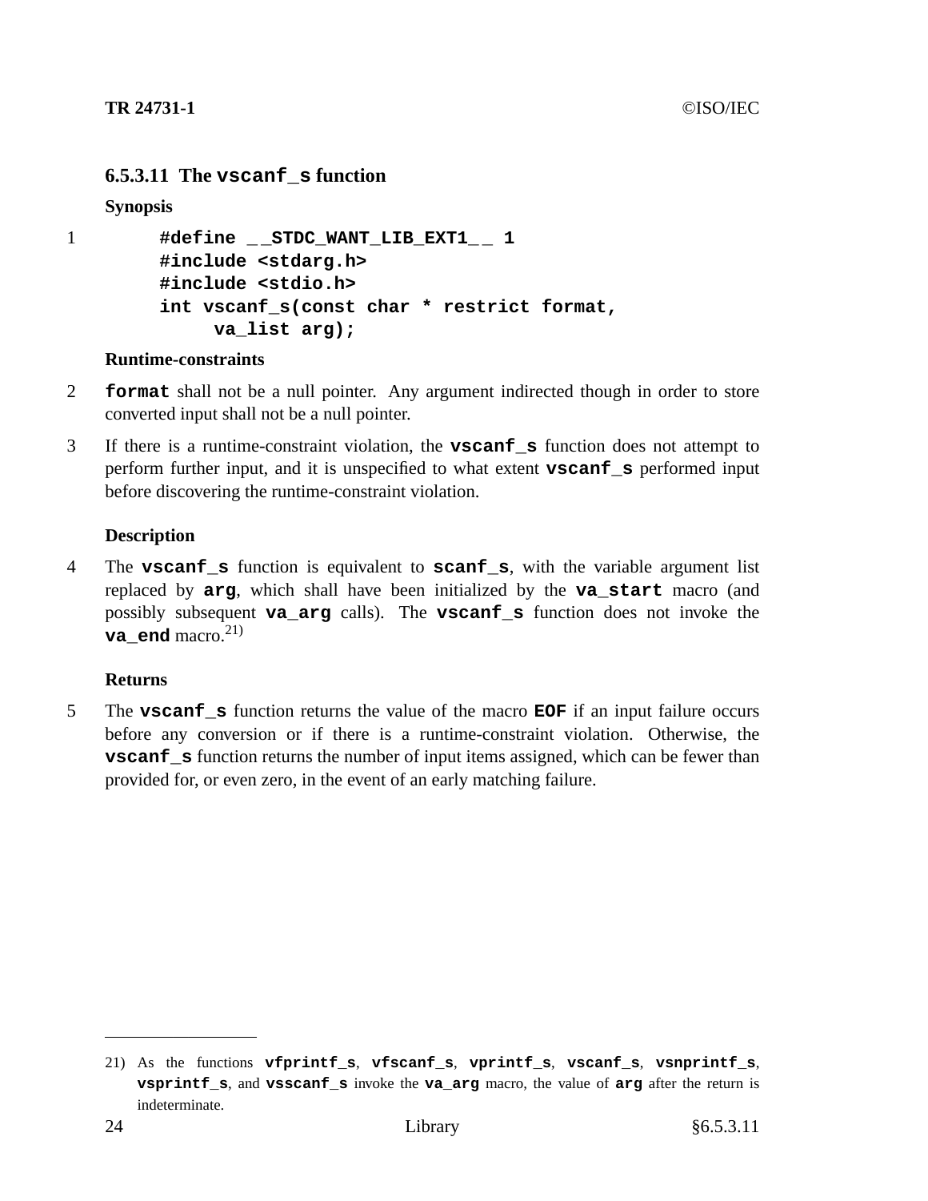### 6.5.3.11 The `vscanf_s` function

**Synopsis**

1
```
#define __STDC_WANT_LIB_EXT1__ 1
#include <stdarg.h>
#include <stdio.h>
int vscanf_s(const char * restrict format,
     va_list arg);
```

**Runtime-constraints**

2 **`format`** shall not be a null pointer. Any argument indirected though in order to store converted input shall not be a null pointer.

3 If there is a runtime-constraint violation, the **`vscanf_s`** function does not attempt to perform further input, and it is unspecified to what extent **`vscanf_s`** performed input before discovering the runtime-constraint violation.

**Description**

4 The **`vscanf_s`** function is equivalent to **`scanf_s`**, with the variable argument list replaced by **`arg`**, which shall have been initialized by the **`va_start`** macro (and possibly subsequent **`va_arg`** calls). The **`vscanf_s`** function does not invoke the **`va_end`** macro.[21)]

**Returns**

5 The **`vscanf_s`** function returns the value of the macro **`EOF`** if an input failure occurs before any conversion or if there is a runtime-constraint violation. Otherwise, the **`vscanf_s`** function returns the number of input items assigned, which can be fewer than provided for, or even zero, in the event of an early matching failure.

---

21) As the functions **`vfprintf_s`**, **`vfscanf_s`**, **`vprintf_s`**, **`vscanf_s`**, **`vsnprintf_s`**, **`vsprintf_s`**, and **`vsscanf_s`** invoke the **`va_arg`** macro, the value of **`arg`** after the return is indeterminate.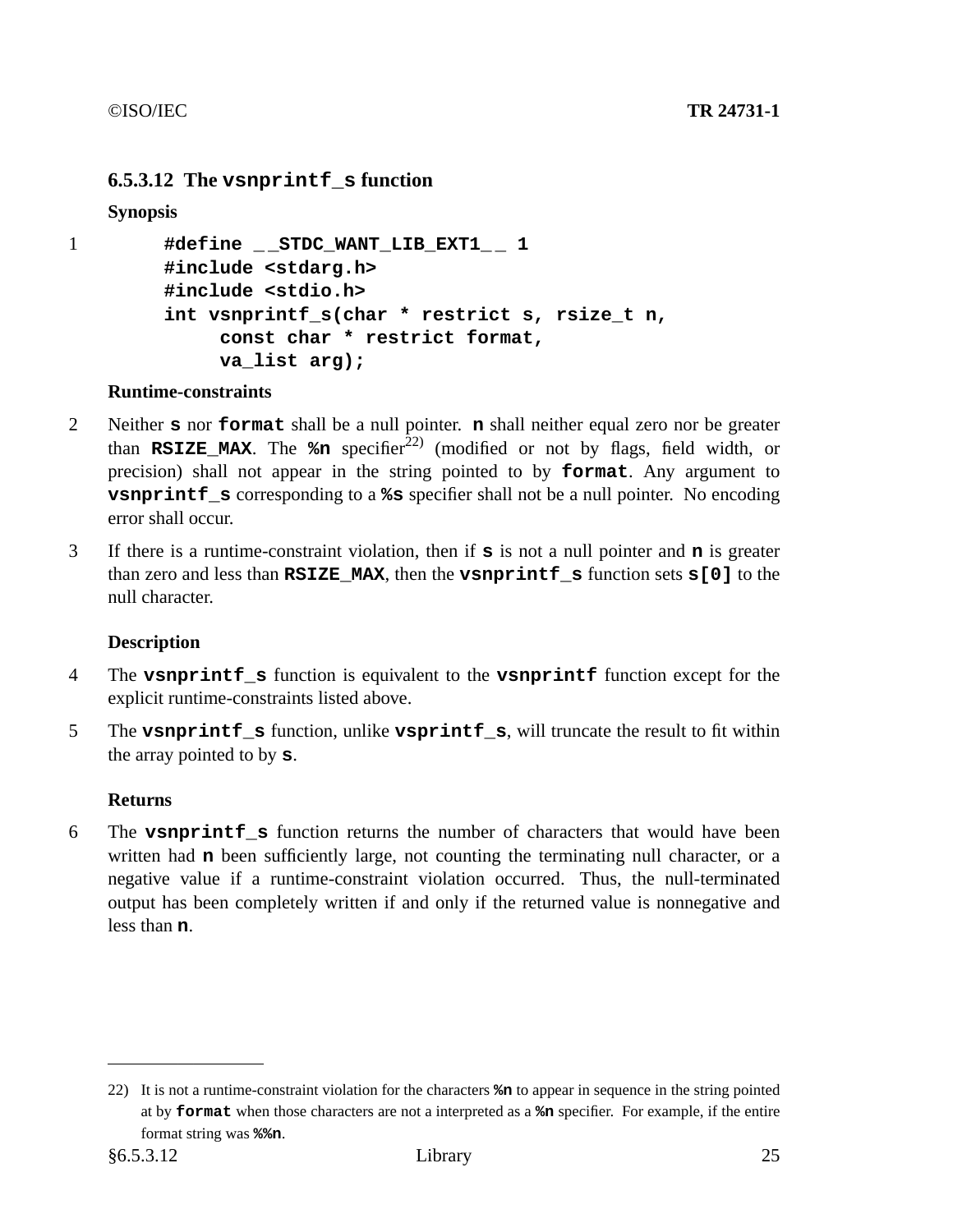### 6.5.3.12 The `vsnprintf_s` function

**Synopsis**

1

```
#define __STDC_WANT_LIB_EXT1__ 1
#include <stdarg.h>
#include <stdio.h>
int vsnprintf_s(char * restrict s, rsize_t n,
     const char * restrict format,
     va_list arg);
```

**Runtime-constraints**

2 Neither **`s`** nor **`format`** shall be a null pointer. **`n`** shall neither equal zero nor be greater than **`RSIZE_MAX`**. The **`%n`** specifier[22] (modified or not by flags, field width, or precision) shall not appear in the string pointed to by **`format`**. Any argument to **`vsnprintf_s`** corresponding to a **`%s`** specifier shall not be a null pointer. No encoding error shall occur.

3 If there is a runtime-constraint violation, then if **`s`** is not a null pointer and **`n`** is greater than zero and less than **`RSIZE_MAX`**, then the **`vsnprintf_s`** function sets **`s[0]`** to the null character.

**Description**

4 The **`vsnprintf_s`** function is equivalent to the **`vsnprintf`** function except for the explicit runtime-constraints listed above.

5 The **`vsnprintf_s`** function, unlike **`vsprintf_s`**, will truncate the result to fit within the array pointed to by **`s`**.

**Returns**

6 The **`vsnprintf_s`** function returns the number of characters that would have been written had **`n`** been sufficiently large, not counting the terminating null character, or a negative value if a runtime-constraint violation occurred. Thus, the null-terminated output has been completely written if and only if the returned value is nonnegative and less than **`n`**.

---

22) It is not a runtime-constraint violation for the characters **`%n`** to appear in sequence in the string pointed at by **`format`** when those characters are not a interpreted as a **`%n`** specifier. For example, if the entire format string was **`%%n`**.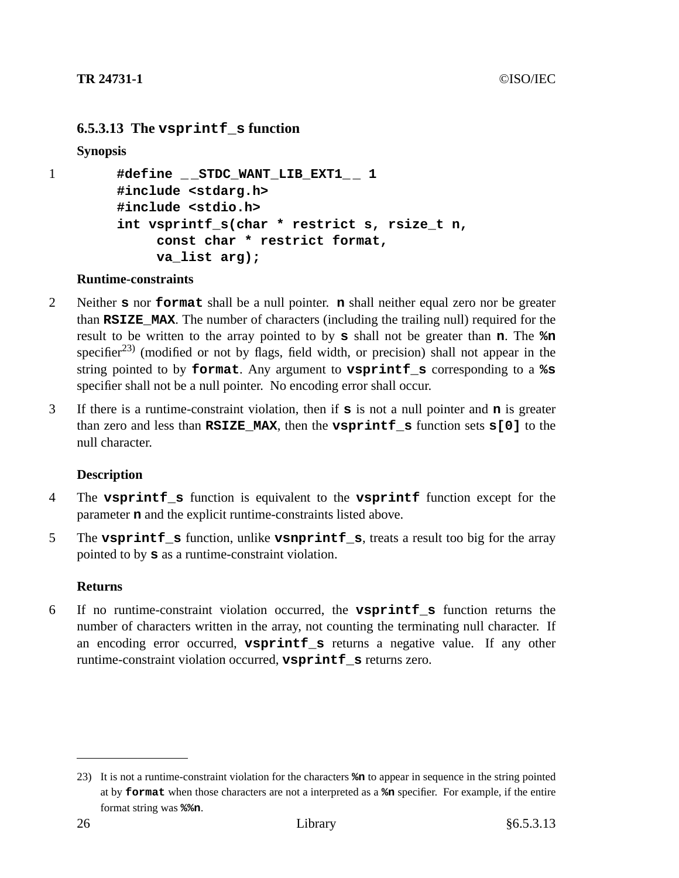#### 6.5.3.13 The `vsprintf_s` function

**Synopsis**

1

```
#define __STDC_WANT_LIB_EXT1__ 1
#include <stdarg.h>
#include <stdio.h>
int vsprintf_s(char * restrict s, rsize_t n,
     const char * restrict format,
     va_list arg);
```

**Runtime-constraints**

2 Neither **`s`** nor **`format`** shall be a null pointer. **`n`** shall neither equal zero nor be greater than **`RSIZE_MAX`**. The number of characters (including the trailing null) required for the result to be written to the array pointed to by **`s`** shall not be greater than **`n`**. The **`%n`** specifier[23] (modified or not by flags, field width, or precision) shall not appear in the string pointed to by **`format`**. Any argument to **`vsprintf_s`** corresponding to a **`%s`** specifier shall not be a null pointer. No encoding error shall occur.

3 If there is a runtime-constraint violation, then if **`s`** is not a null pointer and **`n`** is greater than zero and less than **`RSIZE_MAX`**, then the **`vsprintf_s`** function sets **`s[0]`** to the null character.

**Description**

4 The **`vsprintf_s`** function is equivalent to the **`vsprintf`** function except for the parameter **`n`** and the explicit runtime-constraints listed above.

5 The **`vsprintf_s`** function, unlike **`vsnprintf_s`**, treats a result too big for the array pointed to by **`s`** as a runtime-constraint violation.

**Returns**

6 If no runtime-constraint violation occurred, the **`vsprintf_s`** function returns the number of characters written in the array, not counting the terminating null character. If an encoding error occurred, **`vsprintf_s`** returns a negative value. If any other runtime-constraint violation occurred, **`vsprintf_s`** returns zero.

---

23) It is not a runtime-constraint violation for the characters **`%n`** to appear in sequence in the string pointed at by **`format`** when those characters are not a interpreted as a **`%n`** specifier. For example, if the entire format string was **`%%n`**.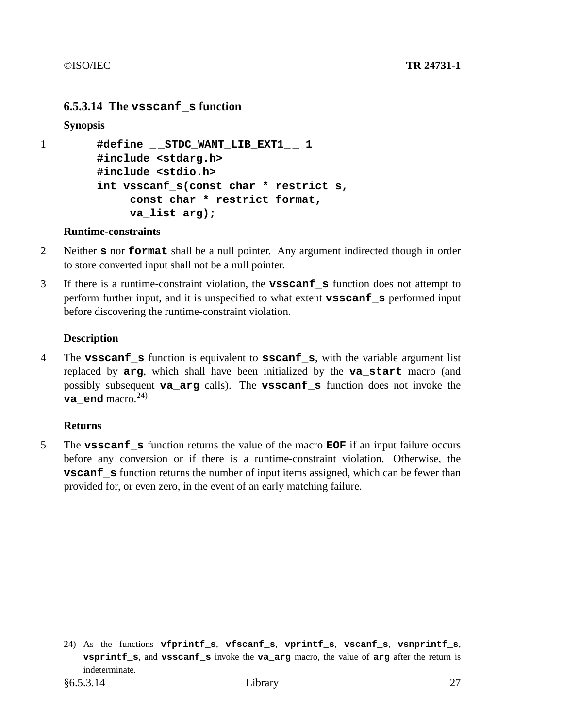### 6.5.3.14 The `vsscanf_s` function

**Synopsis**

1
```
#define __STDC_WANT_LIB_EXT1__ 1
#include <stdarg.h>
#include <stdio.h>
int vsscanf_s(const char * restrict s,
     const char * restrict format,
     va_list arg);
```

**Runtime-constraints**

2 Neither **`s`** nor **`format`** shall be a null pointer. Any argument indirected though in order to store converted input shall not be a null pointer.

3 If there is a runtime-constraint violation, the **`vsscanf_s`** function does not attempt to perform further input, and it is unspecified to what extent **`vsscanf_s`** performed input before discovering the runtime-constraint violation.

**Description**

4 The **`vsscanf_s`** function is equivalent to **`sscanf_s`**, with the variable argument list replaced by **`arg`**, which shall have been initialized by the **`va_start`** macro (and possibly subsequent **`va_arg`** calls). The **`vsscanf_s`** function does not invoke the **`va_end`** macro.[24)]

**Returns**

5 The **`vsscanf_s`** function returns the value of the macro **`EOF`** if an input failure occurs before any conversion or if there is a runtime-constraint violation. Otherwise, the **`vscanf_s`** function returns the number of input items assigned, which can be fewer than provided for, or even zero, in the event of an early matching failure.

---

24) As the functions **`vfprintf_s`**, **`vfscanf_s`**, **`vprintf_s`**, **`vscanf_s`**, **`vsnprintf_s`**, **`vsprintf_s`**, and **`vsscanf_s`** invoke the **`va_arg`** macro, the value of **`arg`** after the return is indeterminate.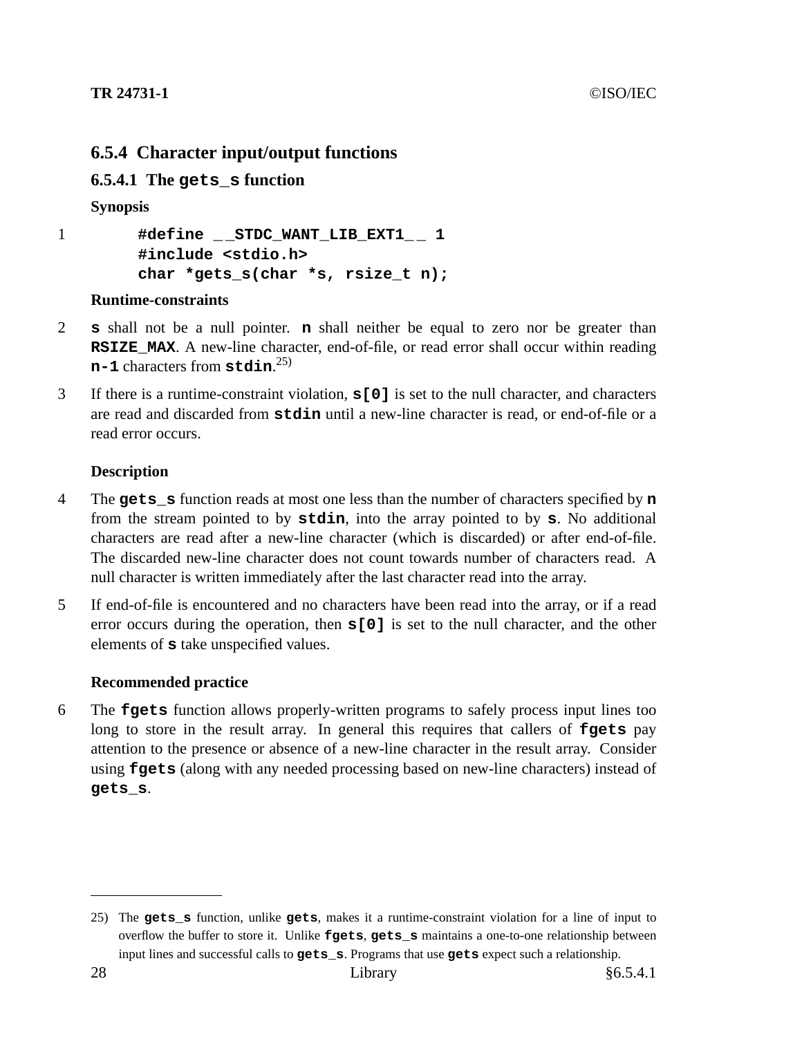### 6.5.4 Character input/output functions

#### 6.5.4.1 The `gets_s` function

**Synopsis**

1

```
#define __STDC_WANT_LIB_EXT1__ 1
#include <stdio.h>
char *gets_s(char *s, rsize_t n);
```

**Runtime-constraints**

2 **s** shall not be a null pointer. **n** shall neither be equal to zero nor be greater than **RSIZE_MAX**. A new-line character, end-of-file, or read error shall occur within reading **n-1** characters from **stdin**.[25)]

3 If there is a runtime-constraint violation, **s[0]** is set to the null character, and characters are read and discarded from **stdin** until a new-line character is read, or end-of-file or a read error occurs.

**Description**

4 The **gets_s** function reads at most one less than the number of characters specified by **n** from the stream pointed to by **stdin**, into the array pointed to by **s**. No additional characters are read after a new-line character (which is discarded) or after end-of-file. The discarded new-line character does not count towards number of characters read. A null character is written immediately after the last character read into the array.

5 If end-of-file is encountered and no characters have been read into the array, or if a read error occurs during the operation, then **s[0]** is set to the null character, and the other elements of **s** take unspecified values.

**Recommended practice**

6 The **fgets** function allows properly-written programs to safely process input lines too long to store in the result array. In general this requires that callers of **fgets** pay attention to the presence or absence of a new-line character in the result array. Consider using **fgets** (along with any needed processing based on new-line characters) instead of **gets_s**.

---

25) The **gets_s** function, unlike **gets**, makes it a runtime-constraint violation for a line of input to overflow the buffer to store it. Unlike **fgets**, **gets_s** maintains a one-to-one relationship between input lines and successful calls to **gets_s**. Programs that use **gets** expect such a relationship.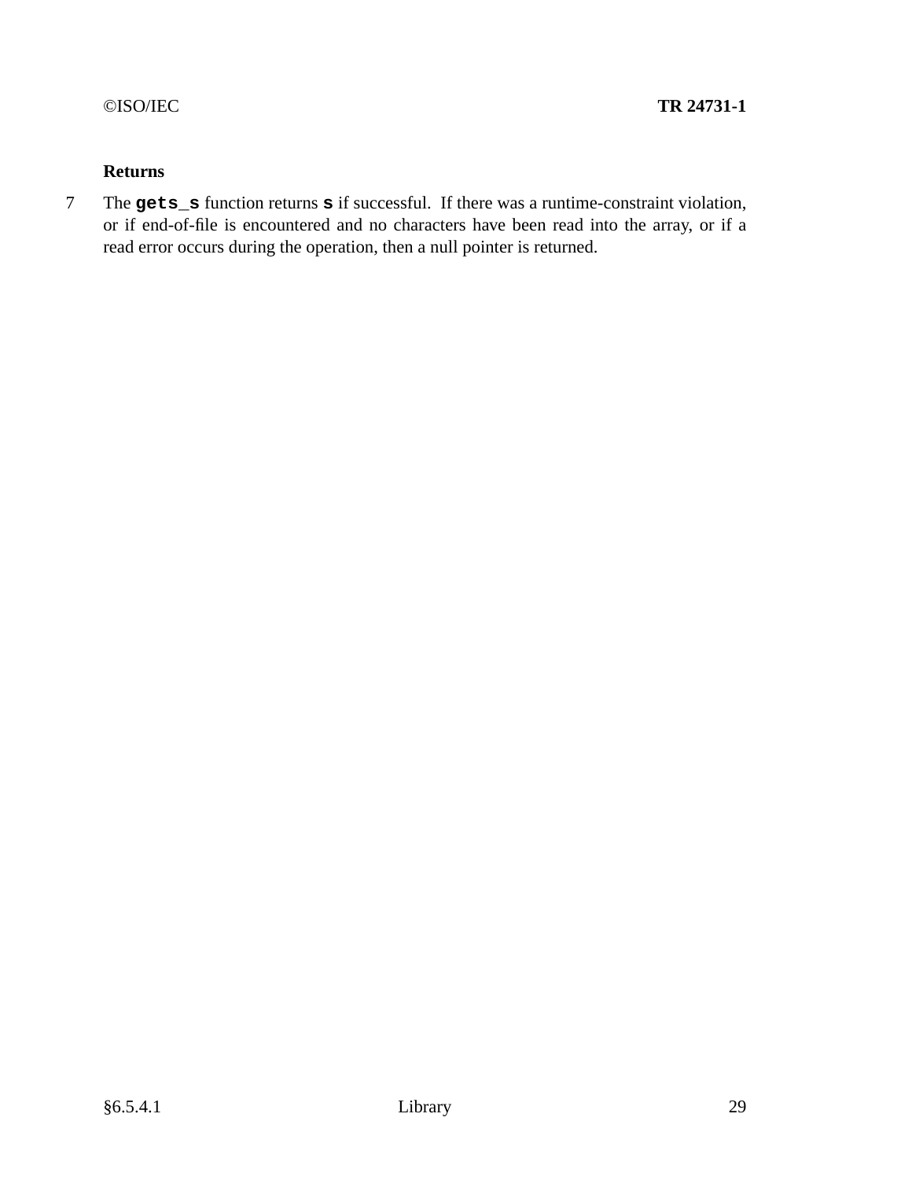**Returns**

7 The **`gets_s`** function returns **`s`** if successful. If there was a runtime-constraint violation, or if end-of-file is encountered and no characters have been read into the array, or if a read error occurs during the operation, then a null pointer is returned.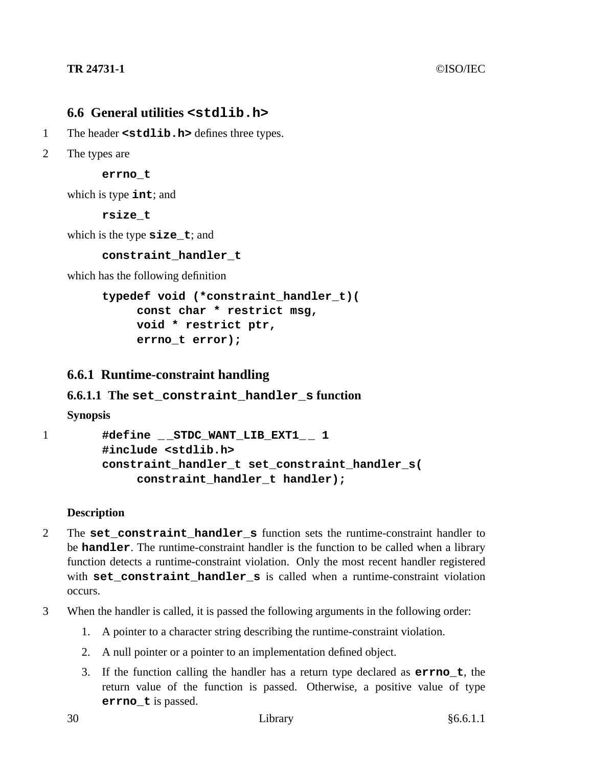## 6.6 General utilities `<stdlib.h>`

1 The header **`<stdlib.h>`** defines three types.

2 The types are

```
errno_t
```

which is type **`int`**; and

```
rsize_t
```

which is the type **`size_t`**; and

```
constraint_handler_t
```

which has the following definition

```
typedef void (*constraint_handler_t)(
     const char * restrict msg,
     void * restrict ptr,
     errno_t error);
```

### 6.6.1 Runtime-constraint handling

#### 6.6.1.1 The `set_constraint_handler_s` function

**Synopsis**

1

```
#define __STDC_WANT_LIB_EXT1__ 1
#include <stdlib.h>
constraint_handler_t set_constraint_handler_s(
     constraint_handler_t handler);
```

**Description**

2 The **`set_constraint_handler_s`** function sets the runtime-constraint handler to be **`handler`**. The runtime-constraint handler is the function to be called when a library function detects a runtime-constraint violation. Only the most recent handler registered with **`set_constraint_handler_s`** is called when a runtime-constraint violation occurs.

3 When the handler is called, it is passed the following arguments in the following order:

1. A pointer to a character string describing the runtime-constraint violation.
2. A null pointer or a pointer to an implementation defined object.
3. If the function calling the handler has a return type declared as **`errno_t`**, the return value of the function is passed. Otherwise, a positive value of type **`errno_t`** is passed.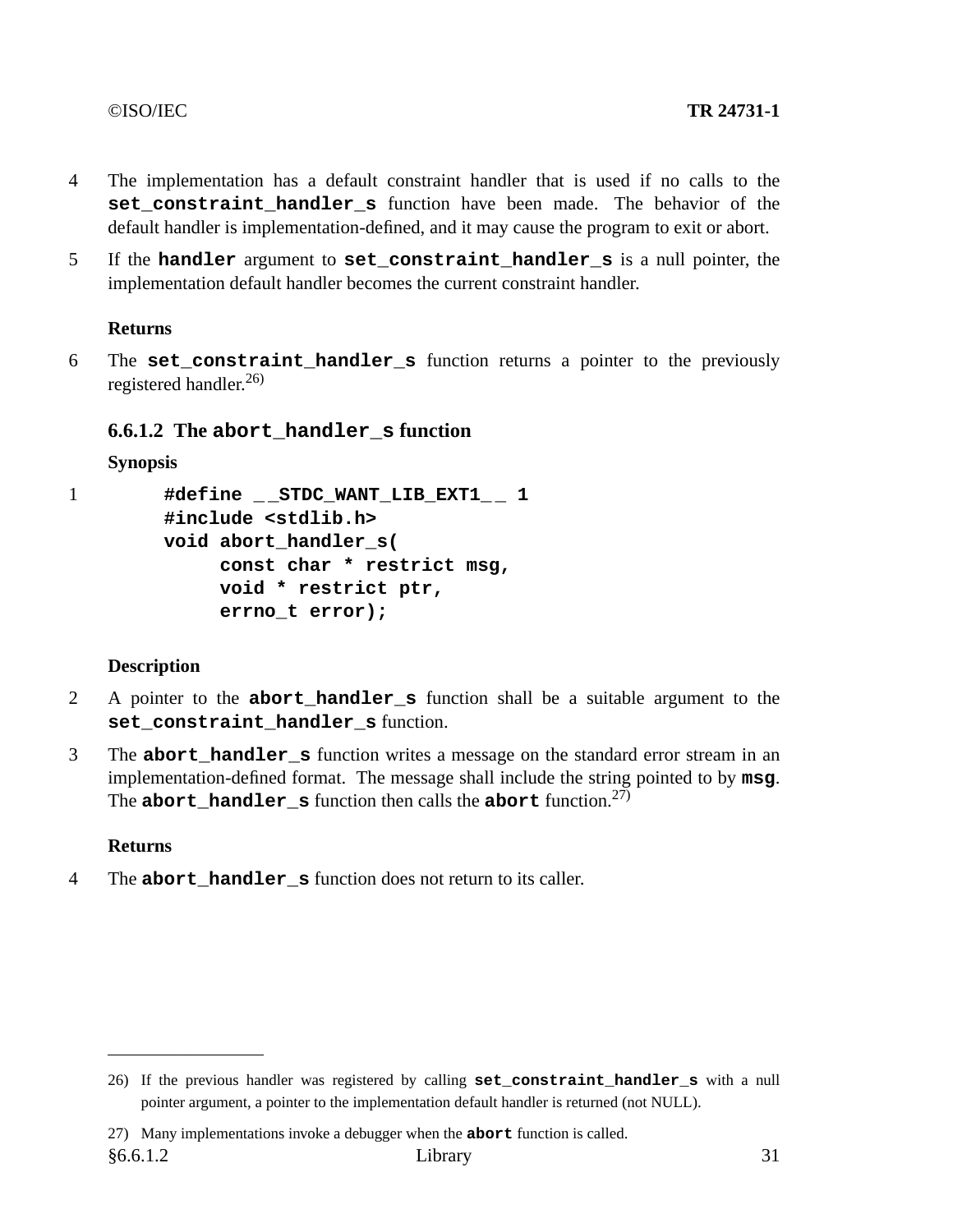4 The implementation has a default constraint handler that is used if no calls to the **set_constraint_handler_s** function have been made. The behavior of the default handler is implementation-defined, and it may cause the program to exit or abort.

5 If the **handler** argument to **set_constraint_handler_s** is a null pointer, the implementation default handler becomes the current constraint handler.

**Returns**

6 The **set_constraint_handler_s** function returns a pointer to the previously registered handler.[26)]

### 6.6.1.2 The abort_handler_s function

**Synopsis**

1
```
#define __STDC_WANT_LIB_EXT1__ 1
#include <stdlib.h>
void abort_handler_s(
     const char * restrict msg,
     void * restrict ptr,
     errno_t error);
```

**Description**

2 A pointer to the **abort_handler_s** function shall be a suitable argument to the **set_constraint_handler_s** function.

3 The **abort_handler_s** function writes a message on the standard error stream in an implementation-defined format. The message shall include the string pointed to by **msg**. The **abort_handler_s** function then calls the **abort** function.[27)]

**Returns**

4 The **abort_handler_s** function does not return to its caller.

---

26) If the previous handler was registered by calling **set_constraint_handler_s** with a null pointer argument, a pointer to the implementation default handler is returned (not NULL).

27) Many implementations invoke a debugger when the **abort** function is called.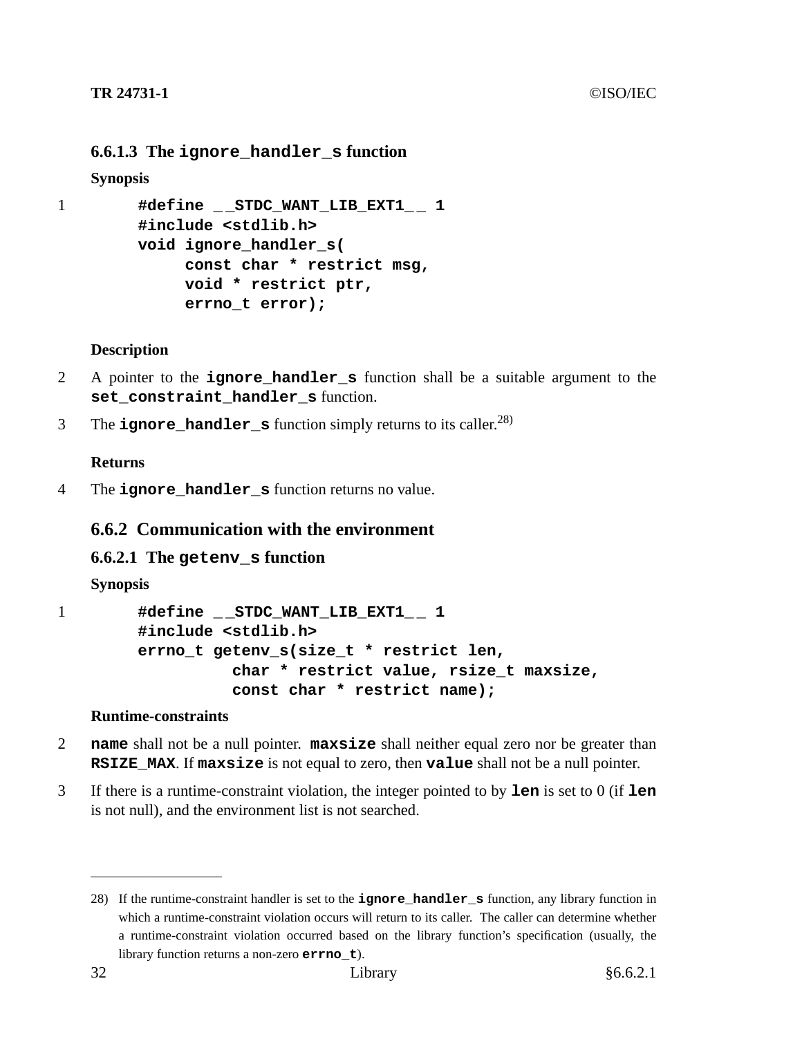#### 6.6.1.3 The `ignore_handler_s` function

**Synopsis**

1
```
#define __STDC_WANT_LIB_EXT1__ 1
#include <stdlib.h>
void ignore_handler_s(
     const char * restrict msg,
     void * restrict ptr,
     errno_t error);
```

**Description**

2 A pointer to the **`ignore_handler_s`** function shall be a suitable argument to the **`set_constraint_handler_s`** function.

3 The **`ignore_handler_s`** function simply returns to its caller.[28)]

**Returns**

4 The **`ignore_handler_s`** function returns no value.

### 6.6.2 Communication with the environment

#### 6.6.2.1 The `getenv_s` function

**Synopsis**

1
```
#define __STDC_WANT_LIB_EXT1__ 1
#include <stdlib.h>
errno_t getenv_s(size_t * restrict len,
          char * restrict value, rsize_t maxsize,
          const char * restrict name);
```

**Runtime-constraints**

2 **`name`** shall not be a null pointer. **`maxsize`** shall neither equal zero nor be greater than **`RSIZE_MAX`**. If **`maxsize`** is not equal to zero, then **`value`** shall not be a null pointer.

3 If there is a runtime-constraint violation, the integer pointed to by **`len`** is set to 0 (if **`len`** is not null), and the environment list is not searched.

---

28) If the runtime-constraint handler is set to the **`ignore_handler_s`** function, any library function in which a runtime-constraint violation occurs will return to its caller. The caller can determine whether a runtime-constraint violation occurred based on the library function's specification (usually, the library function returns a non-zero **`errno_t`**).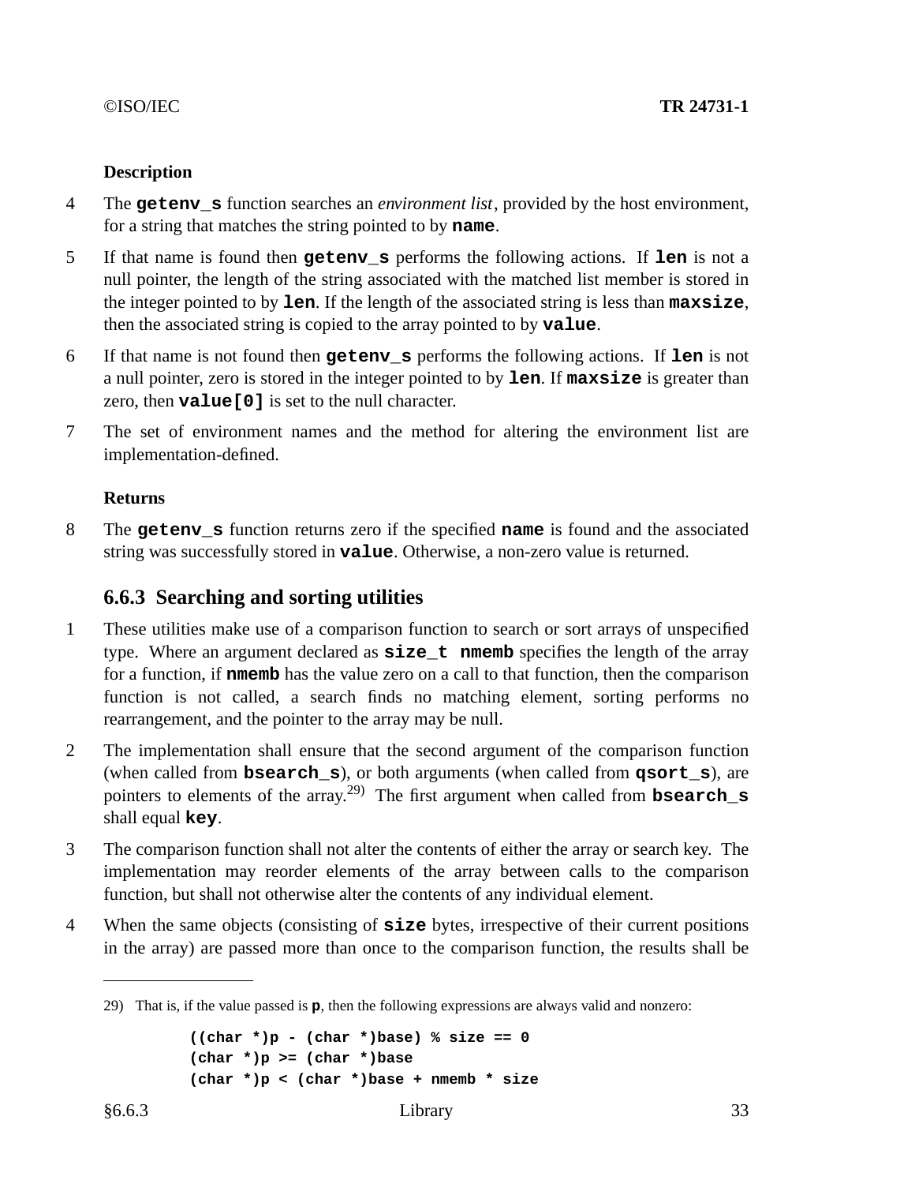#### Description

4 The **getenv_s** function searches an *environment list*, provided by the host environment, for a string that matches the string pointed to by **name**.

5 If that name is found then **getenv_s** performs the following actions. If **len** is not a null pointer, the length of the string associated with the matched list member is stored in the integer pointed to by **len**. If the length of the associated string is less than **maxsize**, then the associated string is copied to the array pointed to by **value**.

6 If that name is not found then **getenv_s** performs the following actions. If **len** is not a null pointer, zero is stored in the integer pointed to by **len**. If **maxsize** is greater than zero, then **value[0]** is set to the null character.

7 The set of environment names and the method for altering the environment list are implementation-defined.

#### Returns

8 The **getenv_s** function returns zero if the specified **name** is found and the associated string was successfully stored in **value**. Otherwise, a non-zero value is returned.

### 6.6.3 Searching and sorting utilities

1 These utilities make use of a comparison function to search or sort arrays of unspecified type. Where an argument declared as **size_t nmemb** specifies the length of the array for a function, if **nmemb** has the value zero on a call to that function, then the comparison function is not called, a search finds no matching element, sorting performs no rearrangement, and the pointer to the array may be null.

2 The implementation shall ensure that the second argument of the comparison function (when called from **bsearch_s**), or both arguments (when called from **qsort_s**), are pointers to elements of the array.[29] The first argument when called from **bsearch_s** shall equal **key**.

3 The comparison function shall not alter the contents of either the array or search key. The implementation may reorder elements of the array between calls to the comparison function, but shall not otherwise alter the contents of any individual element.

4 When the same objects (consisting of **size** bytes, irrespective of their current positions in the array) are passed more than once to the comparison function, the results shall be

---

29) That is, if the value passed is **p**, then the following expressions are always valid and nonzero:

```
((char *)p - (char *)base) % size == 0
(char *)p >= (char *)base
(char *)p < (char *)base + nmemb * size
```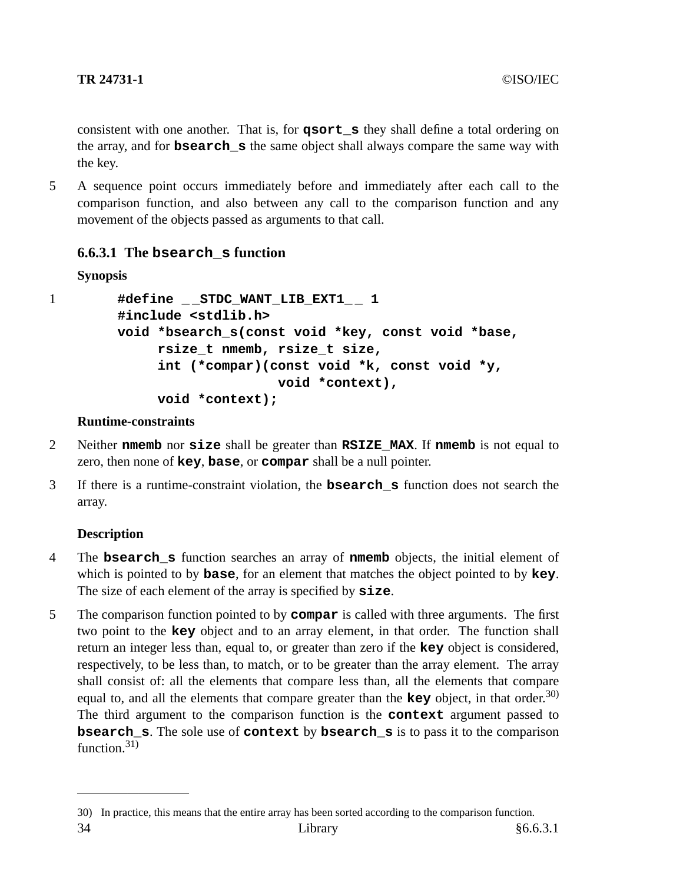consistent with one another. That is, for **qsort_s** they shall define a total ordering on the array, and for **bsearch_s** the same object shall always compare the same way with the key.

5 A sequence point occurs immediately before and immediately after each call to the comparison function, and also between any call to the comparison function and any movement of the objects passed as arguments to that call.

### 6.6.3.1 The bsearch_s function

**Synopsis**

1

```
#define __STDC_WANT_LIB_EXT1__ 1
#include <stdlib.h>
void *bsearch_s(const void *key, const void *base,
     rsize_t nmemb, rsize_t size,
     int (*compar)(const void *k, const void *y,
                   void *context),
     void *context);
```

**Runtime-constraints**

2 Neither **nmemb** nor **size** shall be greater than **RSIZE_MAX**. If **nmemb** is not equal to zero, then none of **key**, **base**, or **compar** shall be a null pointer.

3 If there is a runtime-constraint violation, the **bsearch_s** function does not search the array.

**Description**

4 The **bsearch_s** function searches an array of **nmemb** objects, the initial element of which is pointed to by **base**, for an element that matches the object pointed to by **key**. The size of each element of the array is specified by **size**.

5 The comparison function pointed to by **compar** is called with three arguments. The first two point to the **key** object and to an array element, in that order. The function shall return an integer less than, equal to, or greater than zero if the **key** object is considered, respectively, to be less than, to match, or to be greater than the array element. The array shall consist of: all the elements that compare less than, all the elements that compare equal to, and all the elements that compare greater than the **key** object, in that order.[30] The third argument to the comparison function is the **context** argument passed to **bsearch_s**. The sole use of **context** by **bsearch_s** is to pass it to the comparison function.[31]

---

30) In practice, this means that the entire array has been sorted according to the comparison function.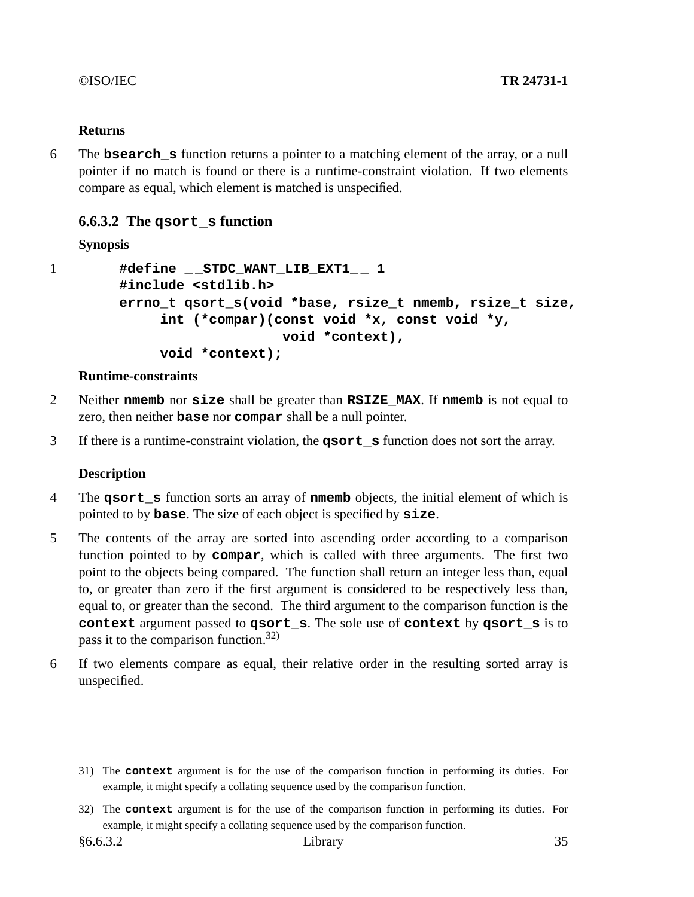**Returns**

6 The **bsearch_s** function returns a pointer to a matching element of the array, or a null pointer if no match is found or there is a runtime-constraint violation. If two elements compare as equal, which element is matched is unspecified.

### 6.6.3.2 The qsort_s function

**Synopsis**

1
```
#define __STDC_WANT_LIB_EXT1__ 1
#include <stdlib.h>
errno_t qsort_s(void *base, rsize_t nmemb, rsize_t size,
     int (*compar)(const void *x, const void *y,
                   void *context),
     void *context);
```

**Runtime-constraints**

2 Neither **nmemb** nor **size** shall be greater than **RSIZE_MAX**. If **nmemb** is not equal to zero, then neither **base** nor **compar** shall be a null pointer.

3 If there is a runtime-constraint violation, the **qsort_s** function does not sort the array.

**Description**

4 The **qsort_s** function sorts an array of **nmemb** objects, the initial element of which is pointed to by **base**. The size of each object is specified by **size**.

5 The contents of the array are sorted into ascending order according to a comparison function pointed to by **compar**, which is called with three arguments. The first two point to the objects being compared. The function shall return an integer less than, equal to, or greater than zero if the first argument is considered to be respectively less than, equal to, or greater than the second. The third argument to the comparison function is the **context** argument passed to **qsort_s**. The sole use of **context** by **qsort_s** is to pass it to the comparison function.[32)]

6 If two elements compare as equal, their relative order in the resulting sorted array is unspecified.

---

31) The **context** argument is for the use of the comparison function in performing its duties. For example, it might specify a collating sequence used by the comparison function.

32) The **context** argument is for the use of the comparison function in performing its duties. For example, it might specify a collating sequence used by the comparison function.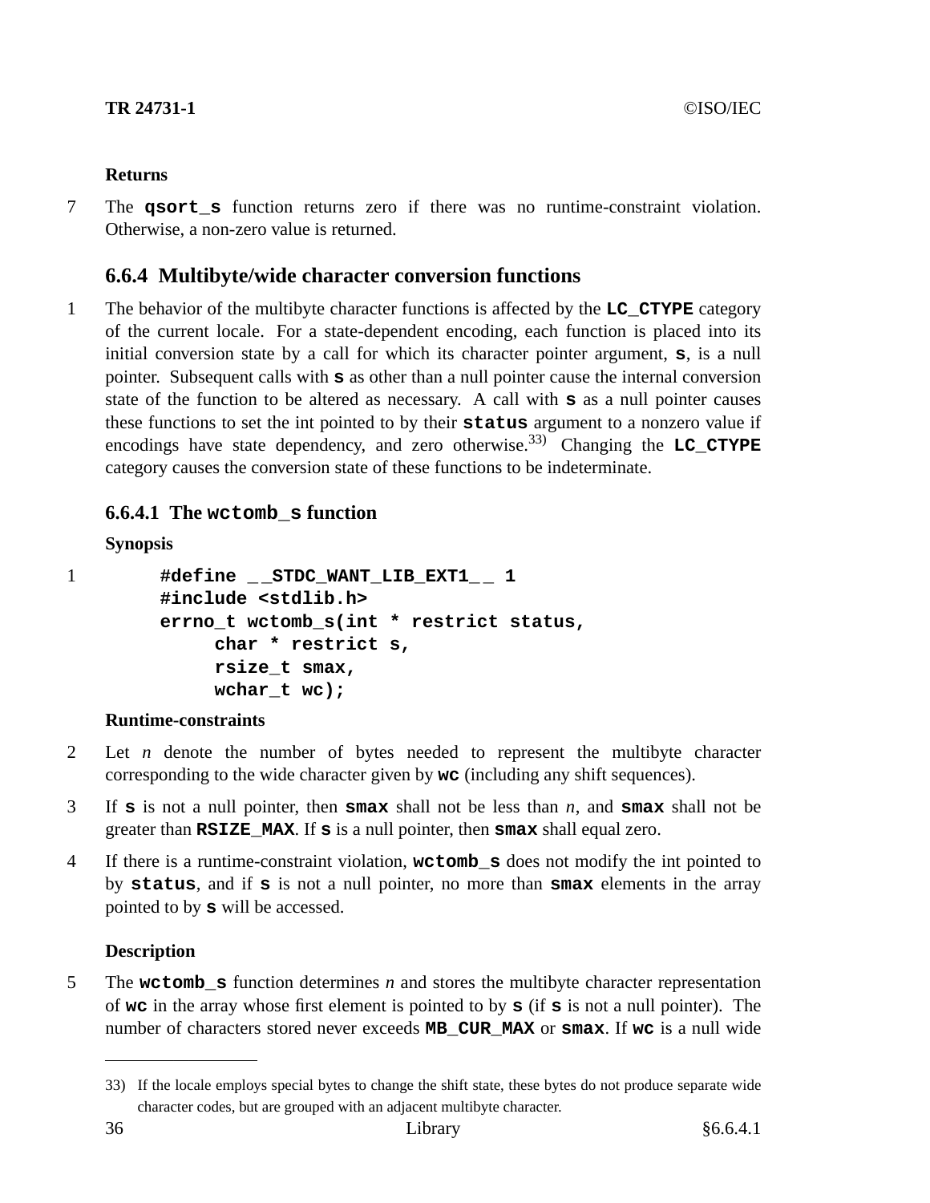**Returns**

7 The **qsort_s** function returns zero if there was no runtime-constraint violation. Otherwise, a non-zero value is returned.

### 6.6.4 Multibyte/wide character conversion functions

1 The behavior of the multibyte character functions is affected by the **LC_CTYPE** category of the current locale. For a state-dependent encoding, each function is placed into its initial conversion state by a call for which its character pointer argument, **s**, is a null pointer. Subsequent calls with **s** as other than a null pointer cause the internal conversion state of the function to be altered as necessary. A call with **s** as a null pointer causes these functions to set the int pointed to by their **status** argument to a nonzero value if encodings have state dependency, and zero otherwise.[33] Changing the **LC_CTYPE** category causes the conversion state of these functions to be indeterminate.

#### 6.6.4.1 The wctomb_s function

**Synopsis**

1
```
#define __STDC_WANT_LIB_EXT1__ 1
#include <stdlib.h>
errno_t wctomb_s(int * restrict status,
     char * restrict s,
     rsize_t smax,
     wchar_t wc);
```

**Runtime-constraints**

2 Let *n* denote the number of bytes needed to represent the multibyte character corresponding to the wide character given by **wc** (including any shift sequences).

3 If **s** is not a null pointer, then **smax** shall not be less than *n*, and **smax** shall not be greater than **RSIZE_MAX**. If **s** is a null pointer, then **smax** shall equal zero.

4 If there is a runtime-constraint violation, **wctomb_s** does not modify the int pointed to by **status**, and if **s** is not a null pointer, no more than **smax** elements in the array pointed to by **s** will be accessed.

**Description**

5 The **wctomb_s** function determines *n* and stores the multibyte character representation of **wc** in the array whose first element is pointed to by **s** (if **s** is not a null pointer). The number of characters stored never exceeds **MB_CUR_MAX** or **smax**. If **wc** is a null wide

---

33) If the locale employs special bytes to change the shift state, these bytes do not produce separate wide character codes, but are grouped with an adjacent multibyte character.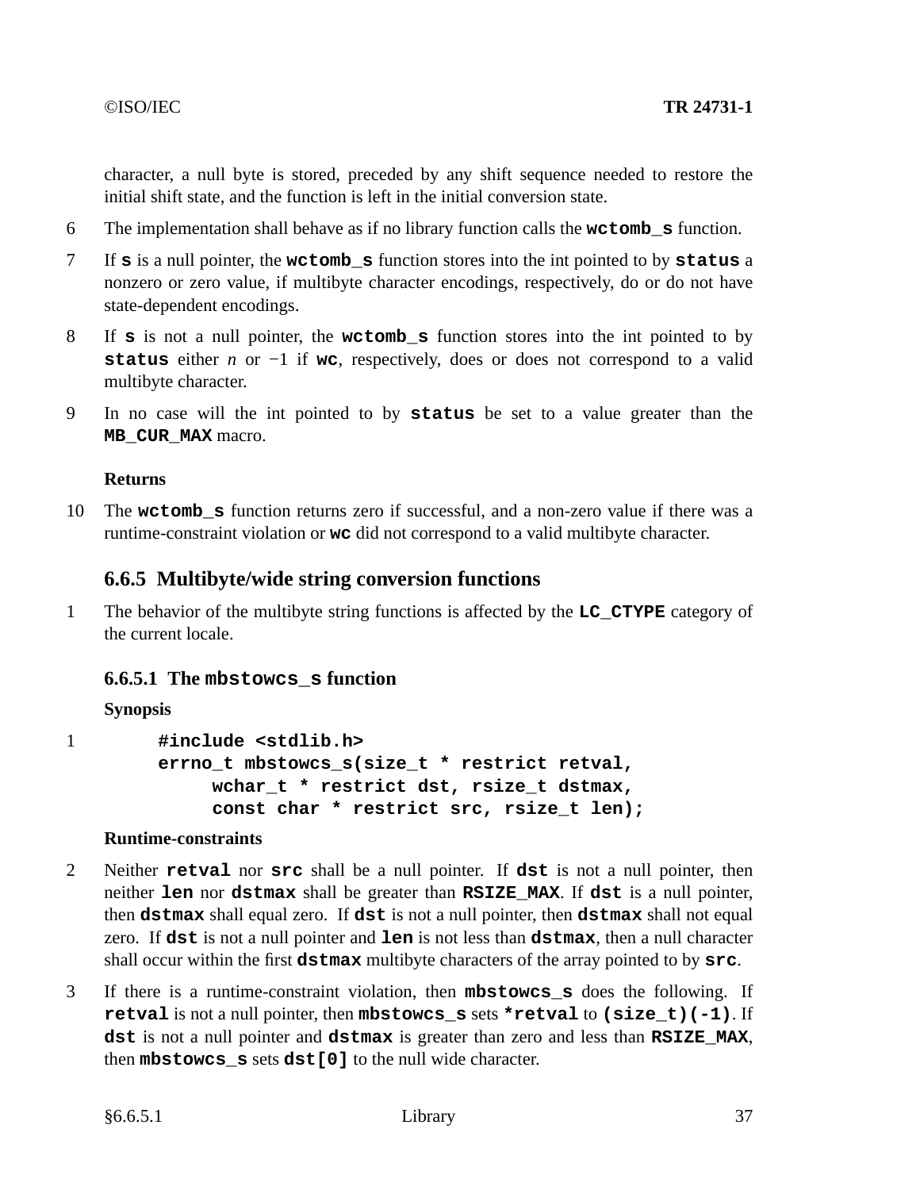character, a null byte is stored, preceded by any shift sequence needed to restore the initial shift state, and the function is left in the initial conversion state.

6 The implementation shall behave as if no library function calls the **wctomb_s** function.

7 If **s** is a null pointer, the **wctomb_s** function stores into the int pointed to by **status** a nonzero or zero value, if multibyte character encodings, respectively, do or do not have state-dependent encodings.

8 If **s** is not a null pointer, the **wctomb_s** function stores into the int pointed to by **status** either *n* or −1 if **wc**, respectively, does or does not correspond to a valid multibyte character.

9 In no case will the int pointed to by **status** be set to a value greater than the **MB_CUR_MAX** macro.

**Returns**

10 The **wctomb_s** function returns zero if successful, and a non-zero value if there was a runtime-constraint violation or **wc** did not correspond to a valid multibyte character.

### 6.6.5 Multibyte/wide string conversion functions

1 The behavior of the multibyte string functions is affected by the **LC_CTYPE** category of the current locale.

#### 6.6.5.1 The mbstowcs_s function

**Synopsis**

1
```
#include <stdlib.h>
errno_t mbstowcs_s(size_t * restrict retval,
     wchar_t * restrict dst, rsize_t dstmax,
     const char * restrict src, rsize_t len);
```

**Runtime-constraints**

2 Neither **retval** nor **src** shall be a null pointer. If **dst** is not a null pointer, then neither **len** nor **dstmax** shall be greater than **RSIZE_MAX**. If **dst** is a null pointer, then **dstmax** shall equal zero. If **dst** is not a null pointer, then **dstmax** shall not equal zero. If **dst** is not a null pointer and **len** is not less than **dstmax**, then a null character shall occur within the first **dstmax** multibyte characters of the array pointed to by **src**.

3 If there is a runtime-constraint violation, then **mbstowcs_s** does the following. If **retval** is not a null pointer, then **mbstowcs_s** sets **\*retval** to **(size_t)(-1)**. If **dst** is not a null pointer and **dstmax** is greater than zero and less than **RSIZE_MAX**, then **mbstowcs_s** sets **dst[0]** to the null wide character.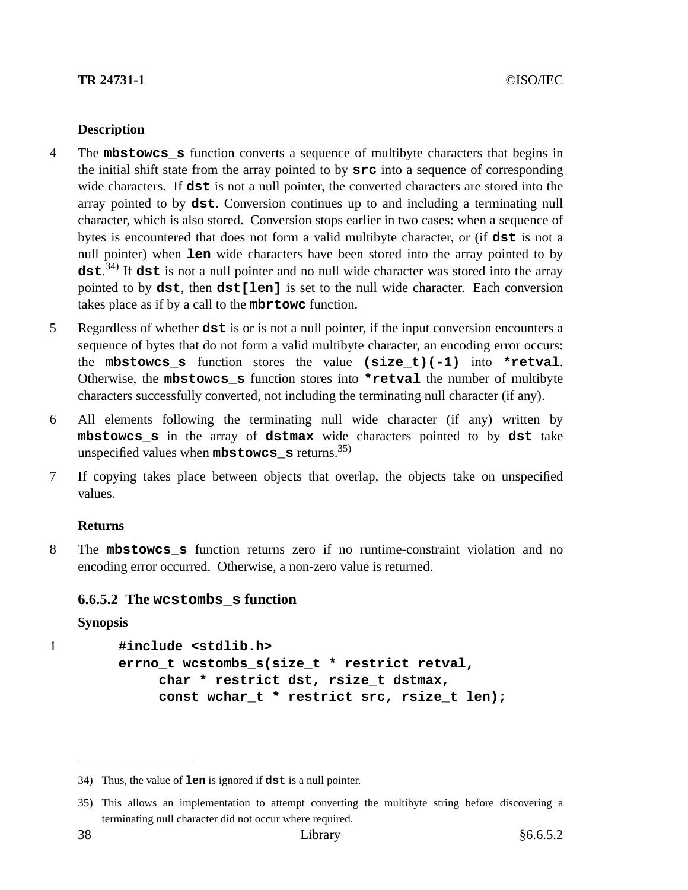**Description**

4 The **`mbstowcs_s`** function converts a sequence of multibyte characters that begins in the initial shift state from the array pointed to by **`src`** into a sequence of corresponding wide characters. If **`dst`** is not a null pointer, the converted characters are stored into the array pointed to by **`dst`**. Conversion continues up to and including a terminating null character, which is also stored. Conversion stops earlier in two cases: when a sequence of bytes is encountered that does not form a valid multibyte character, or (if **`dst`** is not a null pointer) when **`len`** wide characters have been stored into the array pointed to by **`dst`**.[34] If **`dst`** is not a null pointer and no null wide character was stored into the array pointed to by **`dst`**, then **`dst[len]`** is set to the null wide character. Each conversion takes place as if by a call to the **`mbrtowc`** function.

5 Regardless of whether **`dst`** is or is not a null pointer, if the input conversion encounters a sequence of bytes that do not form a valid multibyte character, an encoding error occurs: the **`mbstowcs_s`** function stores the value **`(size_t)(-1)`** into **`*retval`**. Otherwise, the **`mbstowcs_s`** function stores into **`*retval`** the number of multibyte characters successfully converted, not including the terminating null character (if any).

6 All elements following the terminating null wide character (if any) written by **`mbstowcs_s`** in the array of **`dstmax`** wide characters pointed to by **`dst`** take unspecified values when **`mbstowcs_s`** returns.[35]

7 If copying takes place between objects that overlap, the objects take on unspecified values.

**Returns**

8 The **`mbstowcs_s`** function returns zero if no runtime-constraint violation and no encoding error occurred. Otherwise, a non-zero value is returned.

### 6.6.5.2 The `wcstombs_s` function

**Synopsis**

1

```
#include <stdlib.h>
errno_t wcstombs_s(size_t * restrict retval,
     char * restrict dst, rsize_t dstmax,
     const wchar_t * restrict src, rsize_t len);
```

---

34) Thus, the value of **`len`** is ignored if **`dst`** is a null pointer.

35) This allows an implementation to attempt converting the multibyte string before discovering a terminating null character did not occur where required.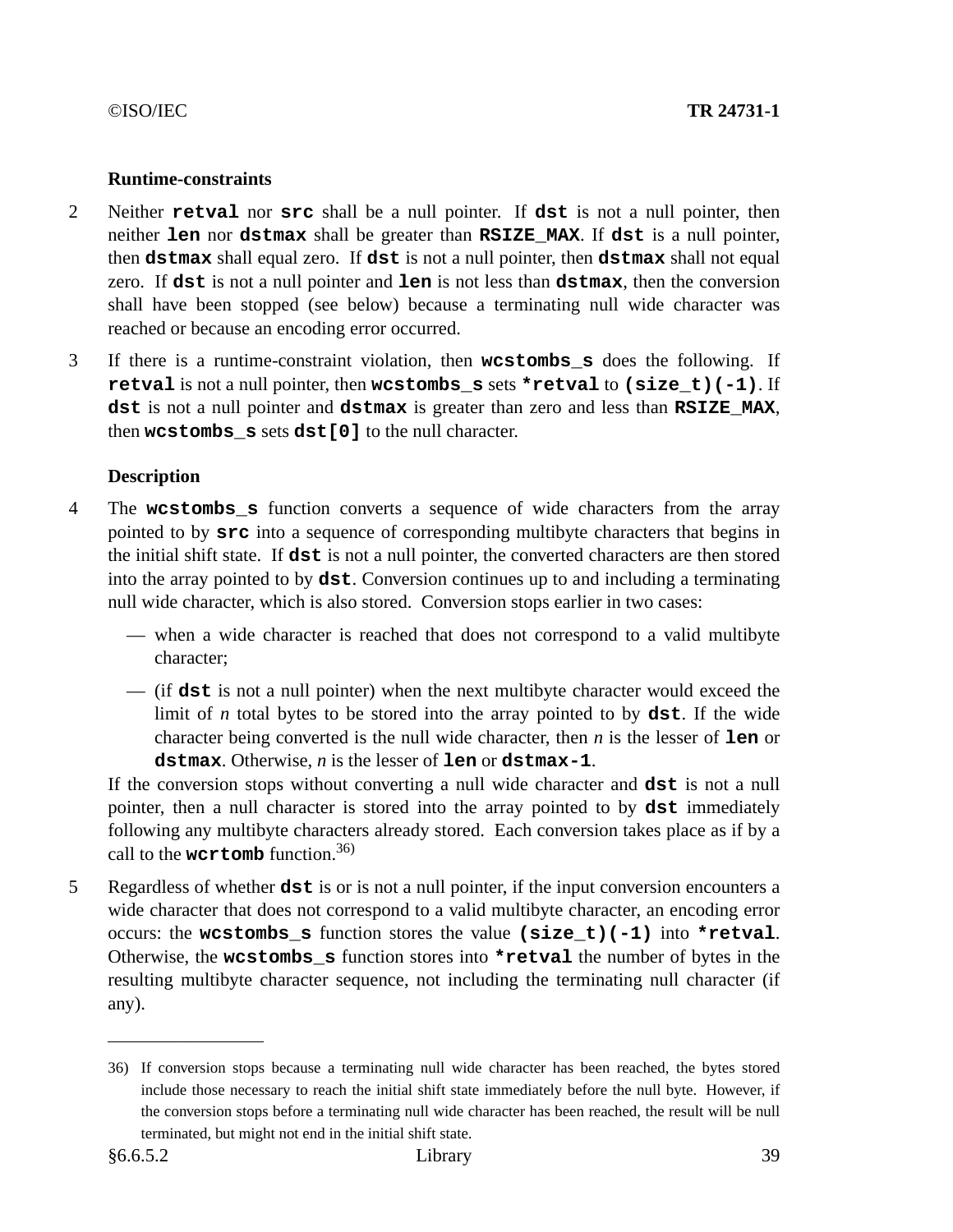#### Runtime-constraints

2 Neither **retval** nor **src** shall be a null pointer. If **dst** is not a null pointer, then neither **len** nor **dstmax** shall be greater than **RSIZE_MAX**. If **dst** is a null pointer, then **dstmax** shall equal zero. If **dst** is not a null pointer, then **dstmax** shall not equal zero. If **dst** is not a null pointer and **len** is not less than **dstmax**, then the conversion shall have been stopped (see below) because a terminating null wide character was reached or because an encoding error occurred.

3 If there is a runtime-constraint violation, then **wcstombs_s** does the following. If **retval** is not a null pointer, then **wcstombs_s** sets **\*retval** to **(size_t)(-1)**. If **dst** is not a null pointer and **dstmax** is greater than zero and less than **RSIZE_MAX**, then **wcstombs_s** sets **dst[0]** to the null character.

#### Description

4 The **wcstombs_s** function converts a sequence of wide characters from the array pointed to by **src** into a sequence of corresponding multibyte characters that begins in the initial shift state. If **dst** is not a null pointer, the converted characters are then stored into the array pointed to by **dst**. Conversion continues up to and including a terminating null wide character, which is also stored. Conversion stops earlier in two cases:

— when a wide character is reached that does not correspond to a valid multibyte character;

— (if **dst** is not a null pointer) when the next multibyte character would exceed the limit of *n* total bytes to be stored into the array pointed to by **dst**. If the wide character being converted is the null wide character, then *n* is the lesser of **len** or **dstmax**. Otherwise, *n* is the lesser of **len** or **dstmax-1**.

If the conversion stops without converting a null wide character and **dst** is not a null pointer, then a null character is stored into the array pointed to by **dst** immediately following any multibyte characters already stored. Each conversion takes place as if by a call to the **wcrtomb** function.[36)]

5 Regardless of whether **dst** is or is not a null pointer, if the input conversion encounters a wide character that does not correspond to a valid multibyte character, an encoding error occurs: the **wcstombs_s** function stores the value **(size_t)(-1)** into **\*retval**. Otherwise, the **wcstombs_s** function stores into **\*retval** the number of bytes in the resulting multibyte character sequence, not including the terminating null character (if any).

---

36) If conversion stops because a terminating null wide character has been reached, the bytes stored include those necessary to reach the initial shift state immediately before the null byte. However, if the conversion stops before a terminating null wide character has been reached, the result will be null terminated, but might not end in the initial shift state.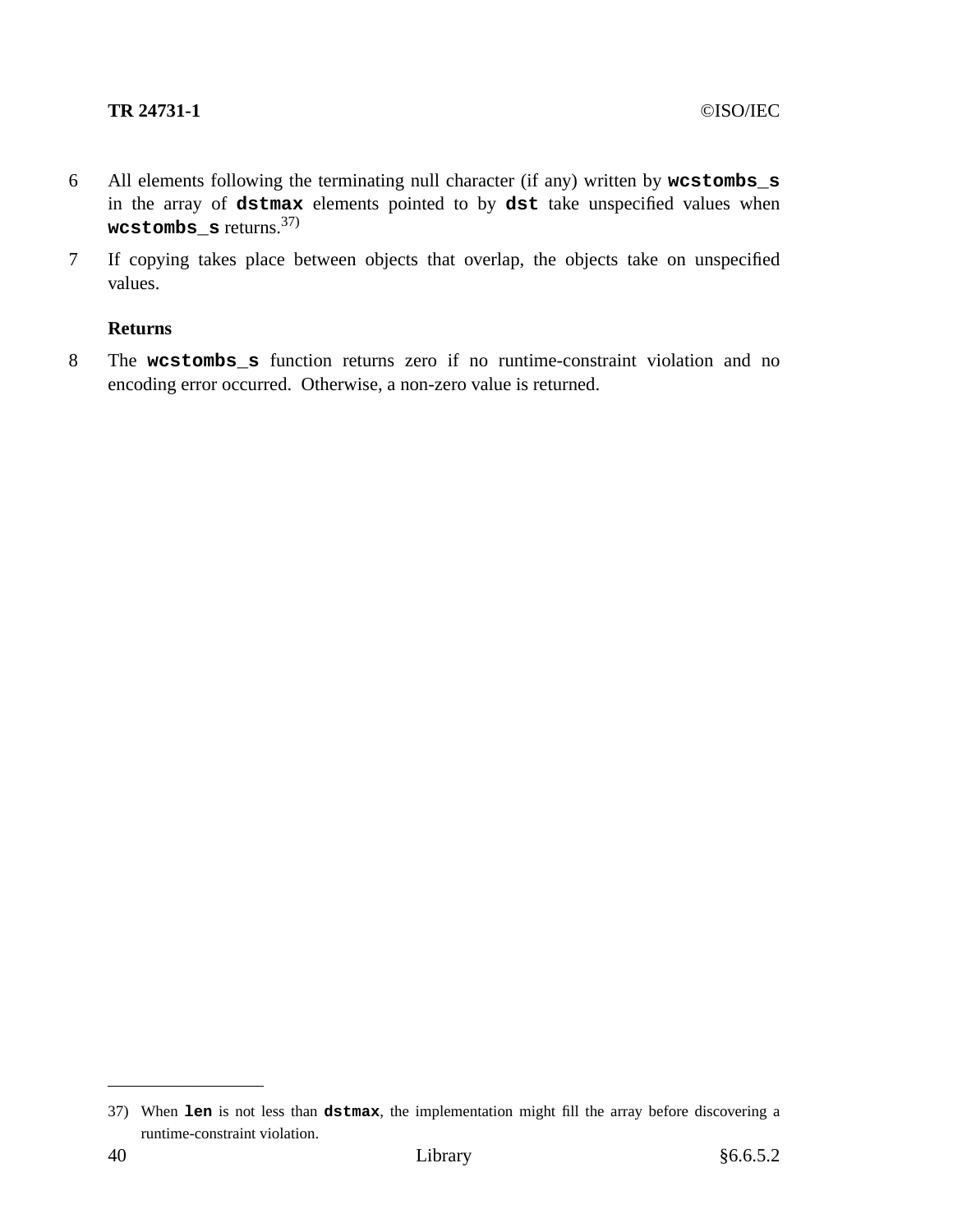6 All elements following the terminating null character (if any) written by **`wcstombs_s`** in the array of **`dstmax`** elements pointed to by **`dst`** take unspecified values when **`wcstombs_s`** returns.[37)]

7 If copying takes place between objects that overlap, the objects take on unspecified values.

**Returns**

8 The **`wcstombs_s`** function returns zero if no runtime-constraint violation and no encoding error occurred. Otherwise, a non-zero value is returned.

---

37) When **`len`** is not less than **`dstmax`**, the implementation might fill the array before discovering a runtime-constraint violation.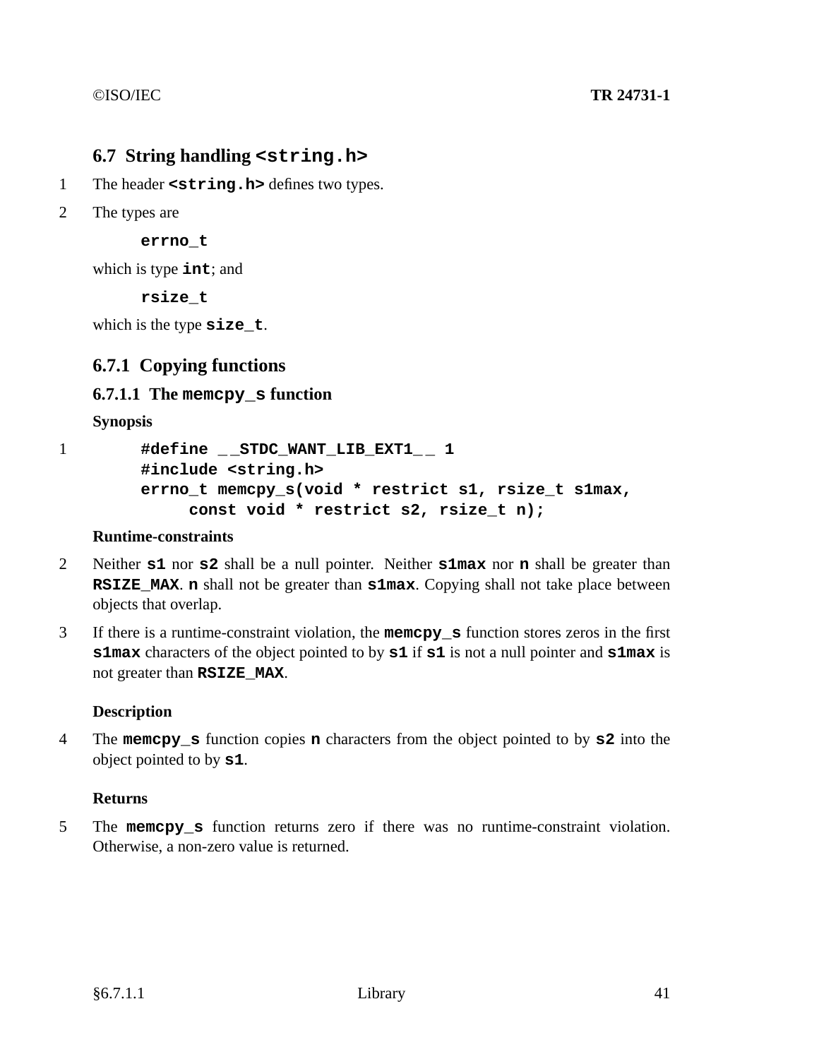## 6.7 String handling `<string.h>`

1 The header **`<string.h>`** defines two types.

2 The types are

```
errno_t
```

which is type **`int`**; and

```
rsize_t
```

which is the type **`size_t`**.

### 6.7.1 Copying functions

#### 6.7.1.1 The `memcpy_s` function

**Synopsis**

```
1   #define __STDC_WANT_LIB_EXT1__ 1
    #include <string.h>
    errno_t memcpy_s(void * restrict s1, rsize_t s1max,
         const void * restrict s2, rsize_t n);
```

**Runtime-constraints**

2 Neither **`s1`** nor **`s2`** shall be a null pointer. Neither **`s1max`** nor **`n`** shall be greater than **`RSIZE_MAX`**. **`n`** shall not be greater than **`s1max`**. Copying shall not take place between objects that overlap.

3 If there is a runtime-constraint violation, the **`memcpy_s`** function stores zeros in the first **`s1max`** characters of the object pointed to by **`s1`** if **`s1`** is not a null pointer and **`s1max`** is not greater than **`RSIZE_MAX`**.

**Description**

4 The **`memcpy_s`** function copies **`n`** characters from the object pointed to by **`s2`** into the object pointed to by **`s1`**.

**Returns**

5 The **`memcpy_s`** function returns zero if there was no runtime-constraint violation. Otherwise, a non-zero value is returned.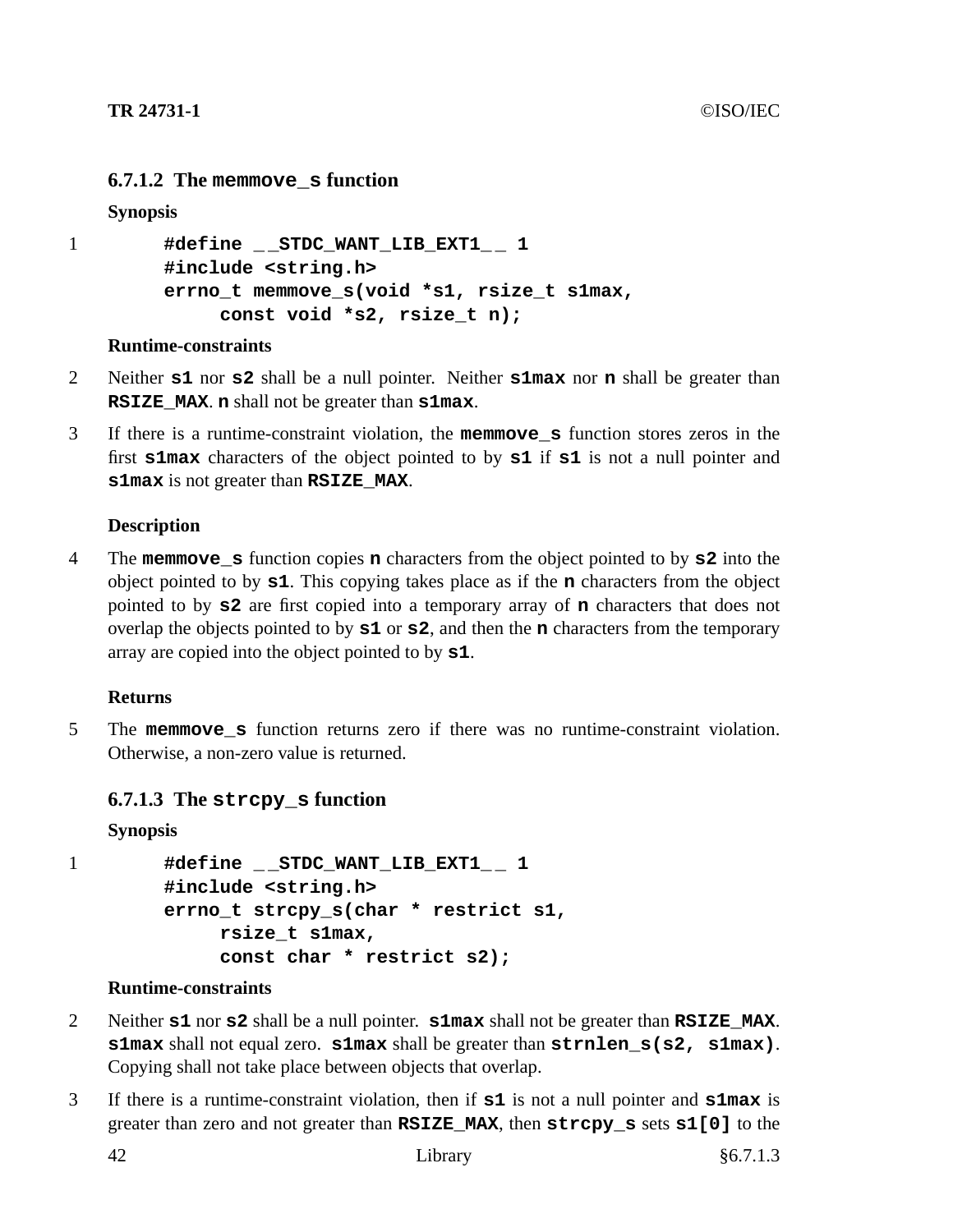### 6.7.1.2 The `memmove_s` function

**Synopsis**

1
```
#define __STDC_WANT_LIB_EXT1__ 1
#include <string.h>
errno_t memmove_s(void *s1, rsize_t s1max,
     const void *s2, rsize_t n);
```

**Runtime-constraints**

2 Neither **s1** nor **s2** shall be a null pointer. Neither **s1max** nor **n** shall be greater than **RSIZE_MAX**. **n** shall not be greater than **s1max**.

3 If there is a runtime-constraint violation, the **memmove_s** function stores zeros in the first **s1max** characters of the object pointed to by **s1** if **s1** is not a null pointer and **s1max** is not greater than **RSIZE_MAX**.

**Description**

4 The **memmove_s** function copies **n** characters from the object pointed to by **s2** into the object pointed to by **s1**. This copying takes place as if the **n** characters from the object pointed to by **s2** are first copied into a temporary array of **n** characters that does not overlap the objects pointed to by **s1** or **s2**, and then the **n** characters from the temporary array are copied into the object pointed to by **s1**.

**Returns**

5 The **memmove_s** function returns zero if there was no runtime-constraint violation. Otherwise, a non-zero value is returned.

### 6.7.1.3 The `strcpy_s` function

**Synopsis**

1
```
#define __STDC_WANT_LIB_EXT1__ 1
#include <string.h>
errno_t strcpy_s(char * restrict s1,
     rsize_t s1max,
     const char * restrict s2);
```

**Runtime-constraints**

2 Neither **s1** nor **s2** shall be a null pointer. **s1max** shall not be greater than **RSIZE_MAX**. **s1max** shall not equal zero. **s1max** shall be greater than **strnlen_s(s2, s1max)**. Copying shall not take place between objects that overlap.

3 If there is a runtime-constraint violation, then if **s1** is not a null pointer and **s1max** is greater than zero and not greater than **RSIZE_MAX**, then **strcpy_s** sets **s1[0]** to the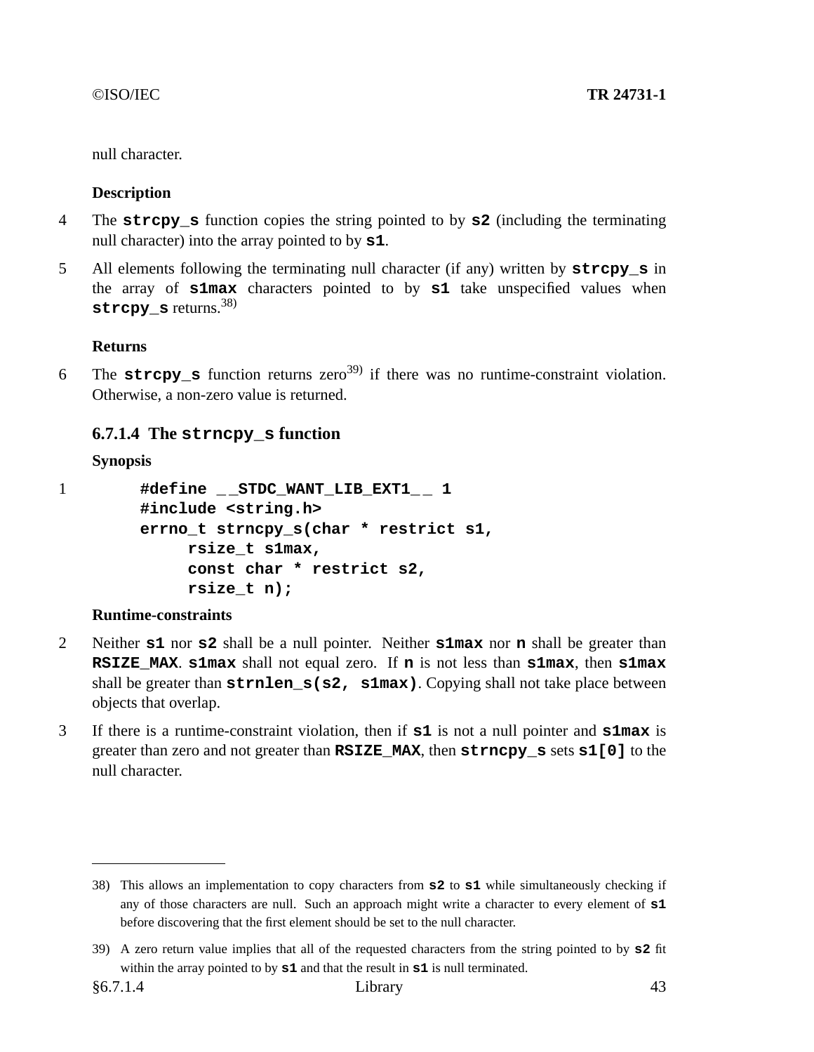null character.

**Description**

4 The **strcpy_s** function copies the string pointed to by **s2** (including the terminating null character) into the array pointed to by **s1**.

5 All elements following the terminating null character (if any) written by **strcpy_s** in the array of **s1max** characters pointed to by **s1** take unspecified values when **strcpy_s** returns.[38)]

**Returns**

6 The **strcpy_s** function returns zero[39)] if there was no runtime-constraint violation. Otherwise, a non-zero value is returned.

### 6.7.1.4 The strncpy_s function

**Synopsis**

1

```
#define __STDC_WANT_LIB_EXT1__ 1
#include <string.h>
errno_t strncpy_s(char * restrict s1,
     rsize_t s1max,
     const char * restrict s2,
     rsize_t n);
```

**Runtime-constraints**

2 Neither **s1** nor **s2** shall be a null pointer. Neither **s1max** nor **n** shall be greater than **RSIZE_MAX**. **s1max** shall not equal zero. If **n** is not less than **s1max**, then **s1max** shall be greater than **strnlen_s(s2, s1max)**. Copying shall not take place between objects that overlap.

3 If there is a runtime-constraint violation, then if **s1** is not a null pointer and **s1max** is greater than zero and not greater than **RSIZE_MAX**, then **strncpy_s** sets **s1[0]** to the null character.

---

38) This allows an implementation to copy characters from **s2** to **s1** while simultaneously checking if any of those characters are null. Such an approach might write a character to every element of **s1** before discovering that the first element should be set to the null character.

39) A zero return value implies that all of the requested characters from the string pointed to by **s2** fit within the array pointed to by **s1** and that the result in **s1** is null terminated.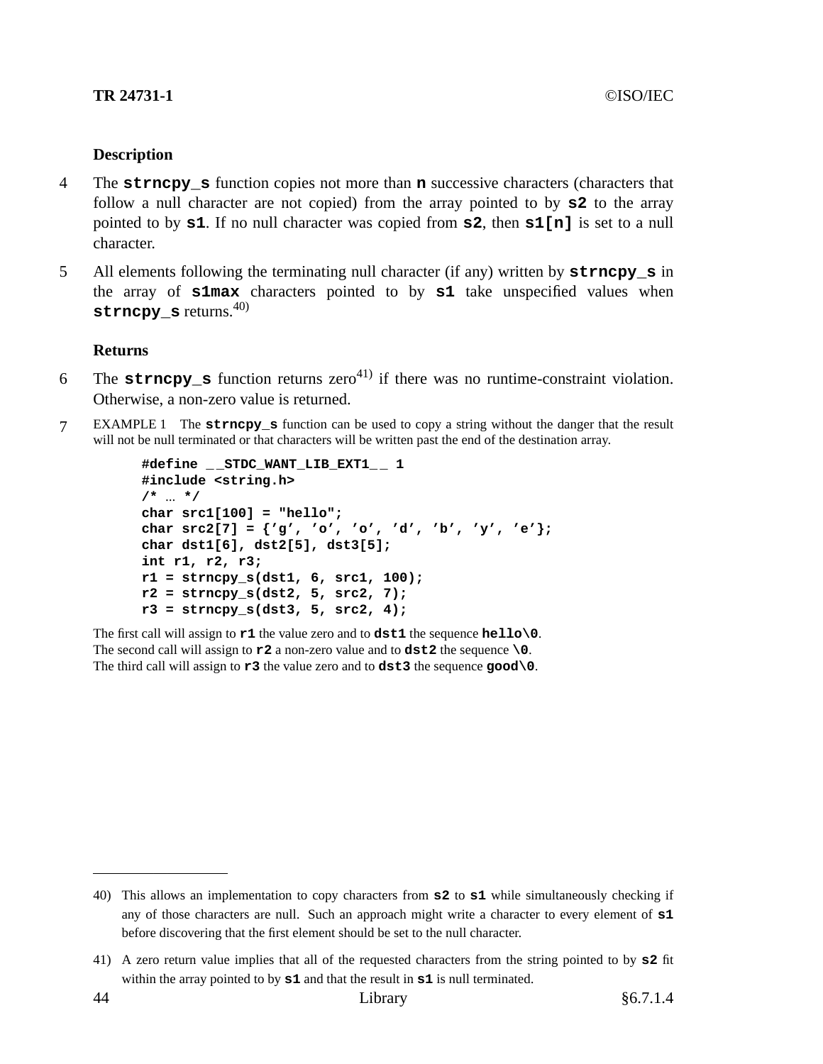### Description

4 The **strncpy_s** function copies not more than **n** successive characters (characters that follow a null character are not copied) from the array pointed to by **s2** to the array pointed to by **s1**. If no null character was copied from **s2**, then **s1[n]** is set to a null character.

5 All elements following the terminating null character (if any) written by **strncpy_s** in the array of **s1max** characters pointed to by **s1** take unspecified values when **strncpy_s** returns.[40)]

### Returns

6 The **strncpy_s** function returns zero[41)] if there was no runtime-constraint violation. Otherwise, a non-zero value is returned.

7 EXAMPLE 1 The **strncpy_s** function can be used to copy a string without the danger that the result will not be null terminated or that characters will be written past the end of the destination array.

```
#define __STDC_WANT_LIB_EXT1__ 1
#include <string.h>
/* ... */
char src1[100] = "hello";
char src2[7] = {'g', 'o', 'o', 'd', 'b', 'y', 'e'};
char dst1[6], dst2[5], dst3[5];
int r1, r2, r3;
r1 = strncpy_s(dst1, 6, src1, 100);
r2 = strncpy_s(dst2, 5, src2, 7);
r3 = strncpy_s(dst3, 5, src2, 4);
```

The first call will assign to **r1** the value zero and to **dst1** the sequence **hello\0**.
The second call will assign to **r2** a non-zero value and to **dst2** the sequence **\0**.
The third call will assign to **r3** the value zero and to **dst3** the sequence **good\0**.

---

40) This allows an implementation to copy characters from **s2** to **s1** while simultaneously checking if any of those characters are null. Such an approach might write a character to every element of **s1** before discovering that the first element should be set to the null character.

41) A zero return value implies that all of the requested characters from the string pointed to by **s2** fit within the array pointed to by **s1** and that the result in **s1** is null terminated.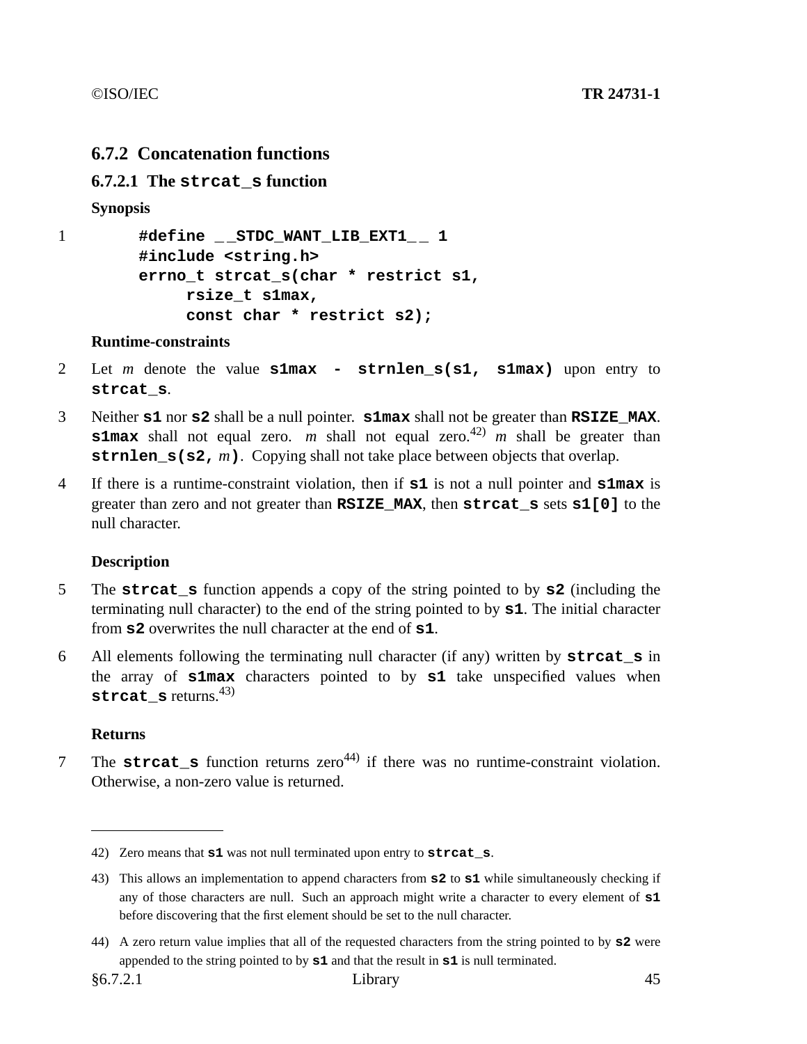### 6.7.2 Concatenation functions

#### 6.7.2.1 The `strcat_s` function

**Synopsis**

1
```
#define __STDC_WANT_LIB_EXT1__ 1
#include <string.h>
errno_t strcat_s(char * restrict s1,
     rsize_t s1max,
     const char * restrict s2);
```

**Runtime-constraints**

2 Let *m* denote the value **s1max - strnlen_s(s1, s1max)** upon entry to **strcat_s**.

3 Neither **s1** nor **s2** shall be a null pointer. **s1max** shall not be greater than **RSIZE_MAX**. **s1max** shall not equal zero. *m* shall not equal zero.[42] *m* shall be greater than **strnlen_s(s2,** *m***)**. Copying shall not take place between objects that overlap.

4 If there is a runtime-constraint violation, then if **s1** is not a null pointer and **s1max** is greater than zero and not greater than **RSIZE_MAX**, then **strcat_s** sets **s1[0]** to the null character.

**Description**

5 The **strcat_s** function appends a copy of the string pointed to by **s2** (including the terminating null character) to the end of the string pointed to by **s1**. The initial character from **s2** overwrites the null character at the end of **s1**.

6 All elements following the terminating null character (if any) written by **strcat_s** in the array of **s1max** characters pointed to by **s1** take unspecified values when **strcat_s** returns.[43]

**Returns**

7 The **strcat_s** function returns zero[44] if there was no runtime-constraint violation. Otherwise, a non-zero value is returned.

---

42) Zero means that **s1** was not null terminated upon entry to **strcat_s**.

43) This allows an implementation to append characters from **s2** to **s1** while simultaneously checking if any of those characters are null. Such an approach might write a character to every element of **s1** before discovering that the first element should be set to the null character.

44) A zero return value implies that all of the requested characters from the string pointed to by **s2** were appended to the string pointed to by **s1** and that the result in **s1** is null terminated.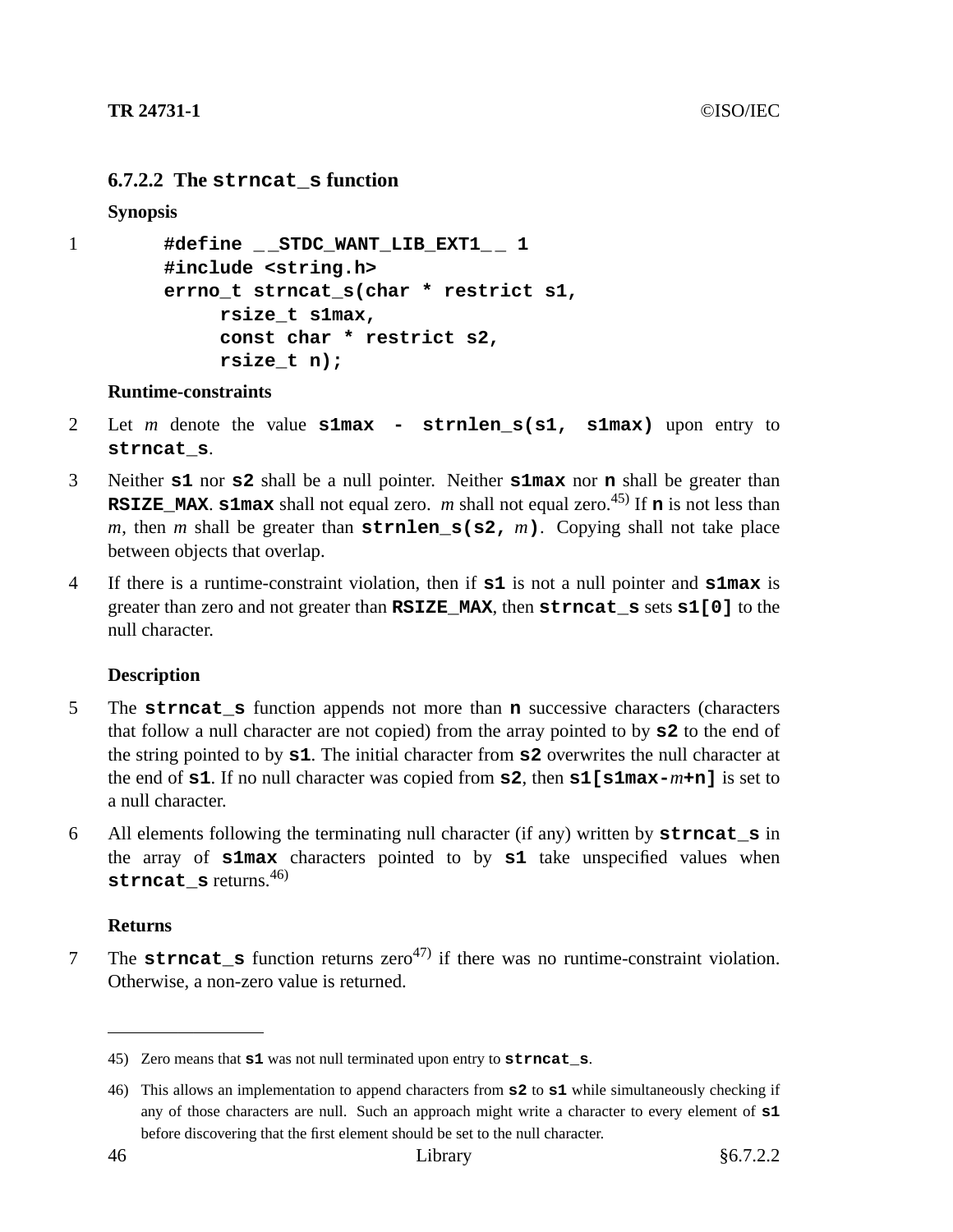### 6.7.2.2 The `strncat_s` function

**Synopsis**

1

```
#define __STDC_WANT_LIB_EXT1__ 1
#include <string.h>
errno_t strncat_s(char * restrict s1,
     rsize_t s1max,
     const char * restrict s2,
     rsize_t n);
```

**Runtime-constraints**

2 Let *m* denote the value **`s1max - strnlen_s(s1, s1max)`** upon entry to **`strncat_s`**.

3 Neither **`s1`** nor **`s2`** shall be a null pointer. Neither **`s1max`** nor **`n`** shall be greater than **`RSIZE_MAX`**. **`s1max`** shall not equal zero. *m* shall not equal zero.[45] If **`n`** is not less than *m*, then *m* shall be greater than **`strnlen_s(s2,`** *m***`)`**. Copying shall not take place between objects that overlap.

4 If there is a runtime-constraint violation, then if **`s1`** is not a null pointer and **`s1max`** is greater than zero and not greater than **`RSIZE_MAX`**, then **`strncat_s`** sets **`s1[0]`** to the null character.

**Description**

5 The **`strncat_s`** function appends not more than **`n`** successive characters (characters that follow a null character are not copied) from the array pointed to by **`s2`** to the end of the string pointed to by **`s1`**. The initial character from **`s2`** overwrites the null character at the end of **`s1`**. If no null character was copied from **`s2`**, then **`s1[s1max-`***m***`+n]`** is set to a null character.

6 All elements following the terminating null character (if any) written by **`strncat_s`** in the array of **`s1max`** characters pointed to by **`s1`** take unspecified values when **`strncat_s`** returns.[46]

**Returns**

7 The **`strncat_s`** function returns zero[47] if there was no runtime-constraint violation. Otherwise, a non-zero value is returned.

---

45) Zero means that **`s1`** was not null terminated upon entry to **`strncat_s`**.

46) This allows an implementation to append characters from **`s2`** to **`s1`** while simultaneously checking if any of those characters are null. Such an approach might write a character to every element of **`s1`** before discovering that the first element should be set to the null character.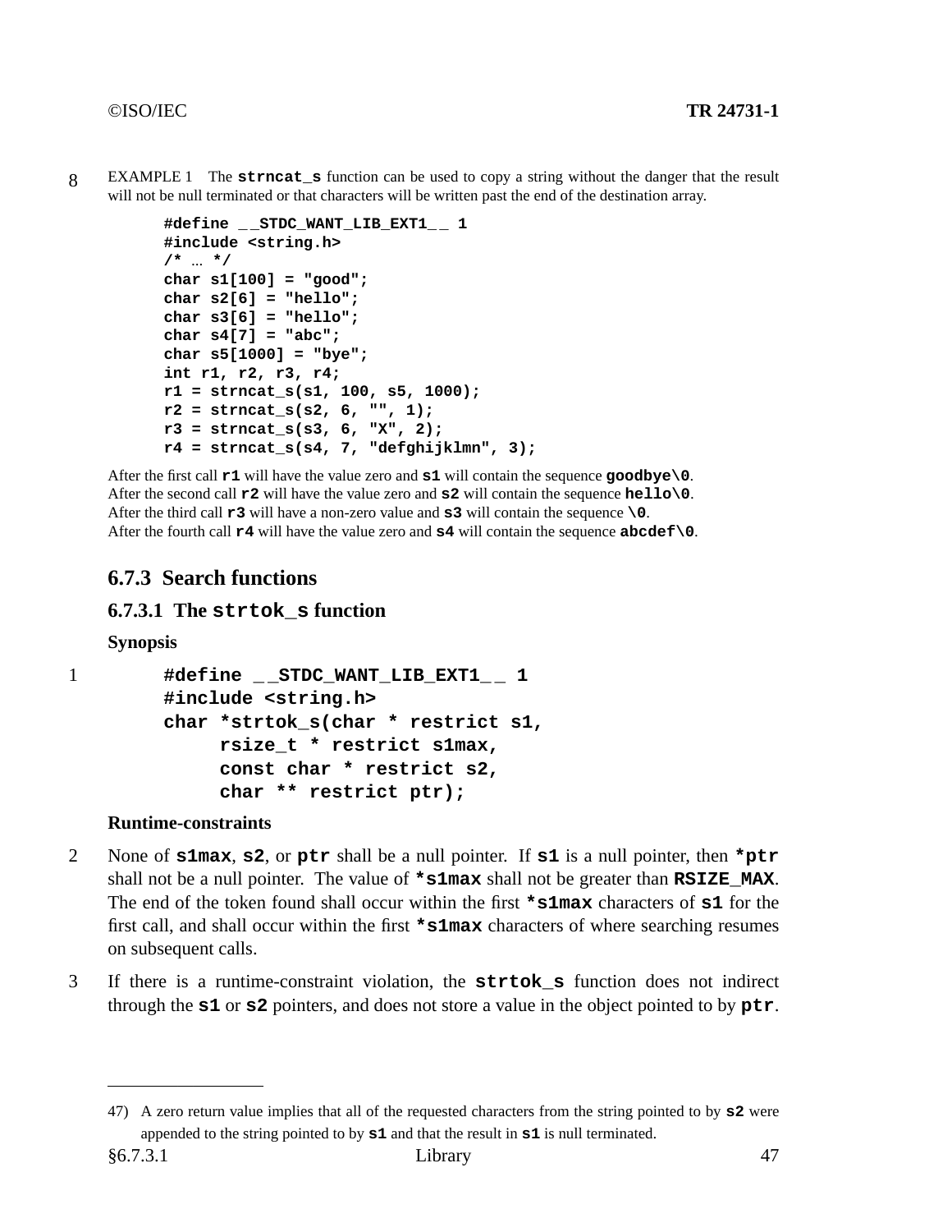8 EXAMPLE 1 The **strncat_s** function can be used to copy a string without the danger that the result will not be null terminated or that characters will be written past the end of the destination array.

```
#define __STDC_WANT_LIB_EXT1__ 1
#include <string.h>
/* ... */
char s1[100] = "good";
char s2[6] = "hello";
char s3[6] = "hello";
char s4[7] = "abc";
char s5[1000] = "bye";
int r1, r2, r3, r4;
r1 = strncat_s(s1, 100, s5, 1000);
r2 = strncat_s(s2, 6, "", 1);
r3 = strncat_s(s3, 6, "X", 2);
r4 = strncat_s(s4, 7, "defghijklmn", 3);
```

After the first call **r1** will have the value zero and **s1** will contain the sequence **goodbye\0**.
After the second call **r2** will have the value zero and **s2** will contain the sequence **hello\0**.
After the third call **r3** will have a non-zero value and **s3** will contain the sequence **\0**.
After the fourth call **r4** will have the value zero and **s4** will contain the sequence **abcdef\0**.

## 6.7.3 Search functions

### 6.7.3.1 The strtok_s function

**Synopsis**

1

```
#define __STDC_WANT_LIB_EXT1__ 1
#include <string.h>
char *strtok_s(char * restrict s1,
     rsize_t * restrict s1max,
     const char * restrict s2,
     char ** restrict ptr);
```

**Runtime-constraints**

2 None of **s1max**, **s2**, or **ptr** shall be a null pointer. If **s1** is a null pointer, then **\*ptr** shall not be a null pointer. The value of **\*s1max** shall not be greater than **RSIZE_MAX**. The end of the token found shall occur within the first **\*s1max** characters of **s1** for the first call, and shall occur within the first **\*s1max** characters of where searching resumes on subsequent calls.

3 If there is a runtime-constraint violation, the **strtok_s** function does not indirect through the **s1** or **s2** pointers, and does not store a value in the object pointed to by **ptr**.

47) A zero return value implies that all of the requested characters from the string pointed to by **s2** were appended to the string pointed to by **s1** and that the result in **s1** is null terminated.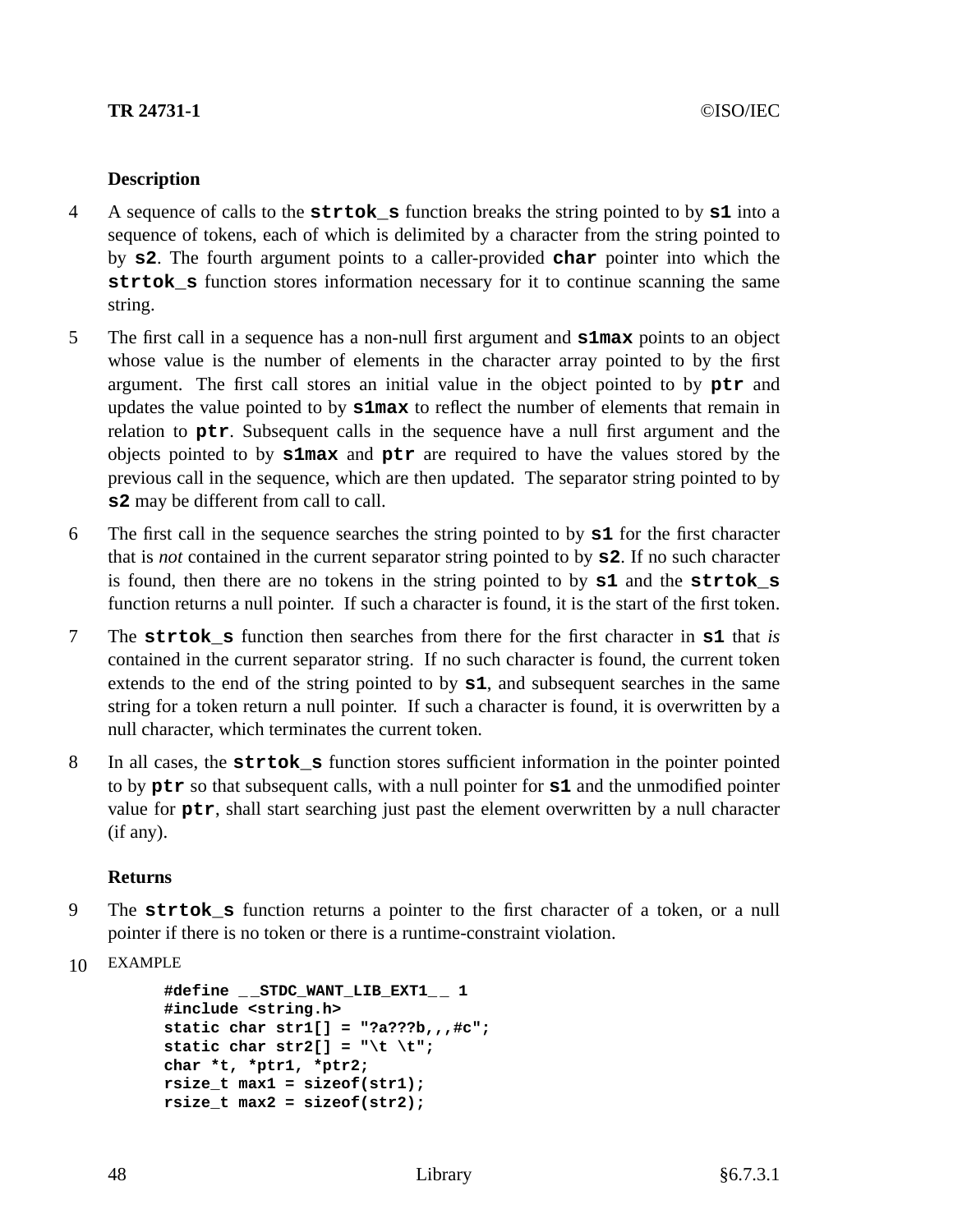**Description**

4 A sequence of calls to the **strtok_s** function breaks the string pointed to by **s1** into a sequence of tokens, each of which is delimited by a character from the string pointed to by **s2**. The fourth argument points to a caller-provided **char** pointer into which the **strtok_s** function stores information necessary for it to continue scanning the same string.

5 The first call in a sequence has a non-null first argument and **s1max** points to an object whose value is the number of elements in the character array pointed to by the first argument. The first call stores an initial value in the object pointed to by **ptr** and updates the value pointed to by **s1max** to reflect the number of elements that remain in relation to **ptr**. Subsequent calls in the sequence have a null first argument and the objects pointed to by **s1max** and **ptr** are required to have the values stored by the previous call in the sequence, which are then updated. The separator string pointed to by **s2** may be different from call to call.

6 The first call in the sequence searches the string pointed to by **s1** for the first character that is *not* contained in the current separator string pointed to by **s2**. If no such character is found, then there are no tokens in the string pointed to by **s1** and the **strtok_s** function returns a null pointer. If such a character is found, it is the start of the first token.

7 The **strtok_s** function then searches from there for the first character in **s1** that *is* contained in the current separator string. If no such character is found, the current token extends to the end of the string pointed to by **s1**, and subsequent searches in the same string for a token return a null pointer. If such a character is found, it is overwritten by a null character, which terminates the current token.

8 In all cases, the **strtok_s** function stores sufficient information in the pointer pointed to by **ptr** so that subsequent calls, with a null pointer for **s1** and the unmodified pointer value for **ptr**, shall start searching just past the element overwritten by a null character (if any).

**Returns**

9 The **strtok_s** function returns a pointer to the first character of a token, or a null pointer if there is no token or there is a runtime-constraint violation.

10 EXAMPLE

```
#define __STDC_WANT_LIB_EXT1__ 1
#include <string.h>
static char str1[] = "?a???b,,,#c";
static char str2[] = "\t \t";
char *t, *ptr1, *ptr2;
rsize_t max1 = sizeof(str1);
rsize_t max2 = sizeof(str2);
```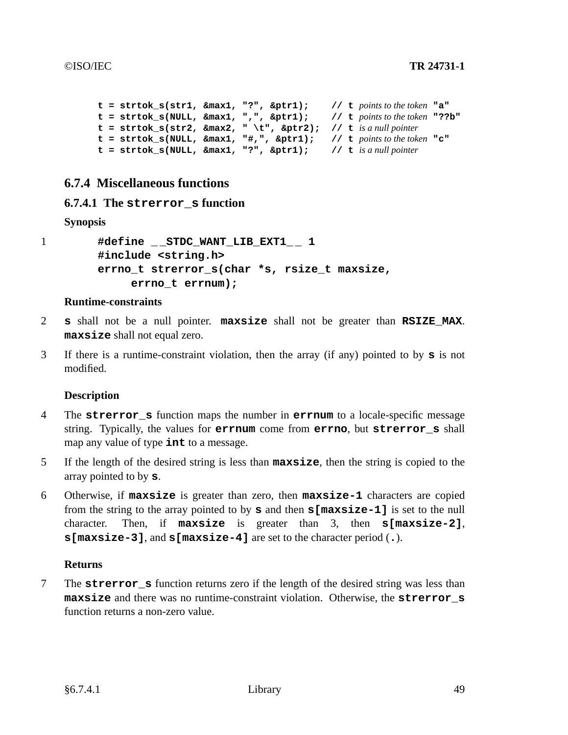```
t = strtok_s(str1, &max1, "?", &ptr1);     // t points to the token "a"
t = strtok_s(NULL, &max1, ",", &ptr1);     // t points to the token "??b"
t = strtok_s(str2, &max2, " \t", &ptr2);   // t is a null pointer
t = strtok_s(NULL, &max1, "#,", &ptr1);    // t points to the token "c"
t = strtok_s(NULL, &max1, "?", &ptr1);     // t is a null pointer
```

### 6.7.4 Miscellaneous functions

#### 6.7.4.1 The `strerror_s` function

**Synopsis**

1
```
#define __STDC_WANT_LIB_EXT1__ 1
#include <string.h>
errno_t strerror_s(char *s, rsize_t maxsize,
     errno_t errnum);
```

**Runtime-constraints**

2 **s** shall not be a null pointer. **maxsize** shall not be greater than **RSIZE_MAX**. **maxsize** shall not equal zero.

3 If there is a runtime-constraint violation, then the array (if any) pointed to by **s** is not modified.

**Description**

4 The **strerror_s** function maps the number in **errnum** to a locale-specific message string. Typically, the values for **errnum** come from **errno**, but **strerror_s** shall map any value of type **int** to a message.

5 If the length of the desired string is less than **maxsize**, then the string is copied to the array pointed to by **s**.

6 Otherwise, if **maxsize** is greater than zero, then **maxsize-1** characters are copied from the string to the array pointed to by **s** and then **s[maxsize-1]** is set to the null character. Then, if **maxsize** is greater than 3, then **s[maxsize-2]**, **s[maxsize-3]**, and **s[maxsize-4]** are set to the character period (**.**).

**Returns**

7 The **strerror_s** function returns zero if the length of the desired string was less than **maxsize** and there was no runtime-constraint violation. Otherwise, the **strerror_s** function returns a non-zero value.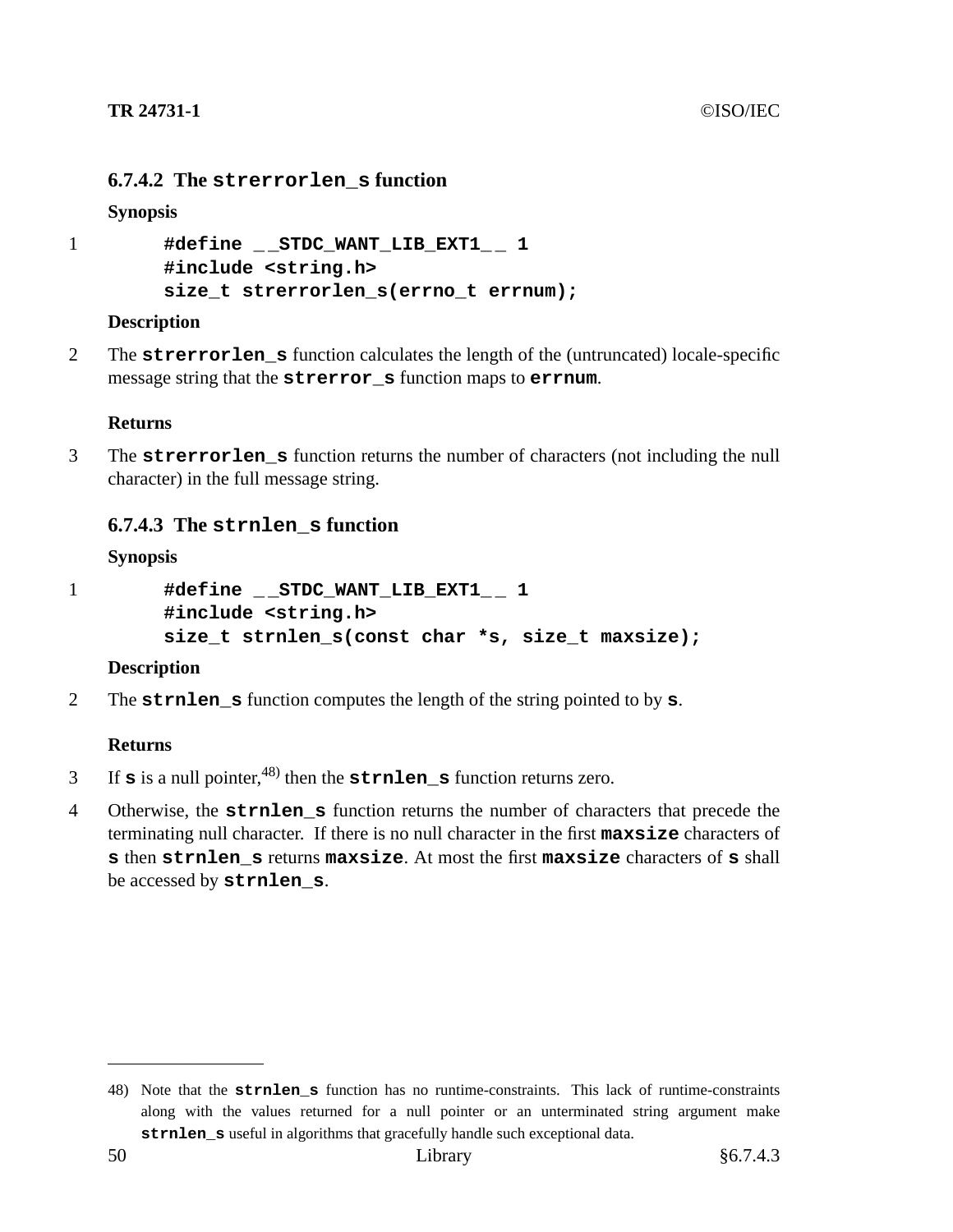#### 6.7.4.2 The `strerrorlen_s` function

**Synopsis**

1
```
#define __STDC_WANT_LIB_EXT1__ 1
#include <string.h>
size_t strerrorlen_s(errno_t errnum);
```

**Description**

2 The **`strerrorlen_s`** function calculates the length of the (untruncated) locale-specific message string that the **`strerror_s`** function maps to **`errnum`**.

**Returns**

3 The **`strerrorlen_s`** function returns the number of characters (not including the null character) in the full message string.

#### 6.7.4.3 The `strnlen_s` function

**Synopsis**

1
```
#define __STDC_WANT_LIB_EXT1__ 1
#include <string.h>
size_t strnlen_s(const char *s, size_t maxsize);
```

**Description**

2 The **`strnlen_s`** function computes the length of the string pointed to by **`s`**.

**Returns**

3 If **`s`** is a null pointer,[48] then the **`strnlen_s`** function returns zero.

4 Otherwise, the **`strnlen_s`** function returns the number of characters that precede the terminating null character. If there is no null character in the first **`maxsize`** characters of **`s`** then **`strnlen_s`** returns **`maxsize`**. At most the first **`maxsize`** characters of **`s`** shall be accessed by **`strnlen_s`**.

---

48) Note that the **`strnlen_s`** function has no runtime-constraints. This lack of runtime-constraints along with the values returned for a null pointer or an unterminated string argument make **`strnlen_s`** useful in algorithms that gracefully handle such exceptional data.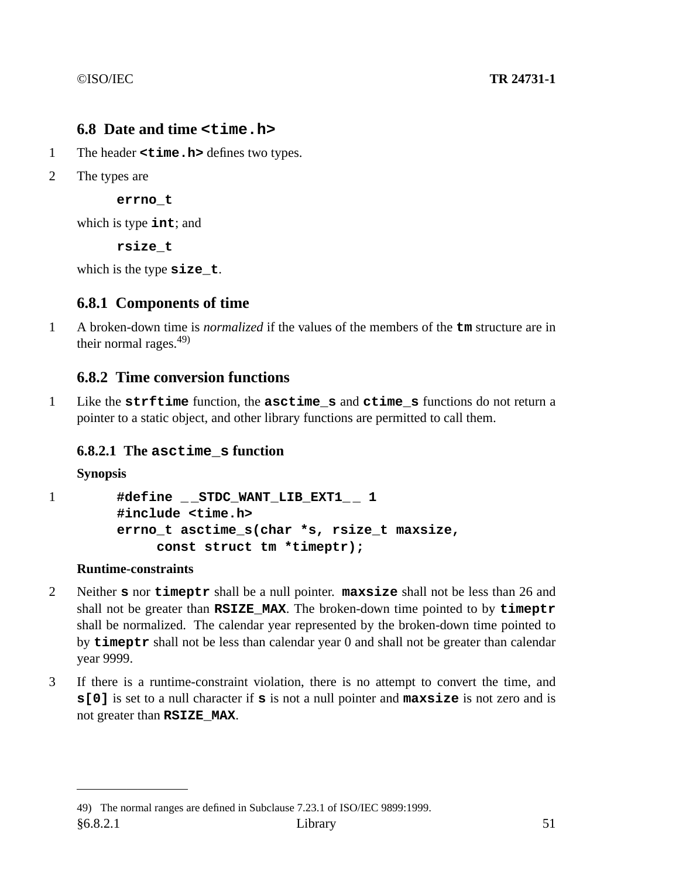## 6.8 Date and time `<time.h>`

1 The header **`<time.h>`** defines two types.

2 The types are

```
errno_t
```

which is type **`int`**; and

```
rsize_t
```

which is the type **`size_t`**.

### 6.8.1 Components of time

1 A broken-down time is *normalized* if the values of the members of the **`tm`** structure are in their normal rages.[49)]

### 6.8.2 Time conversion functions

1 Like the **`strftime`** function, the **`asctime_s`** and **`ctime_s`** functions do not return a pointer to a static object, and other library functions are permitted to call them.

#### 6.8.2.1 The `asctime_s` function

**Synopsis**

1

```
#define __STDC_WANT_LIB_EXT1__ 1
#include <time.h>
errno_t asctime_s(char *s, rsize_t maxsize,
     const struct tm *timeptr);
```

**Runtime-constraints**

2 Neither **`s`** nor **`timeptr`** shall be a null pointer. **`maxsize`** shall not be less than 26 and shall not be greater than **`RSIZE_MAX`**. The broken-down time pointed to by **`timeptr`** shall be normalized. The calendar year represented by the broken-down time pointed to by **`timeptr`** shall not be less than calendar year 0 and shall not be greater than calendar year 9999.

3 If there is a runtime-constraint violation, there is no attempt to convert the time, and **`s[0]`** is set to a null character if **`s`** is not a null pointer and **`maxsize`** is not zero and is not greater than **`RSIZE_MAX`**.

---

49) The normal ranges are defined in Subclause 7.23.1 of ISO/IEC 9899:1999.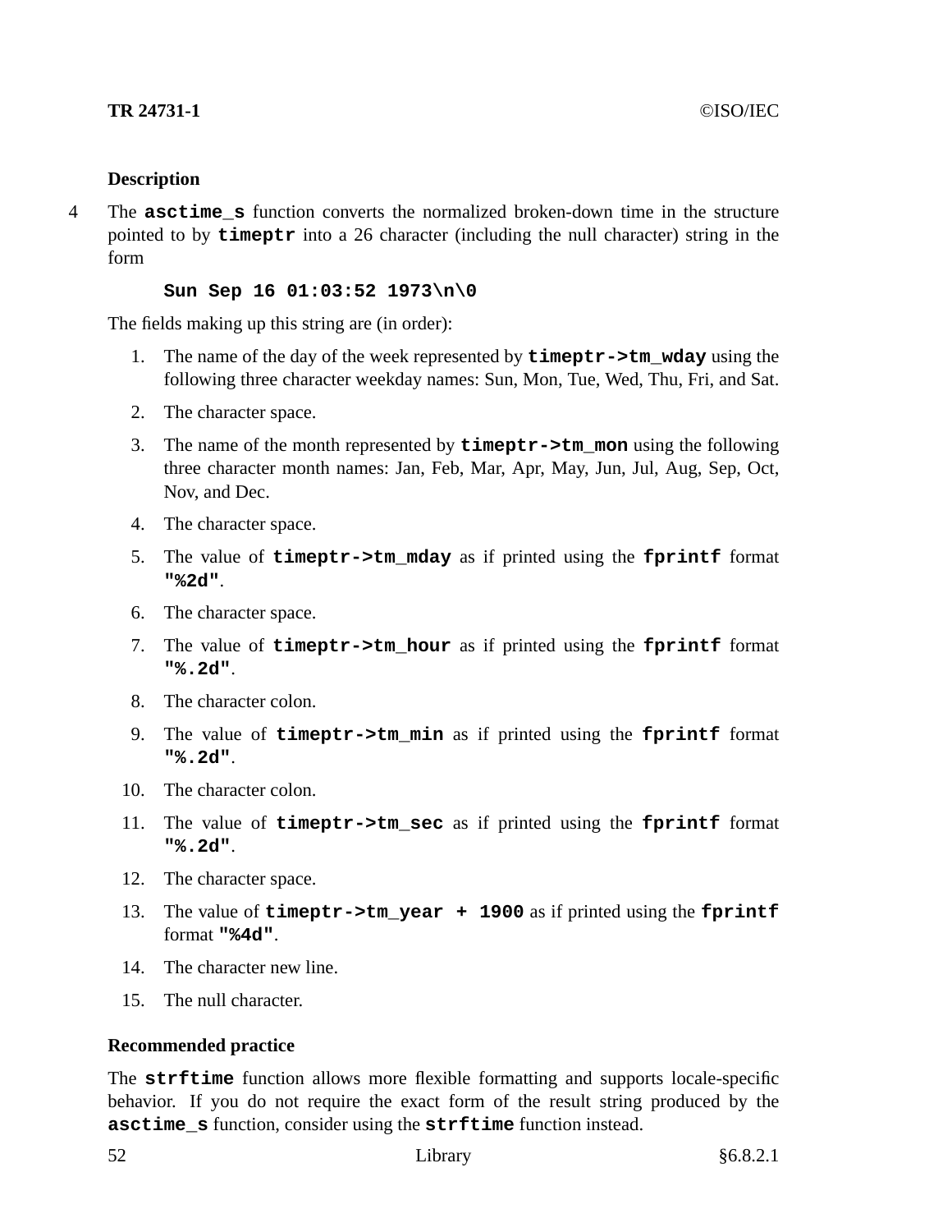### Description

4 The **`asctime_s`** function converts the normalized broken-down time in the structure pointed to by **`timeptr`** into a 26 character (including the null character) string in the form

```
Sun Sep 16 01:03:52 1973\n\0
```

The fields making up this string are (in order):

1. The name of the day of the week represented by **`timeptr->tm_wday`** using the following three character weekday names: Sun, Mon, Tue, Wed, Thu, Fri, and Sat.
2. The character space.
3. The name of the month represented by **`timeptr->tm_mon`** using the following three character month names: Jan, Feb, Mar, Apr, May, Jun, Jul, Aug, Sep, Oct, Nov, and Dec.
4. The character space.
5. The value of **`timeptr->tm_mday`** as if printed using the **`fprintf`** format **`"%2d"`**.
6. The character space.
7. The value of **`timeptr->tm_hour`** as if printed using the **`fprintf`** format **`"%.2d"`**.
8. The character colon.
9. The value of **`timeptr->tm_min`** as if printed using the **`fprintf`** format **`"%.2d"`**.
10. The character colon.
11. The value of **`timeptr->tm_sec`** as if printed using the **`fprintf`** format **`"%.2d"`**.
12. The character space.
13. The value of **`timeptr->tm_year + 1900`** as if printed using the **`fprintf`** format **`"%4d"`**.
14. The character new line.
15. The null character.

### Recommended practice

The **`strftime`** function allows more flexible formatting and supports locale-specific behavior. If you do not require the exact form of the result string produced by the **`asctime_s`** function, consider using the **`strftime`** function instead.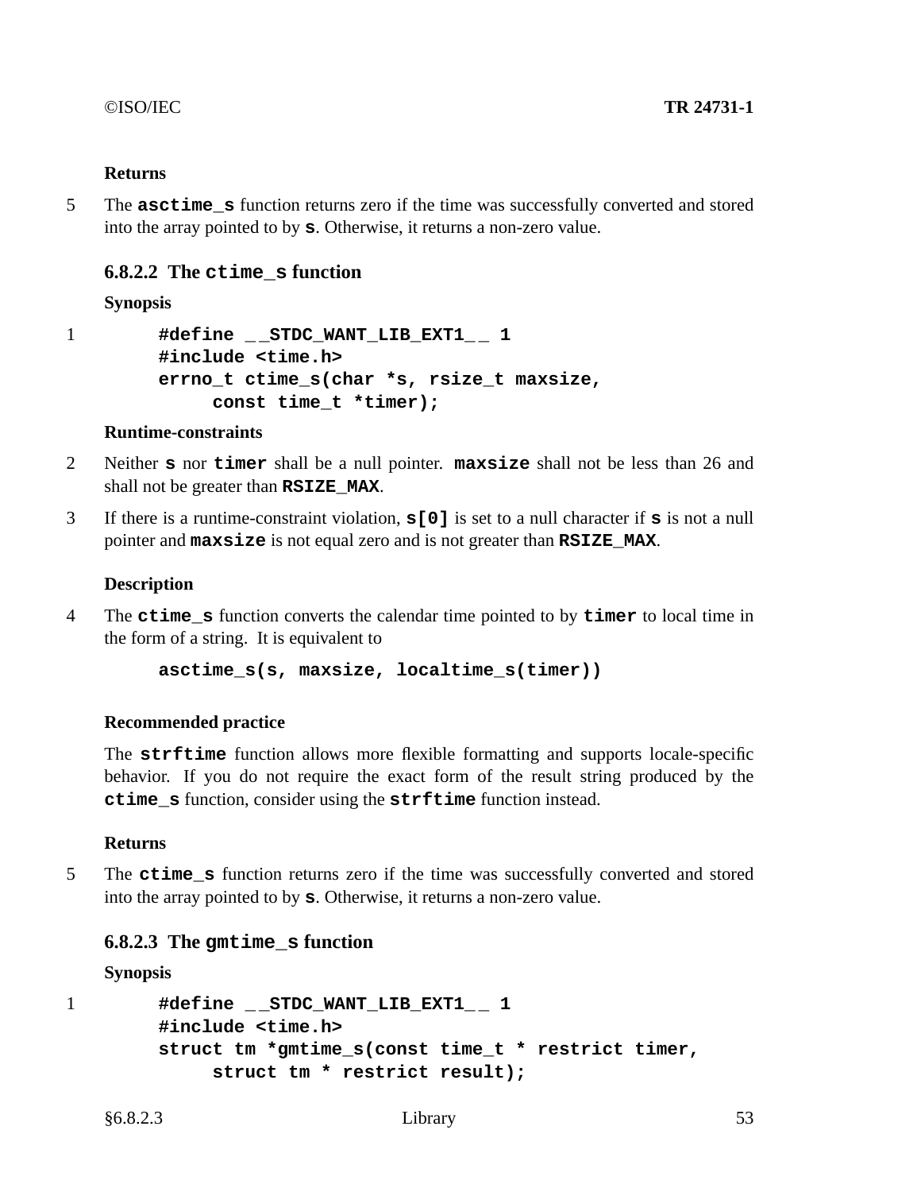**Returns**

5 The **asctime_s** function returns zero if the time was successfully converted and stored into the array pointed to by **s**. Otherwise, it returns a non-zero value.

### 6.8.2.2 The `ctime_s` function

**Synopsis**

1
```
#define __STDC_WANT_LIB_EXT1__ 1
#include <time.h>
errno_t ctime_s(char *s, rsize_t maxsize,
     const time_t *timer);
```

**Runtime-constraints**

2 Neither **s** nor **timer** shall be a null pointer. **maxsize** shall not be less than 26 and shall not be greater than **RSIZE_MAX**.

3 If there is a runtime-constraint violation, **s[0]** is set to a null character if **s** is not a null pointer and **maxsize** is not equal zero and is not greater than **RSIZE_MAX**.

**Description**

4 The **ctime_s** function converts the calendar time pointed to by **timer** to local time in the form of a string. It is equivalent to

```
asctime_s(s, maxsize, localtime_s(timer))
```

**Recommended practice**

The **strftime** function allows more flexible formatting and supports locale-specific behavior. If you do not require the exact form of the result string produced by the **ctime_s** function, consider using the **strftime** function instead.

**Returns**

5 The **ctime_s** function returns zero if the time was successfully converted and stored into the array pointed to by **s**. Otherwise, it returns a non-zero value.

### 6.8.2.3 The `gmtime_s` function

**Synopsis**

1
```
#define __STDC_WANT_LIB_EXT1__ 1
#include <time.h>
struct tm *gmtime_s(const time_t * restrict timer,
     struct tm * restrict result);
```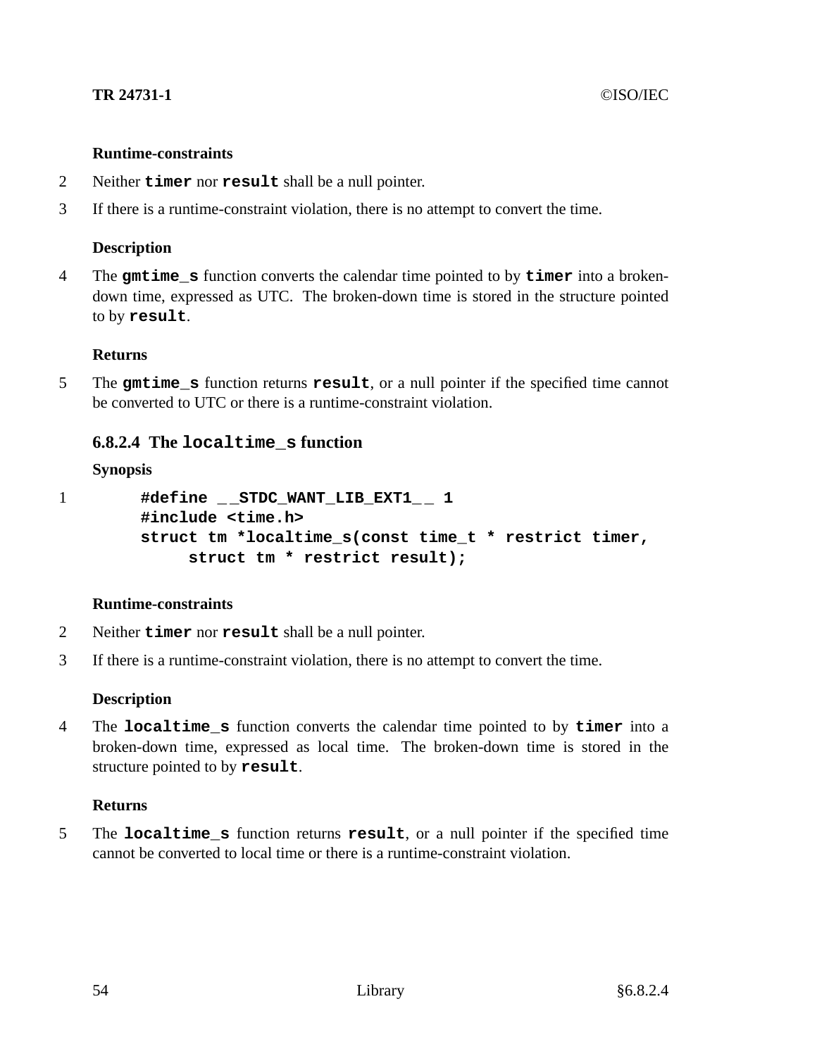**Runtime-constraints**

2 Neither **timer** nor **result** shall be a null pointer.

3 If there is a runtime-constraint violation, there is no attempt to convert the time.

**Description**

4 The **gmtime_s** function converts the calendar time pointed to by **timer** into a broken-down time, expressed as UTC. The broken-down time is stored in the structure pointed to by **result**.

**Returns**

5 The **gmtime_s** function returns **result**, or a null pointer if the specified time cannot be converted to UTC or there is a runtime-constraint violation.

### 6.8.2.4 The localtime_s function

**Synopsis**

1

```
#define __STDC_WANT_LIB_EXT1__ 1
#include <time.h>
struct tm *localtime_s(const time_t * restrict timer,
     struct tm * restrict result);
```

**Runtime-constraints**

2 Neither **timer** nor **result** shall be a null pointer.

3 If there is a runtime-constraint violation, there is no attempt to convert the time.

**Description**

4 The **localtime_s** function converts the calendar time pointed to by **timer** into a broken-down time, expressed as local time. The broken-down time is stored in the structure pointed to by **result**.

**Returns**

5 The **localtime_s** function returns **result**, or a null pointer if the specified time cannot be converted to local time or there is a runtime-constraint violation.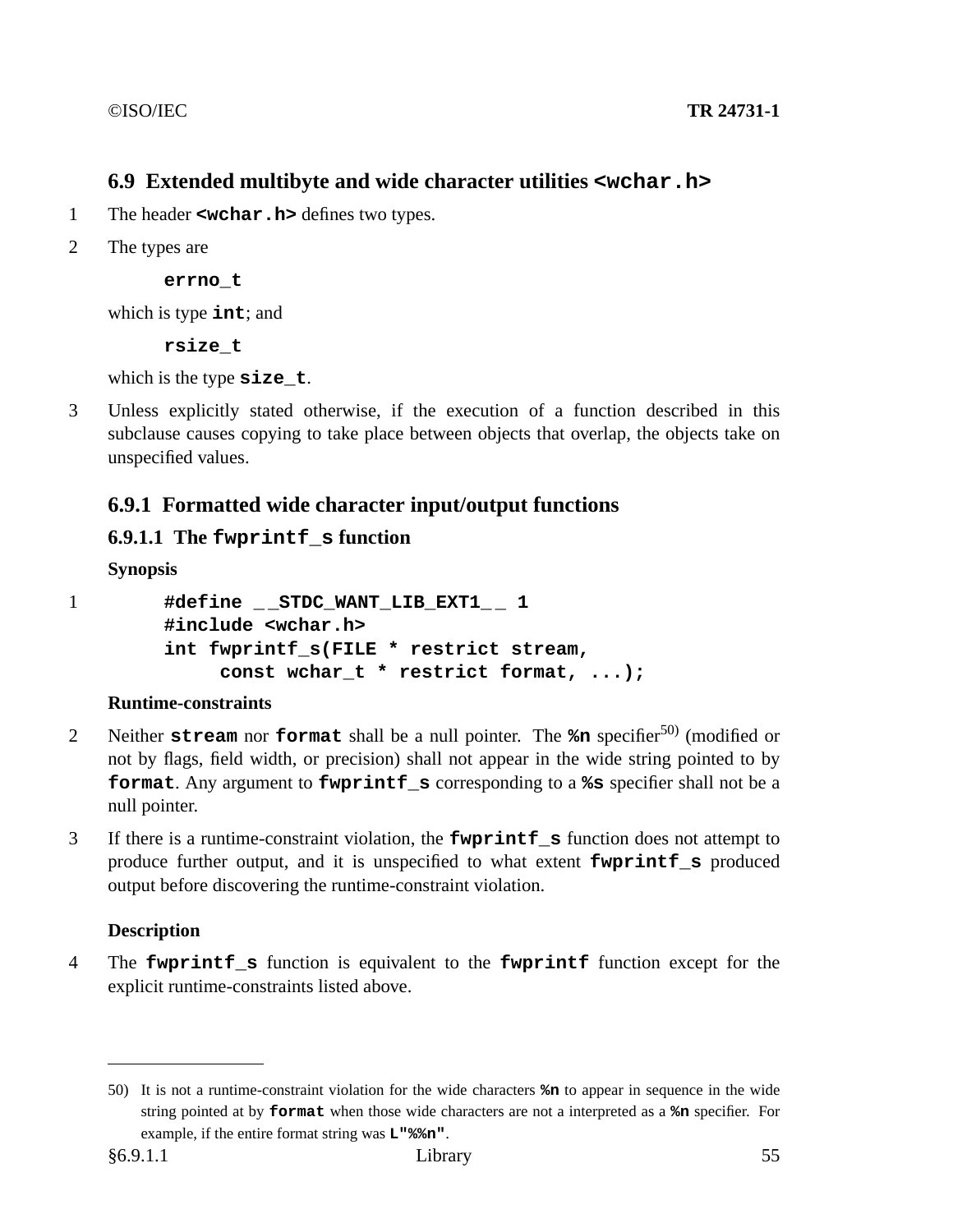## 6.9 Extended multibyte and wide character utilities `<wchar.h>`

1 The header **`<wchar.h>`** defines two types.

2 The types are

**`errno_t`**

which is type **`int`**; and

**`rsize_t`**

which is the type **`size_t`**.

3 Unless explicitly stated otherwise, if the execution of a function described in this subclause causes copying to take place between objects that overlap, the objects take on unspecified values.

### 6.9.1 Formatted wide character input/output functions

#### 6.9.1.1 The `fwprintf_s` function

**Synopsis**

1
```
#define __STDC_WANT_LIB_EXT1__ 1
#include <wchar.h>
int fwprintf_s(FILE * restrict stream,
     const wchar_t * restrict format, ...);
```

**Runtime-constraints**

2 Neither **`stream`** nor **`format`** shall be a null pointer. The **`%n`** specifier[50] (modified or not by flags, field width, or precision) shall not appear in the wide string pointed to by **`format`**. Any argument to **`fwprintf_s`** corresponding to a **`%s`** specifier shall not be a null pointer.

3 If there is a runtime-constraint violation, the **`fwprintf_s`** function does not attempt to produce further output, and it is unspecified to what extent **`fwprintf_s`** produced output before discovering the runtime-constraint violation.

**Description**

4 The **`fwprintf_s`** function is equivalent to the **`fwprintf`** function except for the explicit runtime-constraints listed above.

---

50) It is not a runtime-constraint violation for the wide characters **`%n`** to appear in sequence in the wide string pointed at by **`format`** when those wide characters are not a interpreted as a **`%n`** specifier. For example, if the entire format string was **`L"%%n"`**.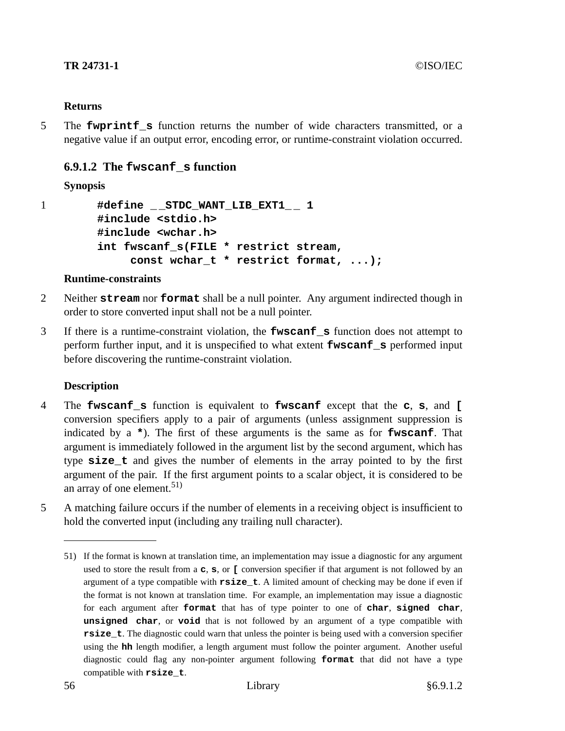**Returns**

5 The **fwprintf_s** function returns the number of wide characters transmitted, or a negative value if an output error, encoding error, or runtime-constraint violation occurred.

### 6.9.1.2 The fwscanf_s function

**Synopsis**

1
```
#define __STDC_WANT_LIB_EXT1__ 1
#include <stdio.h>
#include <wchar.h>
int fwscanf_s(FILE * restrict stream,
     const wchar_t * restrict format, ...);
```

**Runtime-constraints**

2 Neither **stream** nor **format** shall be a null pointer. Any argument indirected though in order to store converted input shall not be a null pointer.

3 If there is a runtime-constraint violation, the **fwscanf_s** function does not attempt to perform further input, and it is unspecified to what extent **fwscanf_s** performed input before discovering the runtime-constraint violation.

**Description**

4 The **fwscanf_s** function is equivalent to **fwscanf** except that the **c**, **s**, and **[** conversion specifiers apply to a pair of arguments (unless assignment suppression is indicated by a **\***). The first of these arguments is the same as for **fwscanf**. That argument is immediately followed in the argument list by the second argument, which has type **size_t** and gives the number of elements in the array pointed to by the first argument of the pair. If the first argument points to a scalar object, it is considered to be an array of one element.[51)]

5 A matching failure occurs if the number of elements in a receiving object is insufficient to hold the converted input (including any trailing null character).

---

51) If the format is known at translation time, an implementation may issue a diagnostic for any argument used to store the result from a **c**, **s**, or **[** conversion specifier if that argument is not followed by an argument of a type compatible with **rsize_t**. A limited amount of checking may be done if even if the format is not known at translation time. For example, an implementation may issue a diagnostic for each argument after **format** that has of type pointer to one of **char**, **signed char**, **unsigned char**, or **void** that is not followed by an argument of a type compatible with **rsize_t**. The diagnostic could warn that unless the pointer is being used with a conversion specifier using the **hh** length modifier, a length argument must follow the pointer argument. Another useful diagnostic could flag any non-pointer argument following **format** that did not have a type compatible with **rsize_t**.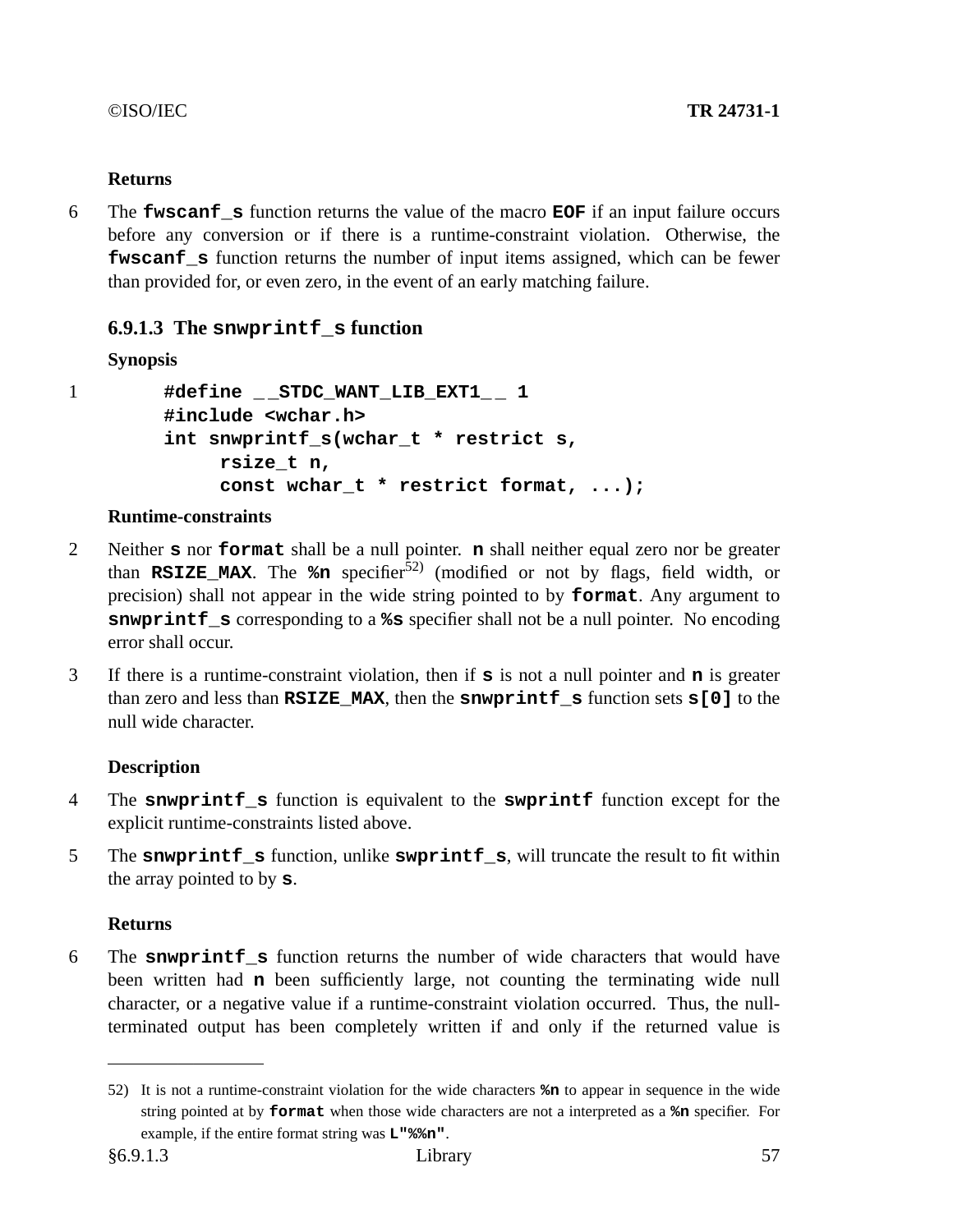**Returns**

6 The **fwscanf_s** function returns the value of the macro **EOF** if an input failure occurs before any conversion or if there is a runtime-constraint violation. Otherwise, the **fwscanf_s** function returns the number of input items assigned, which can be fewer than provided for, or even zero, in the event of an early matching failure.

### 6.9.1.3 The snwprintf_s function

**Synopsis**

1
```
#define __STDC_WANT_LIB_EXT1__ 1
#include <wchar.h>
int snwprintf_s(wchar_t * restrict s,
      rsize_t n,
      const wchar_t * restrict format, ...);
```

**Runtime-constraints**

2 Neither **s** nor **format** shall be a null pointer. **n** shall neither equal zero nor be greater than **RSIZE_MAX**. The **%n** specifier[52] (modified or not by flags, field width, or precision) shall not appear in the wide string pointed to by **format**. Any argument to **snwprintf_s** corresponding to a **%s** specifier shall not be a null pointer. No encoding error shall occur.

3 If there is a runtime-constraint violation, then if **s** is not a null pointer and **n** is greater than zero and less than **RSIZE_MAX**, then the **snwprintf_s** function sets **s[0]** to the null wide character.

**Description**

4 The **snwprintf_s** function is equivalent to the **swprintf** function except for the explicit runtime-constraints listed above.

5 The **snwprintf_s** function, unlike **swprintf_s**, will truncate the result to fit within the array pointed to by **s**.

**Returns**

6 The **snwprintf_s** function returns the number of wide characters that would have been written had **n** been sufficiently large, not counting the terminating wide null character, or a negative value if a runtime-constraint violation occurred. Thus, the null-terminated output has been completely written if and only if the returned value is

---

52) It is not a runtime-constraint violation for the wide characters **%n** to appear in sequence in the wide string pointed at by **format** when those wide characters are not a interpreted as a **%n** specifier. For example, if the entire format string was **L"%%n"**.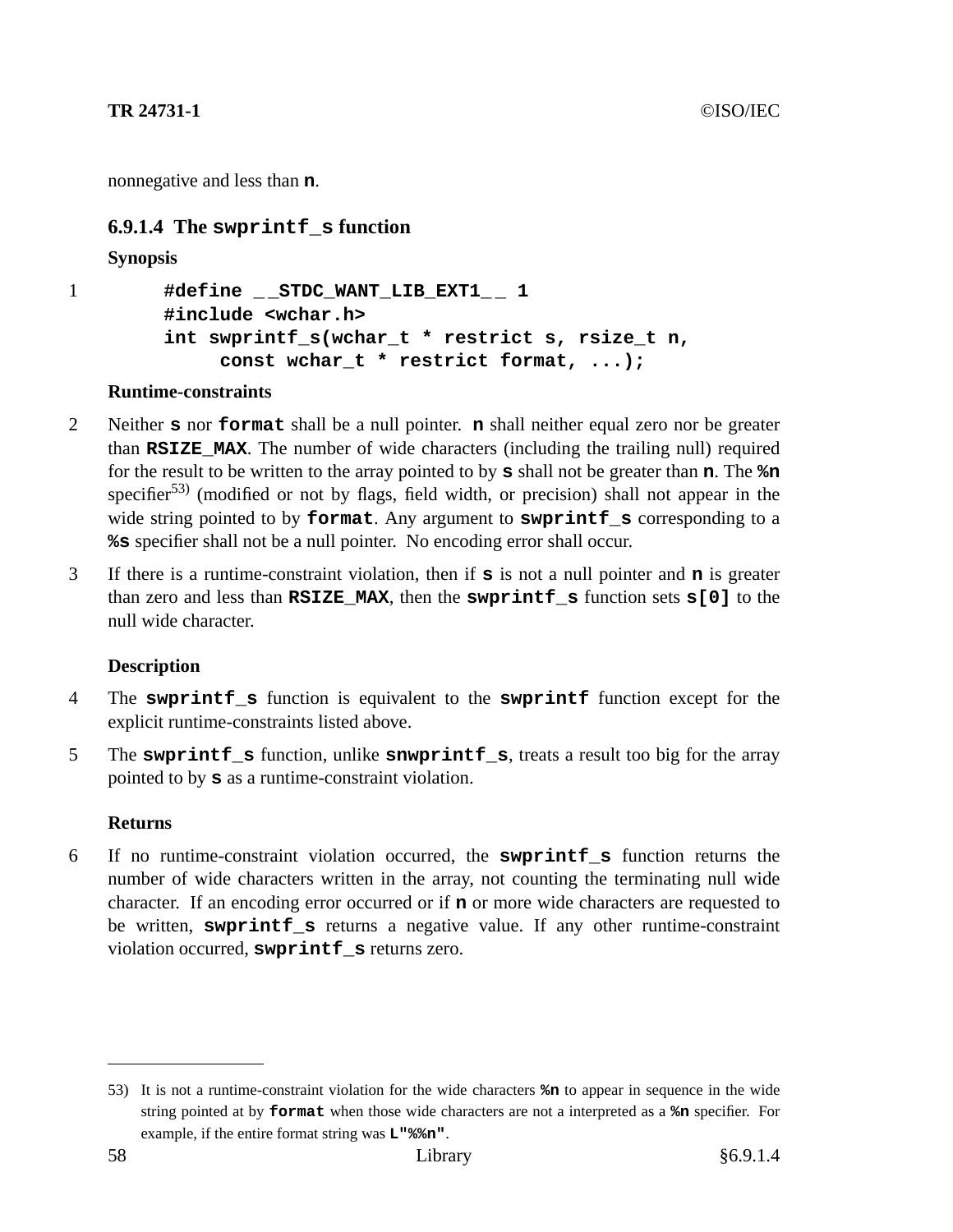nonnegative and less than **n**.

### 6.9.1.4 The `swprintf_s` function

**Synopsis**

1
```
#define __STDC_WANT_LIB_EXT1__ 1
#include <wchar.h>
int swprintf_s(wchar_t * restrict s, rsize_t n,
     const wchar_t * restrict format, ...);
```

**Runtime-constraints**

2 Neither **s** nor **format** shall be a null pointer. **n** shall neither equal zero nor be greater than **RSIZE_MAX**. The number of wide characters (including the trailing null) required for the result to be written to the array pointed to by **s** shall not be greater than **n**. The **%n** specifier[53] (modified or not by flags, field width, or precision) shall not appear in the wide string pointed to by **format**. Any argument to **swprintf_s** corresponding to a **%s** specifier shall not be a null pointer. No encoding error shall occur.

3 If there is a runtime-constraint violation, then if **s** is not a null pointer and **n** is greater than zero and less than **RSIZE_MAX**, then the **swprintf_s** function sets **s[0]** to the null wide character.

**Description**

4 The **swprintf_s** function is equivalent to the **swprintf** function except for the explicit runtime-constraints listed above.

5 The **swprintf_s** function, unlike **snwprintf_s**, treats a result too big for the array pointed to by **s** as a runtime-constraint violation.

**Returns**

6 If no runtime-constraint violation occurred, the **swprintf_s** function returns the number of wide characters written in the array, not counting the terminating null wide character. If an encoding error occurred or if **n** or more wide characters are requested to be written, **swprintf_s** returns a negative value. If any other runtime-constraint violation occurred, **swprintf_s** returns zero.

---

53) It is not a runtime-constraint violation for the wide characters **%n** to appear in sequence in the wide string pointed at by **format** when those wide characters are not a interpreted as a **%n** specifier. For example, if the entire format string was **L"%%n"**.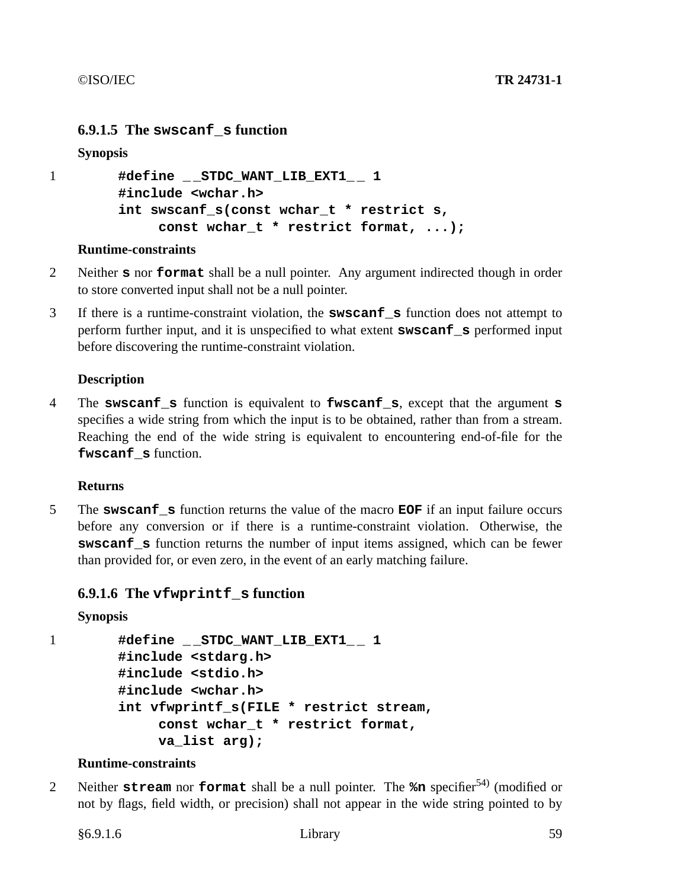### 6.9.1.5 The `swscanf_s` function

**Synopsis**

1
```
#define __STDC_WANT_LIB_EXT1__ 1
#include <wchar.h>
int swscanf_s(const wchar_t * restrict s,
     const wchar_t * restrict format, ...);
```

**Runtime-constraints**

2 Neither **s** nor **format** shall be a null pointer. Any argument indirected though in order to store converted input shall not be a null pointer.

3 If there is a runtime-constraint violation, the **swscanf_s** function does not attempt to perform further input, and it is unspecified to what extent **swscanf_s** performed input before discovering the runtime-constraint violation.

**Description**

4 The **swscanf_s** function is equivalent to **fwscanf_s**, except that the argument **s** specifies a wide string from which the input is to be obtained, rather than from a stream. Reaching the end of the wide string is equivalent to encountering end-of-file for the **fwscanf_s** function.

**Returns**

5 The **swscanf_s** function returns the value of the macro **EOF** if an input failure occurs before any conversion or if there is a runtime-constraint violation. Otherwise, the **swscanf_s** function returns the number of input items assigned, which can be fewer than provided for, or even zero, in the event of an early matching failure.

### 6.9.1.6 The `vfwprintf_s` function

**Synopsis**

1
```
#define __STDC_WANT_LIB_EXT1__ 1
#include <stdarg.h>
#include <stdio.h>
#include <wchar.h>
int vfwprintf_s(FILE * restrict stream,
     const wchar_t * restrict format,
     va_list arg);
```

**Runtime-constraints**

2 Neither **stream** nor **format** shall be a null pointer. The **%n** specifier[54] (modified or not by flags, field width, or precision) shall not appear in the wide string pointed to by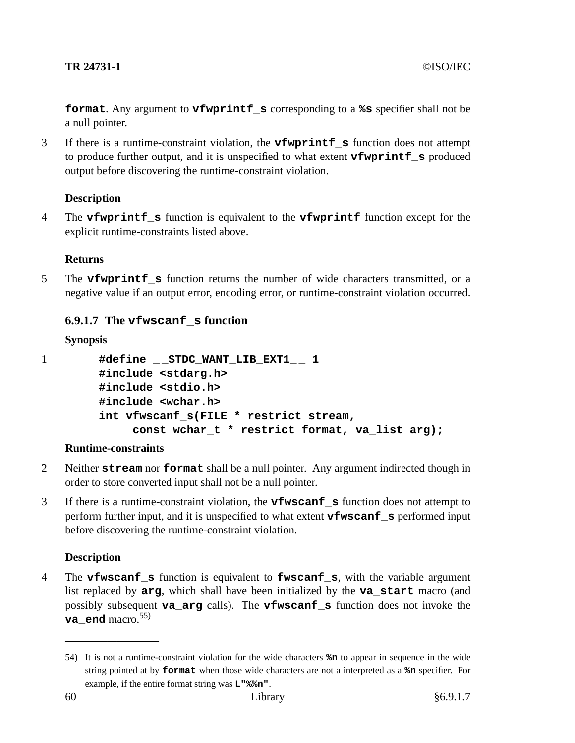**format**. Any argument to **vfwprintf_s** corresponding to a **%s** specifier shall not be a null pointer.

3 If there is a runtime-constraint violation, the **vfwprintf_s** function does not attempt to produce further output, and it is unspecified to what extent **vfwprintf_s** produced output before discovering the runtime-constraint violation.

**Description**

4 The **vfwprintf_s** function is equivalent to the **vfwprintf** function except for the explicit runtime-constraints listed above.

**Returns**

5 The **vfwprintf_s** function returns the number of wide characters transmitted, or a negative value if an output error, encoding error, or runtime-constraint violation occurred.

### 6.9.1.7 The vfwscanf_s function

**Synopsis**

1
```
#define __STDC_WANT_LIB_EXT1__ 1
#include <stdarg.h>
#include <stdio.h>
#include <wchar.h>
int vfwscanf_s(FILE * restrict stream,
     const wchar_t * restrict format, va_list arg);
```

**Runtime-constraints**

2 Neither **stream** nor **format** shall be a null pointer. Any argument indirected though in order to store converted input shall not be a null pointer.

3 If there is a runtime-constraint violation, the **vfwscanf_s** function does not attempt to perform further input, and it is unspecified to what extent **vfwscanf_s** performed input before discovering the runtime-constraint violation.

**Description**

4 The **vfwscanf_s** function is equivalent to **fwscanf_s**, with the variable argument list replaced by **arg**, which shall have been initialized by the **va_start** macro (and possibly subsequent **va_arg** calls). The **vfwscanf_s** function does not invoke the **va_end** macro.[55)]

---

54) It is not a runtime-constraint violation for the wide characters **%n** to appear in sequence in the wide string pointed at by **format** when those wide characters are not a interpreted as a **%n** specifier. For example, if the entire format string was **L"%%n"**.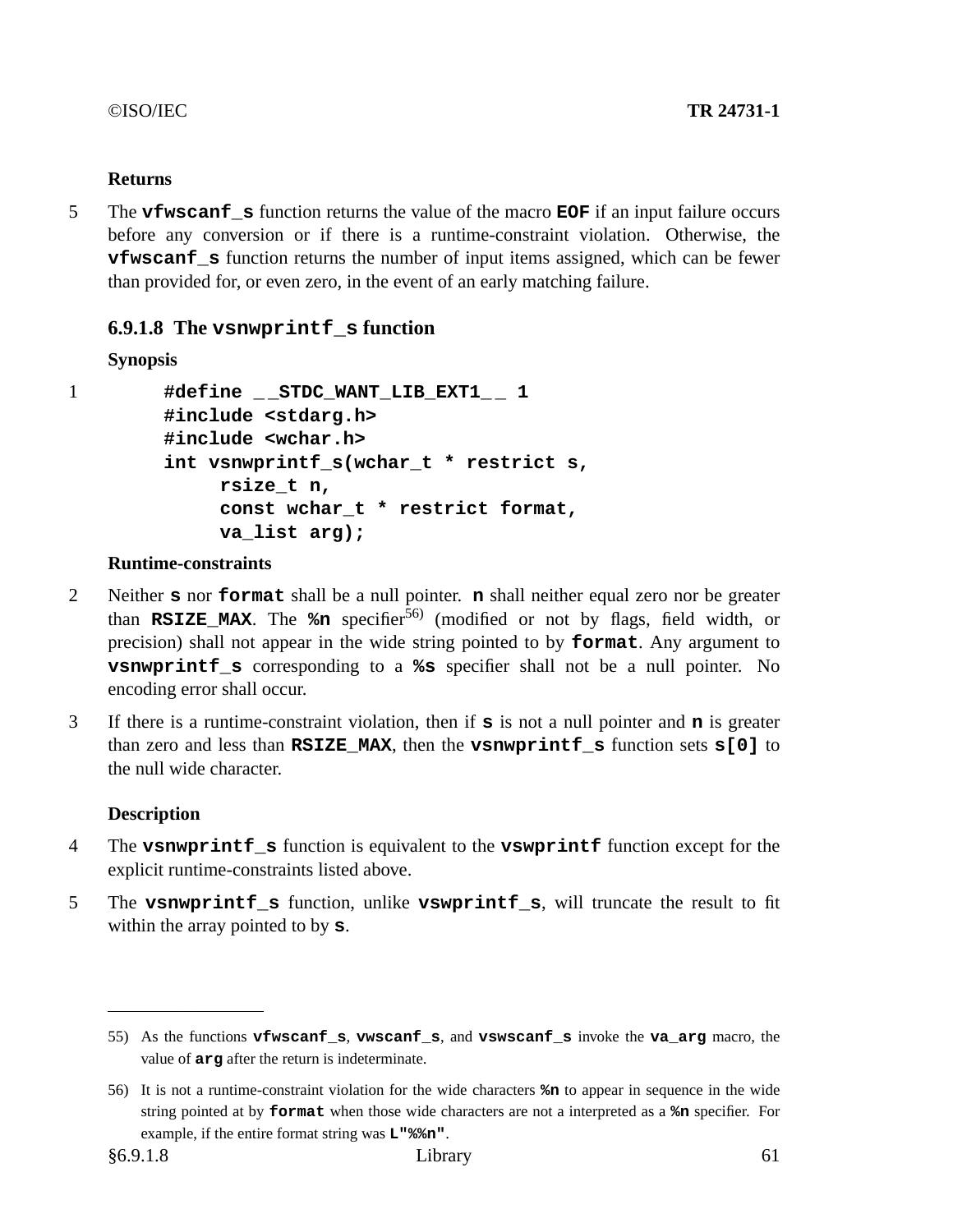**Returns**

5 The **`vfwscanf_s`** function returns the value of the macro **`EOF`** if an input failure occurs before any conversion or if there is a runtime-constraint violation. Otherwise, the **`vfwscanf_s`** function returns the number of input items assigned, which can be fewer than provided for, or even zero, in the event of an early matching failure.

### 6.9.1.8 The `vsnwprintf_s` function

**Synopsis**

1
```
#define __STDC_WANT_LIB_EXT1__ 1
#include <stdarg.h>
#include <wchar.h>
int vsnwprintf_s(wchar_t * restrict s,
     rsize_t n,
     const wchar_t * restrict format,
     va_list arg);
```

**Runtime-constraints**

2 Neither **`s`** nor **`format`** shall be a null pointer. **`n`** shall neither equal zero nor be greater than **`RSIZE_MAX`**. The **`%n`** specifier[56] (modified or not by flags, field width, or precision) shall not appear in the wide string pointed to by **`format`**. Any argument to **`vsnwprintf_s`** corresponding to a **`%s`** specifier shall not be a null pointer. No encoding error shall occur.

3 If there is a runtime-constraint violation, then if **`s`** is not a null pointer and **`n`** is greater than zero and less than **`RSIZE_MAX`**, then the **`vsnwprintf_s`** function sets **`s[0]`** to the null wide character.

**Description**

4 The **`vsnwprintf_s`** function is equivalent to the **`vswprintf`** function except for the explicit runtime-constraints listed above.

5 The **`vsnwprintf_s`** function, unlike **`vswprintf_s`**, will truncate the result to fit within the array pointed to by **`s`**.

---

55) As the functions **`vfwscanf_s`**, **`vwscanf_s`**, and **`vswscanf_s`** invoke the **`va_arg`** macro, the value of **`arg`** after the return is indeterminate.

56) It is not a runtime-constraint violation for the wide characters **`%n`** to appear in sequence in the wide string pointed at by **`format`** when those wide characters are not a interpreted as a **`%n`** specifier. For example, if the entire format string was **`L"%%n"`**.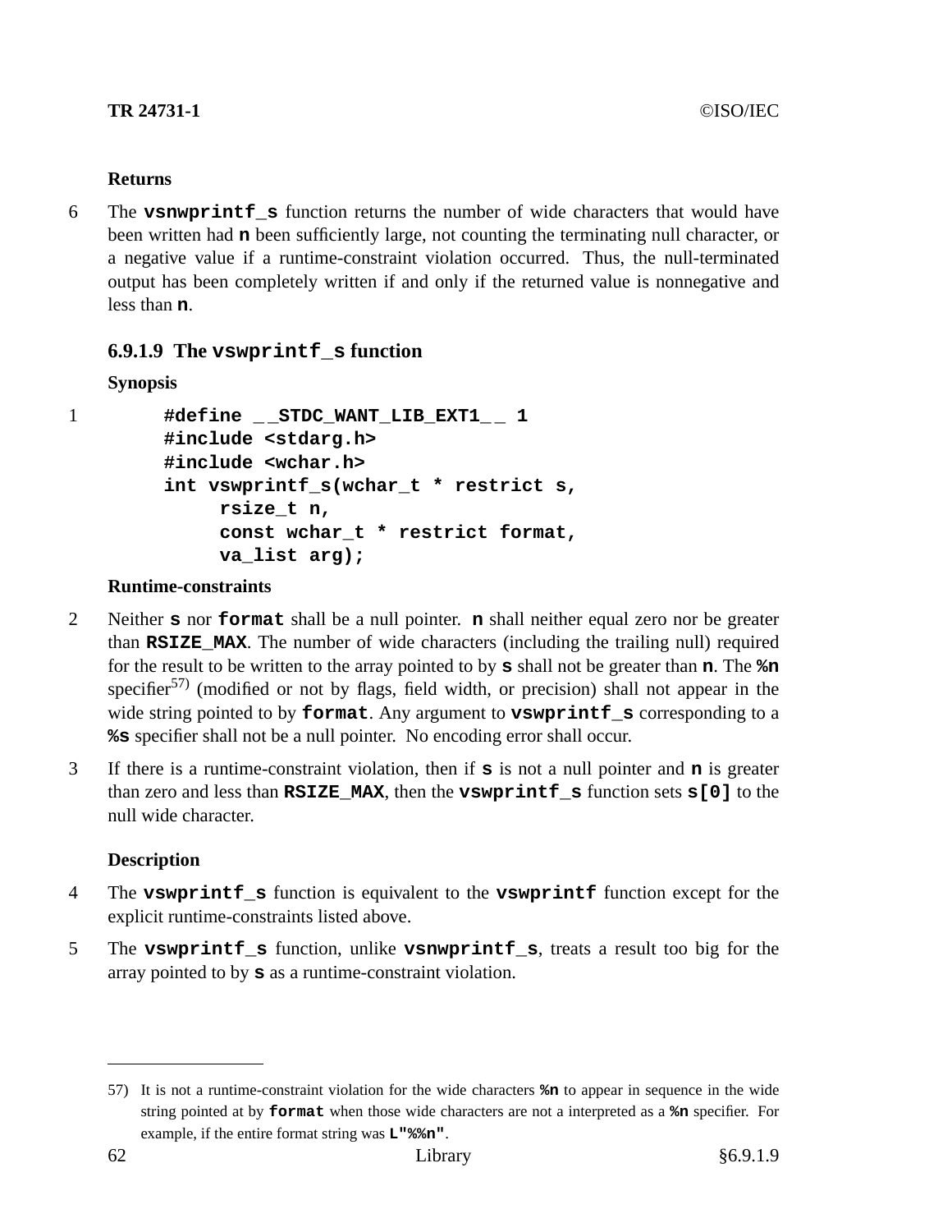**Returns**

6 The **vsnwprintf_s** function returns the number of wide characters that would have been written had **n** been sufficiently large, not counting the terminating null character, or a negative value if a runtime-constraint violation occurred. Thus, the null-terminated output has been completely written if and only if the returned value is nonnegative and less than **n**.

### 6.9.1.9 The vswprintf_s function

**Synopsis**

1
```
#define __STDC_WANT_LIB_EXT1__ 1
#include <stdarg.h>
#include <wchar.h>
int vswprintf_s(wchar_t * restrict s,
     rsize_t n,
     const wchar_t * restrict format,
     va_list arg);
```

**Runtime-constraints**

2 Neither **s** nor **format** shall be a null pointer. **n** shall neither equal zero nor be greater than **RSIZE_MAX**. The number of wide characters (including the trailing null) required for the result to be written to the array pointed to by **s** shall not be greater than **n**. The **%n** specifier[57] (modified or not by flags, field width, or precision) shall not appear in the wide string pointed to by **format**. Any argument to **vswprintf_s** corresponding to a **%s** specifier shall not be a null pointer. No encoding error shall occur.

3 If there is a runtime-constraint violation, then if **s** is not a null pointer and **n** is greater than zero and less than **RSIZE_MAX**, then the **vswprintf_s** function sets **s[0]** to the null wide character.

**Description**

4 The **vswprintf_s** function is equivalent to the **vswprintf** function except for the explicit runtime-constraints listed above.

5 The **vswprintf_s** function, unlike **vsnwprintf_s**, treats a result too big for the array pointed to by **s** as a runtime-constraint violation.

---

57) It is not a runtime-constraint violation for the wide characters **%n** to appear in sequence in the wide string pointed at by **format** when those wide characters are not a interpreted as a **%n** specifier. For example, if the entire format string was **L"%%n"**.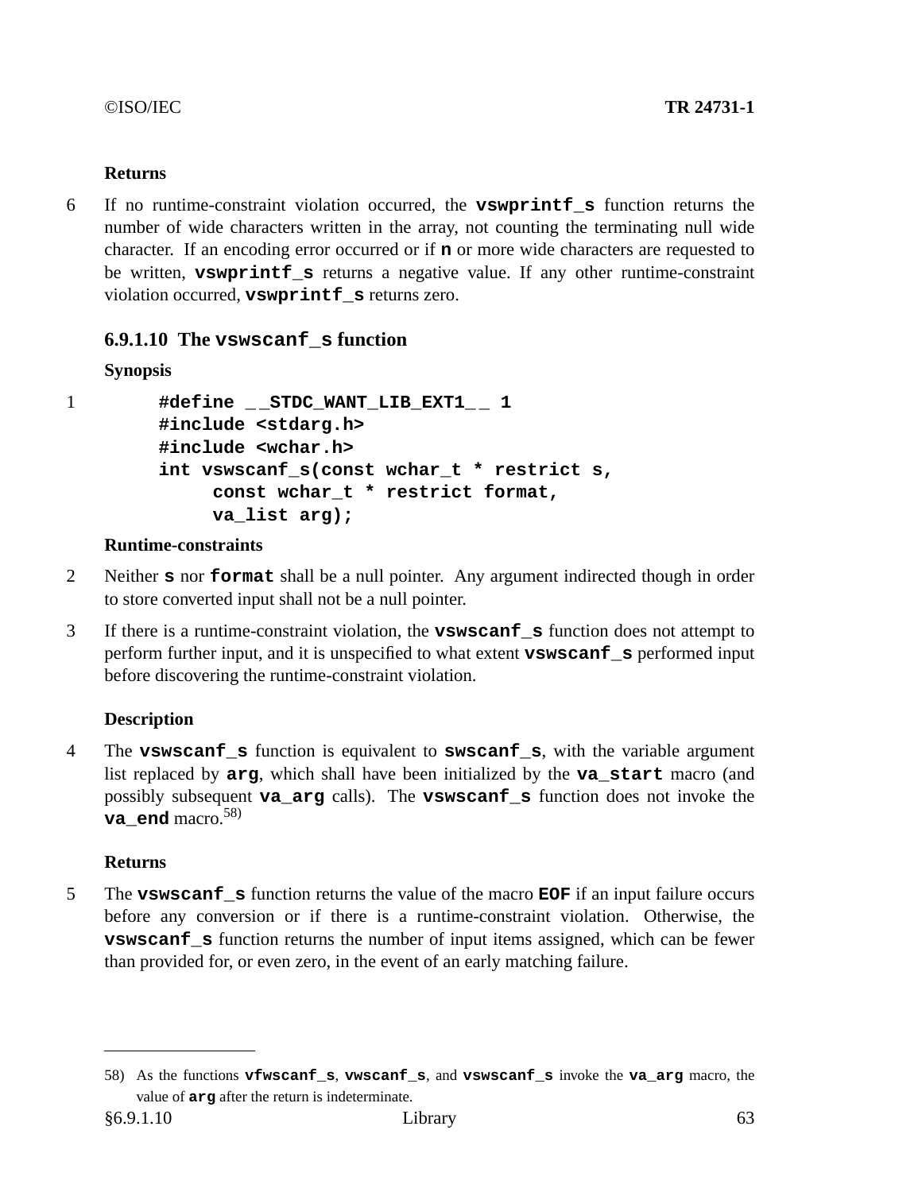**Returns**

6 If no runtime-constraint violation occurred, the **vswprintf_s** function returns the number of wide characters written in the array, not counting the terminating null wide character. If an encoding error occurred or if **n** or more wide characters are requested to be written, **vswprintf_s** returns a negative value. If any other runtime-constraint violation occurred, **vswprintf_s** returns zero.

### 6.9.1.10 The vswscanf_s function

**Synopsis**

1
```
#define __STDC_WANT_LIB_EXT1__ 1
#include <stdarg.h>
#include <wchar.h>
int vswscanf_s(const wchar_t * restrict s,
     const wchar_t * restrict format,
     va_list arg);
```

**Runtime-constraints**

2 Neither **s** nor **format** shall be a null pointer. Any argument indirected though in order to store converted input shall not be a null pointer.

3 If there is a runtime-constraint violation, the **vswscanf_s** function does not attempt to perform further input, and it is unspecified to what extent **vswscanf_s** performed input before discovering the runtime-constraint violation.

**Description**

4 The **vswscanf_s** function is equivalent to **swscanf_s**, with the variable argument list replaced by **arg**, which shall have been initialized by the **va_start** macro (and possibly subsequent **va_arg** calls). The **vswscanf_s** function does not invoke the **va_end** macro.[58)]

**Returns**

5 The **vswscanf_s** function returns the value of the macro **EOF** if an input failure occurs before any conversion or if there is a runtime-constraint violation. Otherwise, the **vswscanf_s** function returns the number of input items assigned, which can be fewer than provided for, or even zero, in the event of an early matching failure.

---

58) As the functions **vfwscanf_s**, **vwscanf_s**, and **vswscanf_s** invoke the **va_arg** macro, the value of **arg** after the return is indeterminate.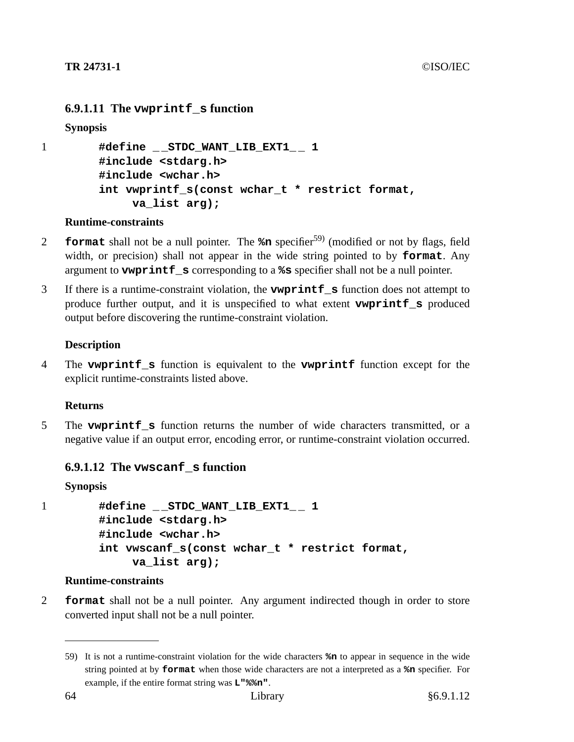#### 6.9.1.11 The **vwprintf_s** function

**Synopsis**

1

```
#define __STDC_WANT_LIB_EXT1__ 1
#include <stdarg.h>
#include <wchar.h>
int vwprintf_s(const wchar_t * restrict format,
     va_list arg);
```

**Runtime-constraints**

2 **format** shall not be a null pointer. The **%n** specifier[59] (modified or not by flags, field width, or precision) shall not appear in the wide string pointed to by **format**. Any argument to **vwprintf_s** corresponding to a **%s** specifier shall not be a null pointer.

3 If there is a runtime-constraint violation, the **vwprintf_s** function does not attempt to produce further output, and it is unspecified to what extent **vwprintf_s** produced output before discovering the runtime-constraint violation.

**Description**

4 The **vwprintf_s** function is equivalent to the **vwprintf** function except for the explicit runtime-constraints listed above.

**Returns**

5 The **vwprintf_s** function returns the number of wide characters transmitted, or a negative value if an output error, encoding error, or runtime-constraint violation occurred.

#### 6.9.1.12 The **vwscanf_s** function

**Synopsis**

1

```
#define __STDC_WANT_LIB_EXT1__ 1
#include <stdarg.h>
#include <wchar.h>
int vwscanf_s(const wchar_t * restrict format,
     va_list arg);
```

**Runtime-constraints**

2 **format** shall not be a null pointer. Any argument indirected though in order to store converted input shall not be a null pointer.

---

59) It is not a runtime-constraint violation for the wide characters **%n** to appear in sequence in the wide string pointed at by **format** when those wide characters are not a interpreted as a **%n** specifier. For example, if the entire format string was **L"%%n"**.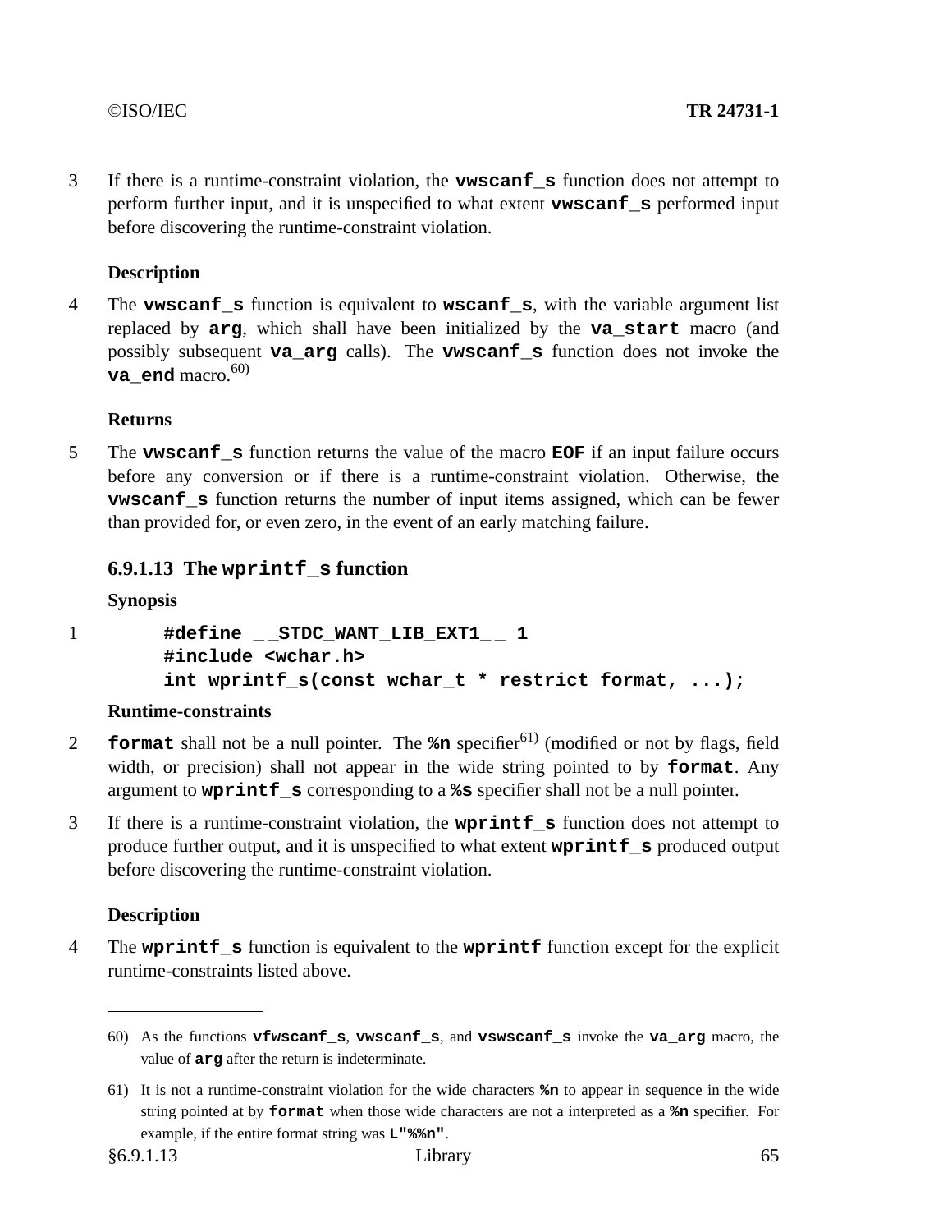3 If there is a runtime-constraint violation, the **vwscanf_s** function does not attempt to perform further input, and it is unspecified to what extent **vwscanf_s** performed input before discovering the runtime-constraint violation.

**Description**

4 The **vwscanf_s** function is equivalent to **wscanf_s**, with the variable argument list replaced by **arg**, which shall have been initialized by the **va_start** macro (and possibly subsequent **va_arg** calls). The **vwscanf_s** function does not invoke the **va_end** macro.[60)]

**Returns**

5 The **vwscanf_s** function returns the value of the macro **EOF** if an input failure occurs before any conversion or if there is a runtime-constraint violation. Otherwise, the **vwscanf_s** function returns the number of input items assigned, which can be fewer than provided for, or even zero, in the event of an early matching failure.

### 6.9.1.13 The wprintf_s function

**Synopsis**

1
```
#define __STDC_WANT_LIB_EXT1__ 1
#include <wchar.h>
int wprintf_s(const wchar_t * restrict format, ...);
```

**Runtime-constraints**

2 **format** shall not be a null pointer. The **%n** specifier[61)] (modified or not by flags, field width, or precision) shall not appear in the wide string pointed to by **format**. Any argument to **wprintf_s** corresponding to a **%s** specifier shall not be a null pointer.

3 If there is a runtime-constraint violation, the **wprintf_s** function does not attempt to produce further output, and it is unspecified to what extent **wprintf_s** produced output before discovering the runtime-constraint violation.

**Description**

4 The **wprintf_s** function is equivalent to the **wprintf** function except for the explicit runtime-constraints listed above.

---

60) As the functions **vfwscanf_s**, **vwscanf_s**, and **vswscanf_s** invoke the **va_arg** macro, the value of **arg** after the return is indeterminate.

61) It is not a runtime-constraint violation for the wide characters **%n** to appear in sequence in the wide string pointed at by **format** when those wide characters are not a interpreted as a **%n** specifier. For example, if the entire format string was **L"%%n"**.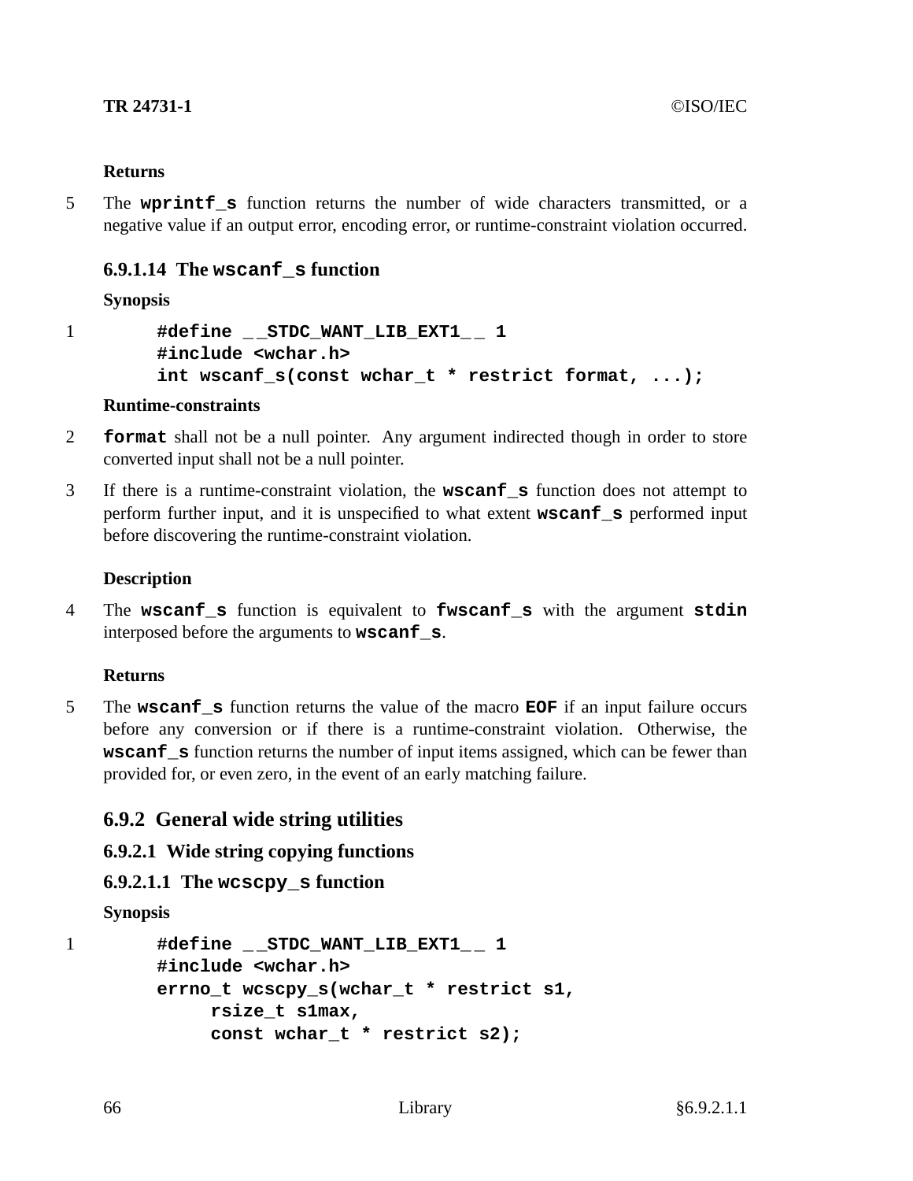**Returns**

5 The **wprintf_s** function returns the number of wide characters transmitted, or a negative value if an output error, encoding error, or runtime-constraint violation occurred.

#### 6.9.1.14 The `wscanf_s` function

**Synopsis**

```
1       #define __STDC_WANT_LIB_EXT1__ 1
        #include <wchar.h>
        int wscanf_s(const wchar_t * restrict format, ...);
```

**Runtime-constraints**

2 **format** shall not be a null pointer. Any argument indirected though in order to store converted input shall not be a null pointer.

3 If there is a runtime-constraint violation, the **wscanf_s** function does not attempt to perform further input, and it is unspecified to what extent **wscanf_s** performed input before discovering the runtime-constraint violation.

**Description**

4 The **wscanf_s** function is equivalent to **fwscanf_s** with the argument **stdin** interposed before the arguments to **wscanf_s**.

**Returns**

5 The **wscanf_s** function returns the value of the macro **EOF** if an input failure occurs before any conversion or if there is a runtime-constraint violation. Otherwise, the **wscanf_s** function returns the number of input items assigned, which can be fewer than provided for, or even zero, in the event of an early matching failure.

### 6.9.2 General wide string utilities

#### 6.9.2.1 Wide string copying functions

#### 6.9.2.1.1 The `wcscpy_s` function

**Synopsis**

```
1       #define __STDC_WANT_LIB_EXT1__ 1
        #include <wchar.h>
        errno_t wcscpy_s(wchar_t * restrict s1,
             rsize_t s1max,
             const wchar_t * restrict s2);
```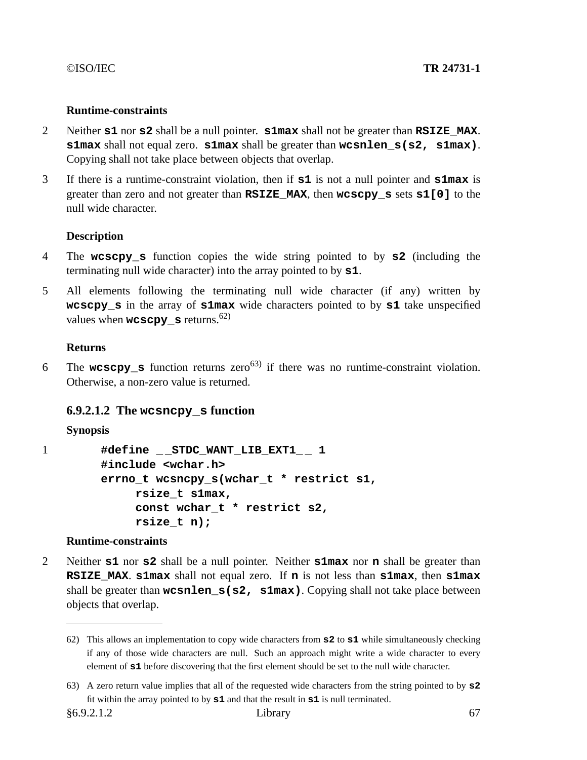**Runtime-constraints**

2 Neither **s1** nor **s2** shall be a null pointer. **s1max** shall not be greater than **RSIZE_MAX**. **s1max** shall not equal zero. **s1max** shall be greater than **wcsnlen_s(s2, s1max)**. Copying shall not take place between objects that overlap.

3 If there is a runtime-constraint violation, then if **s1** is not a null pointer and **s1max** is greater than zero and not greater than **RSIZE_MAX**, then **wcscpy_s** sets **s1[0]** to the null wide character.

**Description**

4 The **wcscpy_s** function copies the wide string pointed to by **s2** (including the terminating null wide character) into the array pointed to by **s1**.

5 All elements following the terminating null wide character (if any) written by **wcscpy_s** in the array of **s1max** wide characters pointed to by **s1** take unspecified values when **wcscpy_s** returns.[62)]

**Returns**

6 The **wcscpy_s** function returns zero[63)] if there was no runtime-constraint violation. Otherwise, a non-zero value is returned.

### 6.9.2.1.2 The `wcsncpy_s` function

**Synopsis**

1
```
#define __STDC_WANT_LIB_EXT1__ 1
#include <wchar.h>
errno_t wcsncpy_s(wchar_t * restrict s1,
     rsize_t s1max,
     const wchar_t * restrict s2,
     rsize_t n);
```

**Runtime-constraints**

2 Neither **s1** nor **s2** shall be a null pointer. Neither **s1max** nor **n** shall be greater than **RSIZE_MAX**. **s1max** shall not equal zero. If **n** is not less than **s1max**, then **s1max** shall be greater than **wcsnlen_s(s2, s1max)**. Copying shall not take place between objects that overlap.

---

62) This allows an implementation to copy wide characters from **s2** to **s1** while simultaneously checking if any of those wide characters are null. Such an approach might write a wide character to every element of **s1** before discovering that the first element should be set to the null wide character.

63) A zero return value implies that all of the requested wide characters from the string pointed to by **s2** fit within the array pointed to by **s1** and that the result in **s1** is null terminated.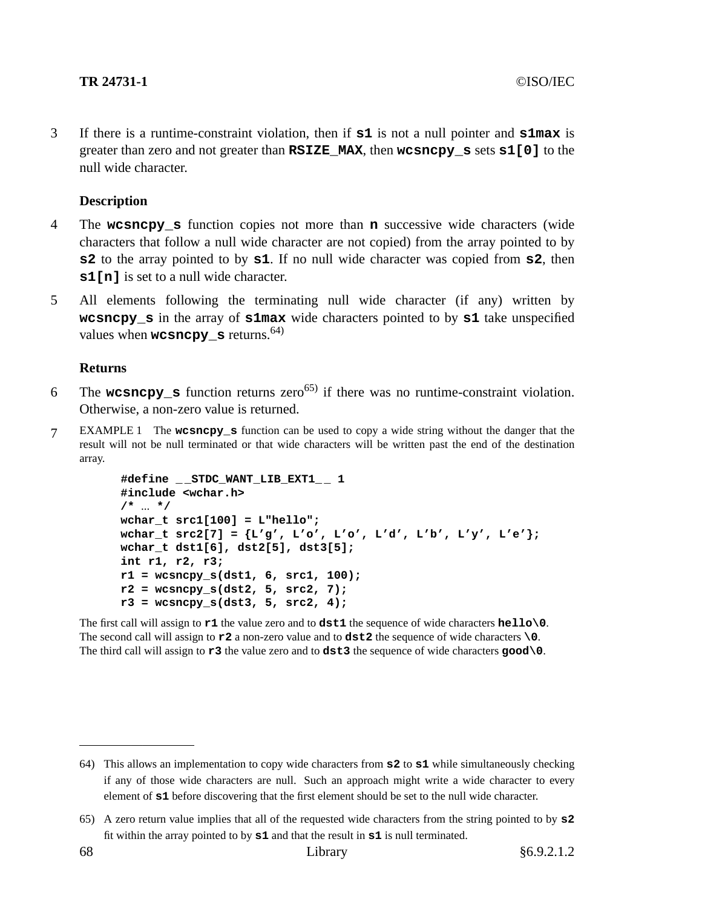3 If there is a runtime-constraint violation, then if **s1** is not a null pointer and **s1max** is greater than zero and not greater than **RSIZE_MAX**, then **wcsncpy_s** sets **s1[0]** to the null wide character.

#### Description

4 The **wcsncpy_s** function copies not more than **n** successive wide characters (wide characters that follow a null wide character are not copied) from the array pointed to by **s2** to the array pointed to by **s1**. If no null wide character was copied from **s2**, then **s1[n]** is set to a null wide character.

5 All elements following the terminating null wide character (if any) written by **wcsncpy_s** in the array of **s1max** wide characters pointed to by **s1** take unspecified values when **wcsncpy_s** returns.[64)]

#### Returns

6 The **wcsncpy_s** function returns zero[65)] if there was no runtime-constraint violation. Otherwise, a non-zero value is returned.

7 EXAMPLE 1 The **wcsncpy_s** function can be used to copy a wide string without the danger that the result will not be null terminated or that wide characters will be written past the end of the destination array.

```
#define __STDC_WANT_LIB_EXT1__ 1
#include <wchar.h>
/* ... */
wchar_t src1[100] = L"hello";
wchar_t src2[7] = {L'g', L'o', L'o', L'd', L'b', L'y', L'e'};
wchar_t dst1[6], dst2[5], dst3[5];
int r1, r2, r3;
r1 = wcsncpy_s(dst1, 6, src1, 100);
r2 = wcsncpy_s(dst2, 5, src2, 7);
r3 = wcsncpy_s(dst3, 5, src2, 4);
```

The first call will assign to **r1** the value zero and to **dst1** the sequence of wide characters **hello\0**.
The second call will assign to **r2** a non-zero value and to **dst2** the sequence of wide characters **\0**.
The third call will assign to **r3** the value zero and to **dst3** the sequence of wide characters **good\0**.

---

64) This allows an implementation to copy wide characters from **s2** to **s1** while simultaneously checking if any of those wide characters are null. Such an approach might write a wide character to every element of **s1** before discovering that the first element should be set to the null wide character.

65) A zero return value implies that all of the requested wide characters from the string pointed to by **s2** fit within the array pointed to by **s1** and that the result in **s1** is null terminated.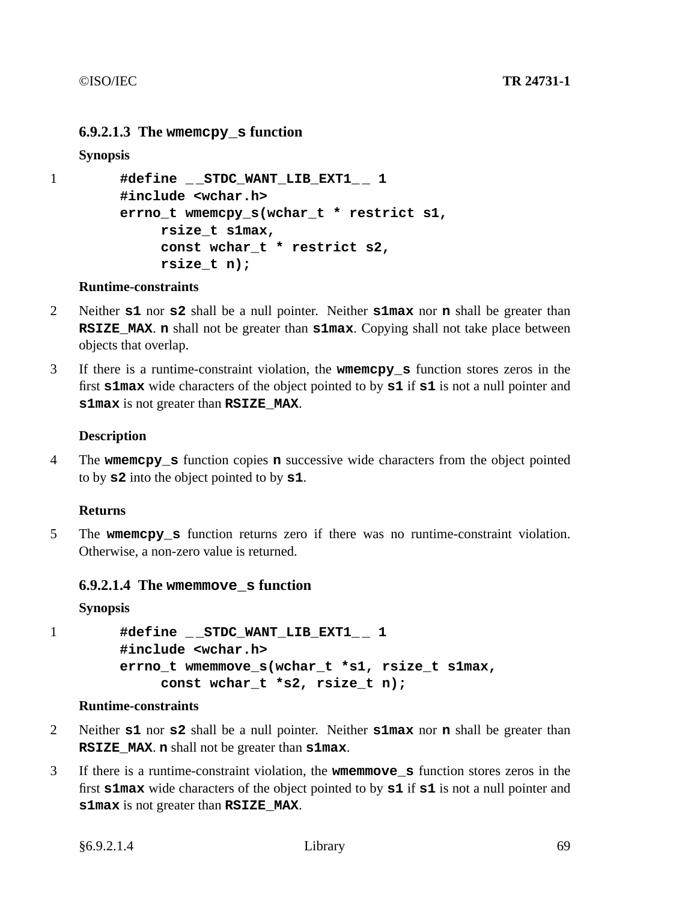#### 6.9.2.1.3 The **wmemcpy_s** function

**Synopsis**

1
```
#define __STDC_WANT_LIB_EXT1__ 1
#include <wchar.h>
errno_t wmemcpy_s(wchar_t * restrict s1,
     rsize_t s1max,
     const wchar_t * restrict s2,
     rsize_t n);
```

**Runtime-constraints**

2 Neither **s1** nor **s2** shall be a null pointer. Neither **s1max** nor **n** shall be greater than **RSIZE_MAX**. **n** shall not be greater than **s1max**. Copying shall not take place between objects that overlap.

3 If there is a runtime-constraint violation, the **wmemcpy_s** function stores zeros in the first **s1max** wide characters of the object pointed to by **s1** if **s1** is not a null pointer and **s1max** is not greater than **RSIZE_MAX**.

**Description**

4 The **wmemcpy_s** function copies **n** successive wide characters from the object pointed to by **s2** into the object pointed to by **s1**.

**Returns**

5 The **wmemcpy_s** function returns zero if there was no runtime-constraint violation. Otherwise, a non-zero value is returned.

#### 6.9.2.1.4 The **wmemmove_s** function

**Synopsis**

1
```
#define __STDC_WANT_LIB_EXT1__ 1
#include <wchar.h>
errno_t wmemmove_s(wchar_t *s1, rsize_t s1max,
     const wchar_t *s2, rsize_t n);
```

**Runtime-constraints**

2 Neither **s1** nor **s2** shall be a null pointer. Neither **s1max** nor **n** shall be greater than **RSIZE_MAX**. **n** shall not be greater than **s1max**.

3 If there is a runtime-constraint violation, the **wmemmove_s** function stores zeros in the first **s1max** wide characters of the object pointed to by **s1** if **s1** is not a null pointer and **s1max** is not greater than **RSIZE_MAX**.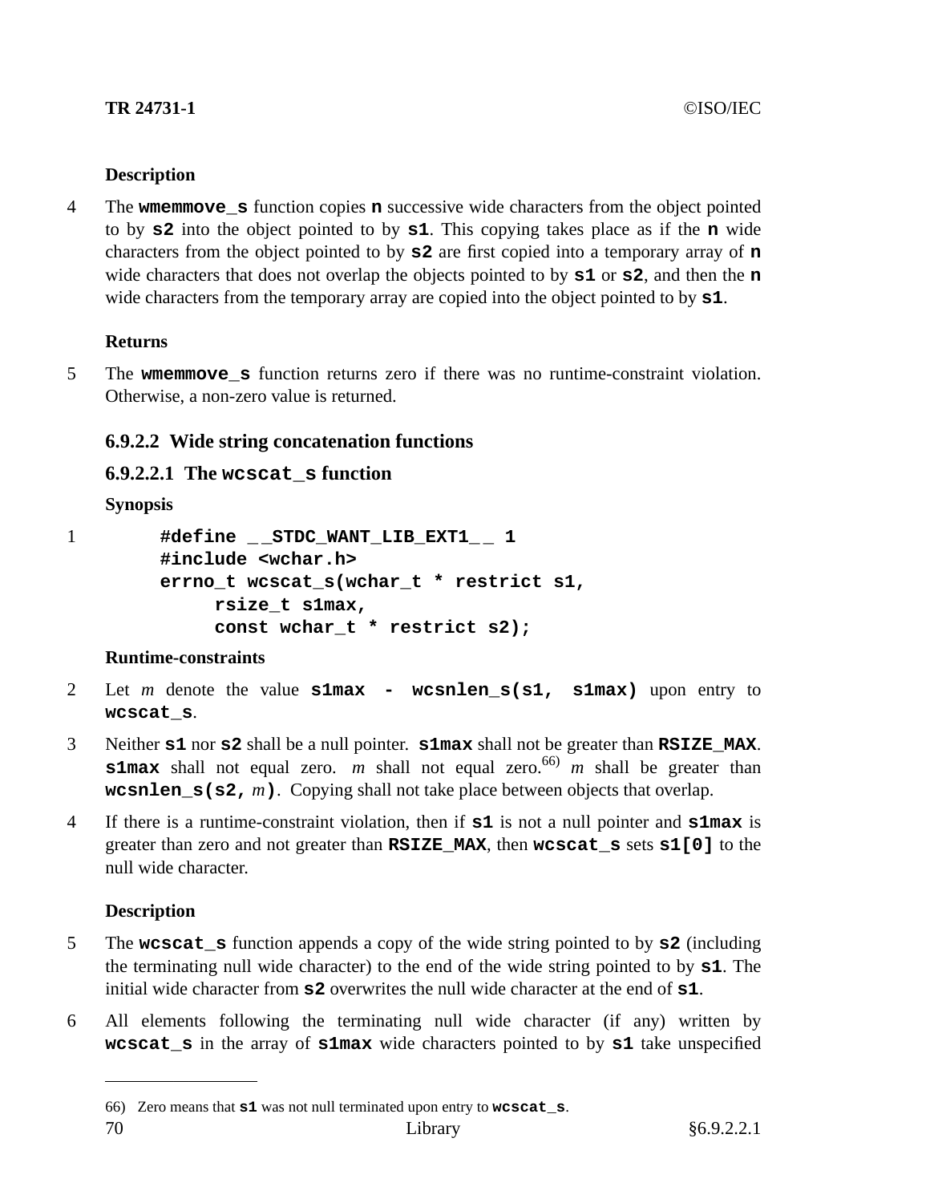**Description**

4 The **wmemmove_s** function copies **n** successive wide characters from the object pointed to by **s2** into the object pointed to by **s1**. This copying takes place as if the **n** wide characters from the object pointed to by **s2** are first copied into a temporary array of **n** wide characters that does not overlap the objects pointed to by **s1** or **s2**, and then the **n** wide characters from the temporary array are copied into the object pointed to by **s1**.

**Returns**

5 The **wmemmove_s** function returns zero if there was no runtime-constraint violation. Otherwise, a non-zero value is returned.

### 6.9.2.2 Wide string concatenation functions

#### 6.9.2.2.1 The wcscat_s function

**Synopsis**

1
```
#define __STDC_WANT_LIB_EXT1__ 1
#include <wchar.h>
errno_t wcscat_s(wchar_t * restrict s1,
     rsize_t s1max,
     const wchar_t * restrict s2);
```

**Runtime-constraints**

2 Let *m* denote the value **s1max - wcsnlen_s(s1, s1max)** upon entry to **wcscat_s**.

3 Neither **s1** nor **s2** shall be a null pointer. **s1max** shall not be greater than **RSIZE_MAX**. **s1max** shall not equal zero. *m* shall not equal zero.[66] *m* shall be greater than **wcsnlen_s(s2,** *m***)**. Copying shall not take place between objects that overlap.

4 If there is a runtime-constraint violation, then if **s1** is not a null pointer and **s1max** is greater than zero and not greater than **RSIZE_MAX**, then **wcscat_s** sets **s1[0]** to the null wide character.

**Description**

5 The **wcscat_s** function appends a copy of the wide string pointed to by **s2** (including the terminating null wide character) to the end of the wide string pointed to by **s1**. The initial wide character from **s2** overwrites the null wide character at the end of **s1**.

6 All elements following the terminating null wide character (if any) written by **wcscat_s** in the array of **s1max** wide characters pointed to by **s1** take unspecified

---

66) Zero means that **s1** was not null terminated upon entry to **wcscat_s**.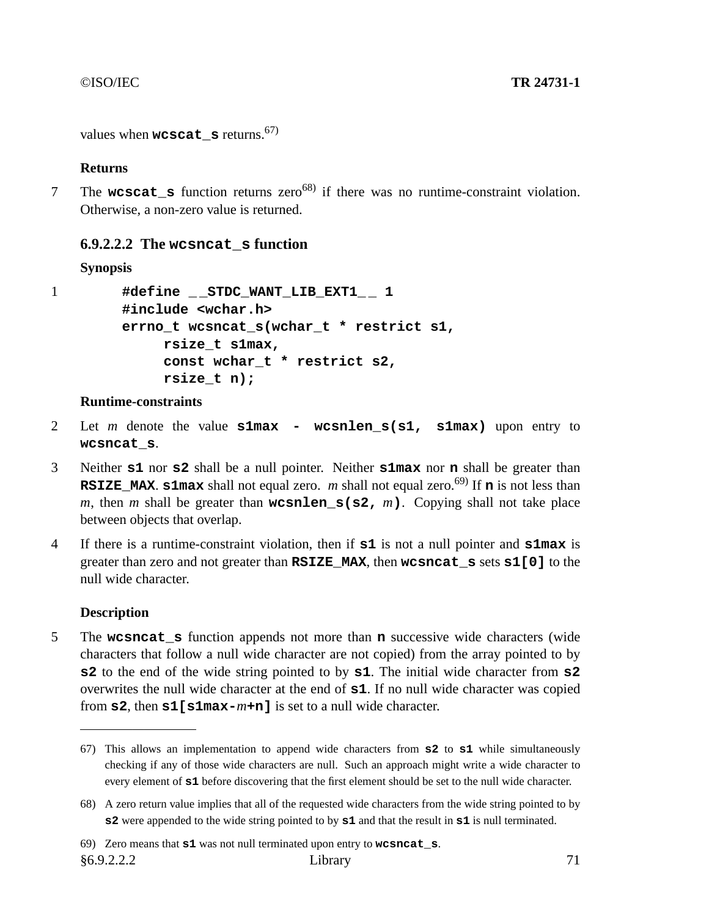values when **wcscat_s** returns.[67)]

**Returns**

7 The **wcscat_s** function returns zero[68)] if there was no runtime-constraint violation. Otherwise, a non-zero value is returned.

### 6.9.2.2.2 The wcsncat_s function

**Synopsis**

1
```
#define __STDC_WANT_LIB_EXT1__ 1
#include <wchar.h>
errno_t wcsncat_s(wchar_t * restrict s1,
     rsize_t s1max,
     const wchar_t * restrict s2,
     rsize_t n);
```

**Runtime-constraints**

2 Let *m* denote the value **s1max - wcsnlen_s(s1, s1max)** upon entry to **wcsncat_s**.

3 Neither **s1** nor **s2** shall be a null pointer. Neither **s1max** nor **n** shall be greater than **RSIZE_MAX**. **s1max** shall not equal zero. *m* shall not equal zero.[69)] If **n** is not less than *m*, then *m* shall be greater than **wcsnlen_s(s2,** *m***)**. Copying shall not take place between objects that overlap.

4 If there is a runtime-constraint violation, then if **s1** is not a null pointer and **s1max** is greater than zero and not greater than **RSIZE_MAX**, then **wcsncat_s** sets **s1[0]** to the null wide character.

**Description**

5 The **wcsncat_s** function appends not more than **n** successive wide characters (wide characters that follow a null wide character are not copied) from the array pointed to by **s2** to the end of the wide string pointed to by **s1**. The initial wide character from **s2** overwrites the null wide character at the end of **s1**. If no null wide character was copied from **s2**, then **s1[s1max-***m***+n]** is set to a null wide character.

---

67) This allows an implementation to append wide characters from **s2** to **s1** while simultaneously checking if any of those wide characters are null. Such an approach might write a wide character to every element of **s1** before discovering that the first element should be set to the null wide character.

68) A zero return value implies that all of the requested wide characters from the wide string pointed to by **s2** were appended to the wide string pointed to by **s1** and that the result in **s1** is null terminated.

69) Zero means that **s1** was not null terminated upon entry to **wcsncat_s**.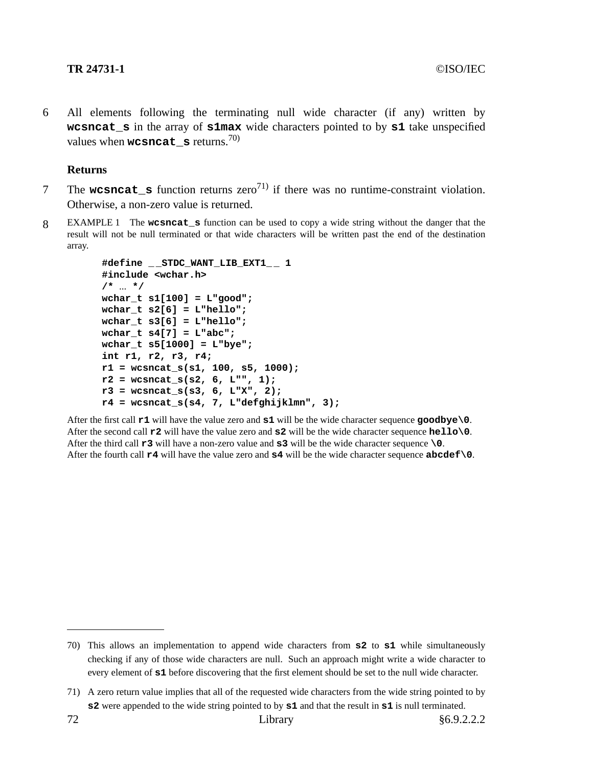6 All elements following the terminating null wide character (if any) written by **wcsncat_s** in the array of **s1max** wide characters pointed to by **s1** take unspecified values when **wcsncat_s** returns.[70)]

### Returns

7 The **wcsncat_s** function returns zero[71)] if there was no runtime-constraint violation. Otherwise, a non-zero value is returned.

8 EXAMPLE 1 The **wcsncat_s** function can be used to copy a wide string without the danger that the result will not be null terminated or that wide characters will be written past the end of the destination array.

```
#define __STDC_WANT_LIB_EXT1__ 1
#include <wchar.h>
/* ... */
wchar_t s1[100] = L"good";
wchar_t s2[6] = L"hello";
wchar_t s3[6] = L"hello";
wchar_t s4[7] = L"abc";
wchar_t s5[1000] = L"bye";
int r1, r2, r3, r4;
r1 = wcsncat_s(s1, 100, s5, 1000);
r2 = wcsncat_s(s2, 6, L"", 1);
r3 = wcsncat_s(s3, 6, L"X", 2);
r4 = wcsncat_s(s4, 7, L"defghijklmn", 3);
```

After the first call **r1** will have the value zero and **s1** will be the wide character sequence **goodbye\0**.
After the second call **r2** will have the value zero and **s2** will be the wide character sequence **hello\0**.
After the third call **r3** will have a non-zero value and **s3** will be the wide character sequence **\0**.
After the fourth call **r4** will have the value zero and **s4** will be the wide character sequence **abcdef\0**.

---

70) This allows an implementation to append wide characters from **s2** to **s1** while simultaneously checking if any of those wide characters are null. Such an approach might write a wide character to every element of **s1** before discovering that the first element should be set to the null wide character.

71) A zero return value implies that all of the requested wide characters from the wide string pointed to by **s2** were appended to the wide string pointed to by **s1** and that the result in **s1** is null terminated.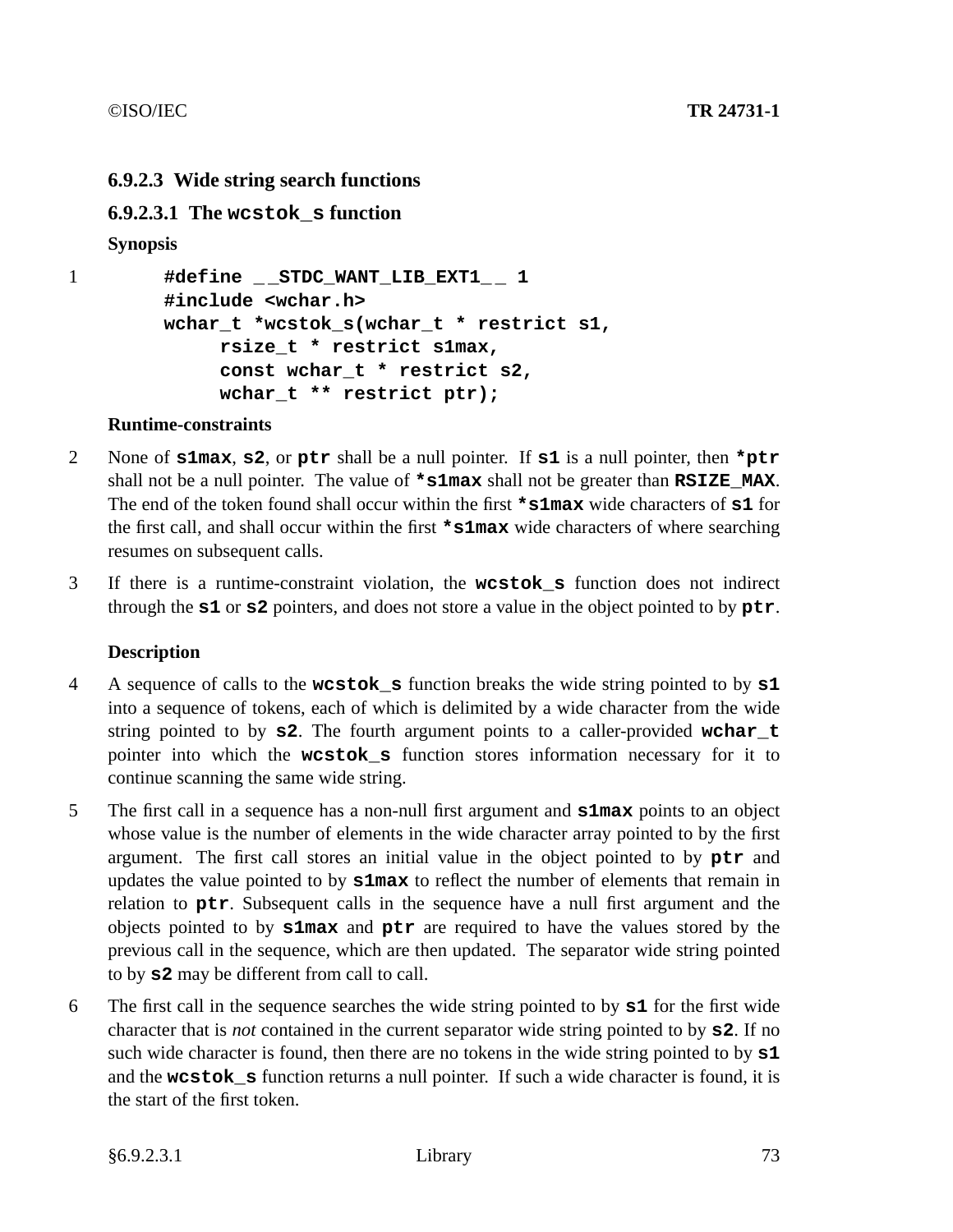### 6.9.2.3 Wide string search functions

#### 6.9.2.3.1 The `wcstok_s` function

**Synopsis**

1
```
#define __STDC_WANT_LIB_EXT1__ 1
#include <wchar.h>
wchar_t *wcstok_s(wchar_t * restrict s1,
     rsize_t * restrict s1max,
     const wchar_t * restrict s2,
     wchar_t ** restrict ptr);
```

**Runtime-constraints**

2 None of **s1max**, **s2**, or **ptr** shall be a null pointer. If **s1** is a null pointer, then ***ptr** shall not be a null pointer. The value of ***s1max** shall not be greater than **RSIZE_MAX**. The end of the token found shall occur within the first ***s1max** wide characters of **s1** for the first call, and shall occur within the first ***s1max** wide characters of where searching resumes on subsequent calls.

3 If there is a runtime-constraint violation, the **wcstok_s** function does not indirect through the **s1** or **s2** pointers, and does not store a value in the object pointed to by **ptr**.

**Description**

4 A sequence of calls to the **wcstok_s** function breaks the wide string pointed to by **s1** into a sequence of tokens, each of which is delimited by a wide character from the wide string pointed to by **s2**. The fourth argument points to a caller-provided **wchar_t** pointer into which the **wcstok_s** function stores information necessary for it to continue scanning the same wide string.

5 The first call in a sequence has a non-null first argument and **s1max** points to an object whose value is the number of elements in the wide character array pointed to by the first argument. The first call stores an initial value in the object pointed to by **ptr** and updates the value pointed to by **s1max** to reflect the number of elements that remain in relation to **ptr**. Subsequent calls in the sequence have a null first argument and the objects pointed to by **s1max** and **ptr** are required to have the values stored by the previous call in the sequence, which are then updated. The separator wide string pointed to by **s2** may be different from call to call.

6 The first call in the sequence searches the wide string pointed to by **s1** for the first wide character that is *not* contained in the current separator wide string pointed to by **s2**. If no such wide character is found, then there are no tokens in the wide string pointed to by **s1** and the **wcstok_s** function returns a null pointer. If such a wide character is found, it is the start of the first token.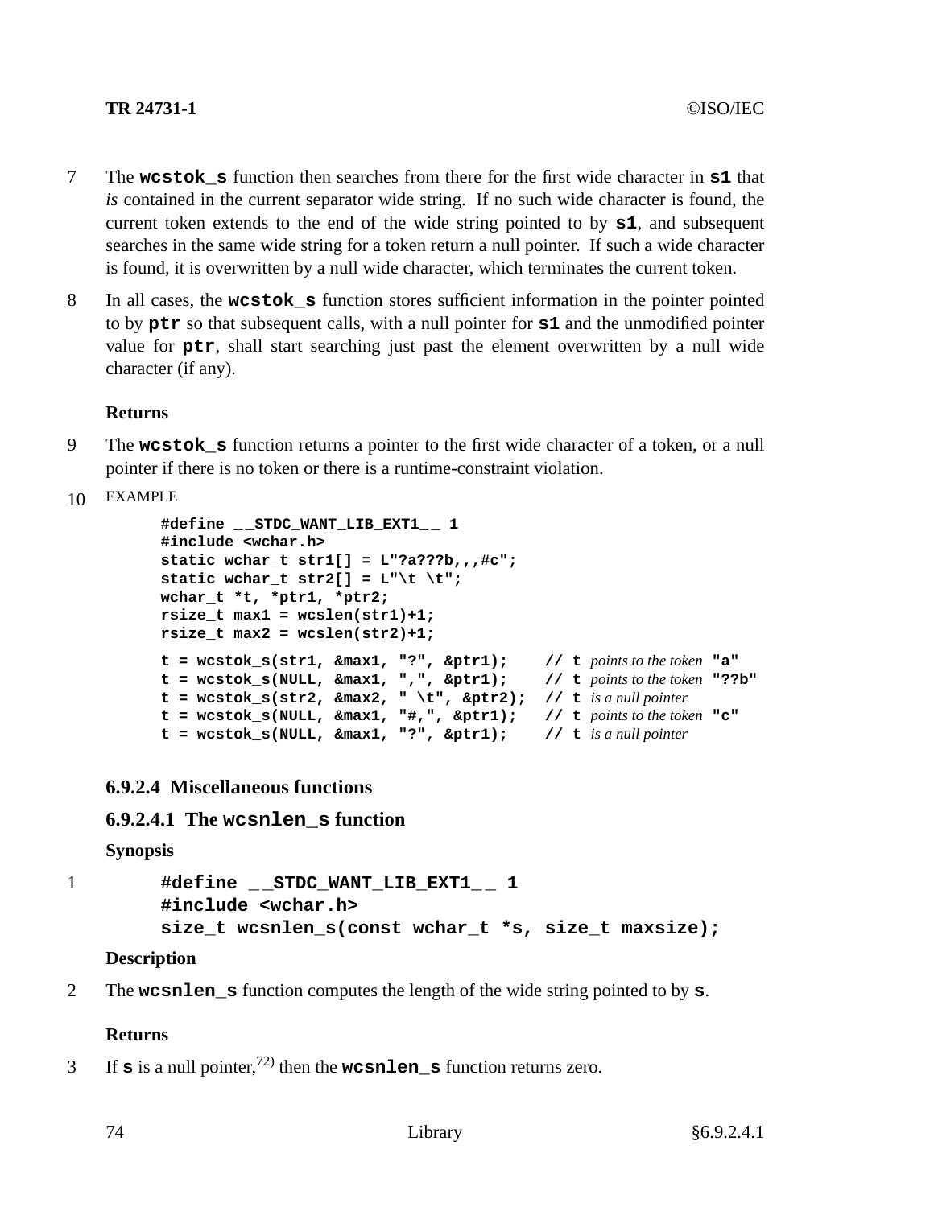7 The **wcstok_s** function then searches from there for the first wide character in **s1** that *is* contained in the current separator wide string. If no such wide character is found, the current token extends to the end of the wide string pointed to by **s1**, and subsequent searches in the same wide string for a token return a null pointer. If such a wide character is found, it is overwritten by a null wide character, which terminates the current token.

8 In all cases, the **wcstok_s** function stores sufficient information in the pointer pointed to by **ptr** so that subsequent calls, with a null pointer for **s1** and the unmodified pointer value for **ptr**, shall start searching just past the element overwritten by a null wide character (if any).

**Returns**

9 The **wcstok_s** function returns a pointer to the first wide character of a token, or a null pointer if there is no token or there is a runtime-constraint violation.

10 EXAMPLE

```
#define __STDC_WANT_LIB_EXT1__ 1
#include <wchar.h>
static wchar_t str1[] = L"?a???b,,,#c";
static wchar_t str2[] = L"\t \t";
wchar_t *t, *ptr1, *ptr2;
rsize_t max1 = wcslen(str1)+1;
rsize_t max2 = wcslen(str2)+1;

t = wcstok_s(str1, &max1, "?", &ptr1);     // t points to the token "a"
t = wcstok_s(NULL, &max1, ",", &ptr1);     // t points to the token "??b"
t = wcstok_s(str2, &max2, " \t", &ptr2);   // t is a null pointer
t = wcstok_s(NULL, &max1, "#,", &ptr1);    // t points to the token "c"
t = wcstok_s(NULL, &max1, "?", &ptr1);     // t is a null pointer
```

### 6.9.2.4 Miscellaneous functions

#### 6.9.2.4.1 The `wcsnlen_s` function

**Synopsis**

1

```
#define __STDC_WANT_LIB_EXT1__ 1
#include <wchar.h>
size_t wcsnlen_s(const wchar_t *s, size_t maxsize);
```

**Description**

2 The **wcsnlen_s** function computes the length of the wide string pointed to by **s**.

**Returns**

3 If **s** is a null pointer,[72)] then the **wcsnlen_s** function returns zero.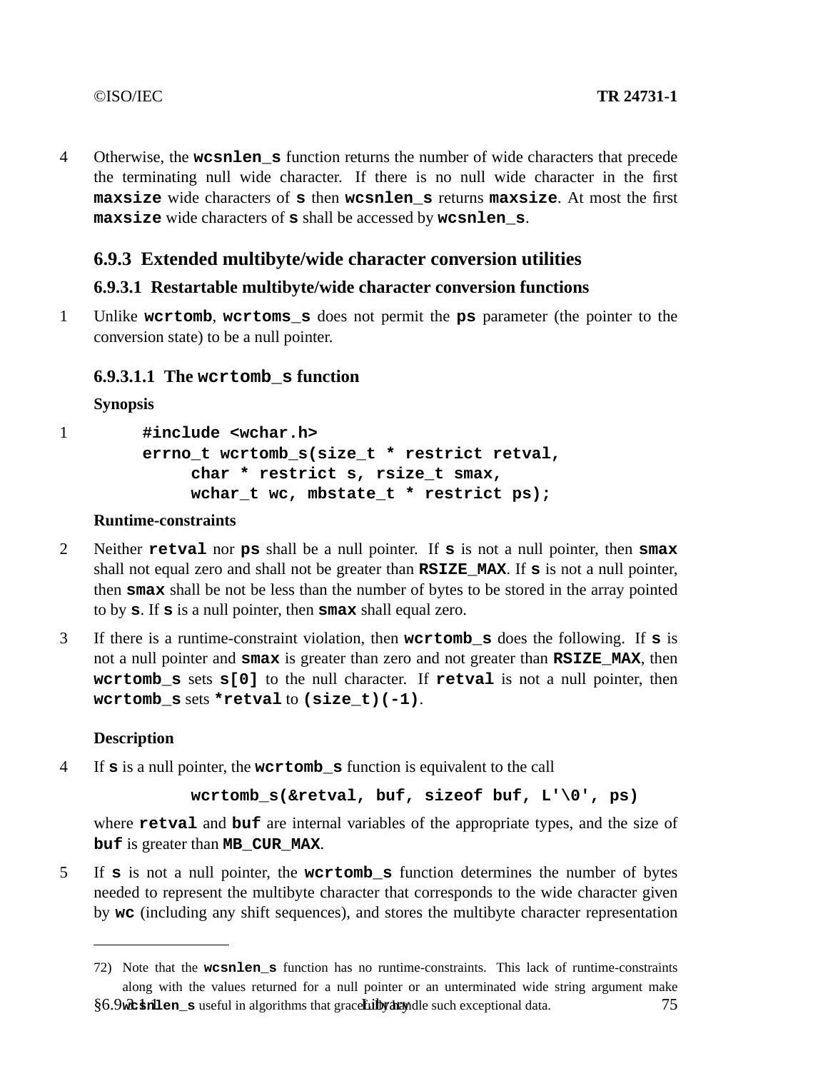4 Otherwise, the **wcsnlen_s** function returns the number of wide characters that precede the terminating null wide character. If there is no null wide character in the first **maxsize** wide characters of **s** then **wcsnlen_s** returns **maxsize**. At most the first **maxsize** wide characters of **s** shall be accessed by **wcsnlen_s**.

### 6.9.3 Extended multibyte/wide character conversion utilities

#### 6.9.3.1 Restartable multibyte/wide character conversion functions

1 Unlike **wcrtomb**, **wcrtoms_s** does not permit the **ps** parameter (the pointer to the conversion state) to be a null pointer.

##### 6.9.3.1.1 The wcrtomb_s function

**Synopsis**

1
```
#include <wchar.h>
errno_t wcrtomb_s(size_t * restrict retval,
     char * restrict s, rsize_t smax,
     wchar_t wc, mbstate_t * restrict ps);
```

**Runtime-constraints**

2 Neither **retval** nor **ps** shall be a null pointer. If **s** is not a null pointer, then **smax** shall not equal zero and shall not be greater than **RSIZE_MAX**. If **s** is not a null pointer, then **smax** shall be not be less than the number of bytes to be stored in the array pointed to by **s**. If **s** is a null pointer, then **smax** shall equal zero.

3 If there is a runtime-constraint violation, then **wcrtomb_s** does the following. If **s** is not a null pointer and **smax** is greater than zero and not greater than **RSIZE_MAX**, then **wcrtomb_s** sets **s[0]** to the null character. If **retval** is not a null pointer, then **wcrtomb_s** sets ***retval** to **(size_t)(-1)**.

**Description**

4 If **s** is a null pointer, the **wcrtomb_s** function is equivalent to the call

```
wcrtomb_s(&retval, buf, sizeof buf, L'\0', ps)
```

where **retval** and **buf** are internal variables of the appropriate types, and the size of **buf** is greater than **MB_CUR_MAX**.

5 If **s** is not a null pointer, the **wcrtomb_s** function determines the number of bytes needed to represent the multibyte character that corresponds to the wide character given by **wc** (including any shift sequences), and stores the multibyte character representation

---

72) Note that the **wcsnlen_s** function has no runtime-constraints. This lack of runtime-constraints along with the values returned for a null pointer or an unterminated wide string argument make **wcsnlen_s** useful in algorithms that gracefully handle such exceptional data.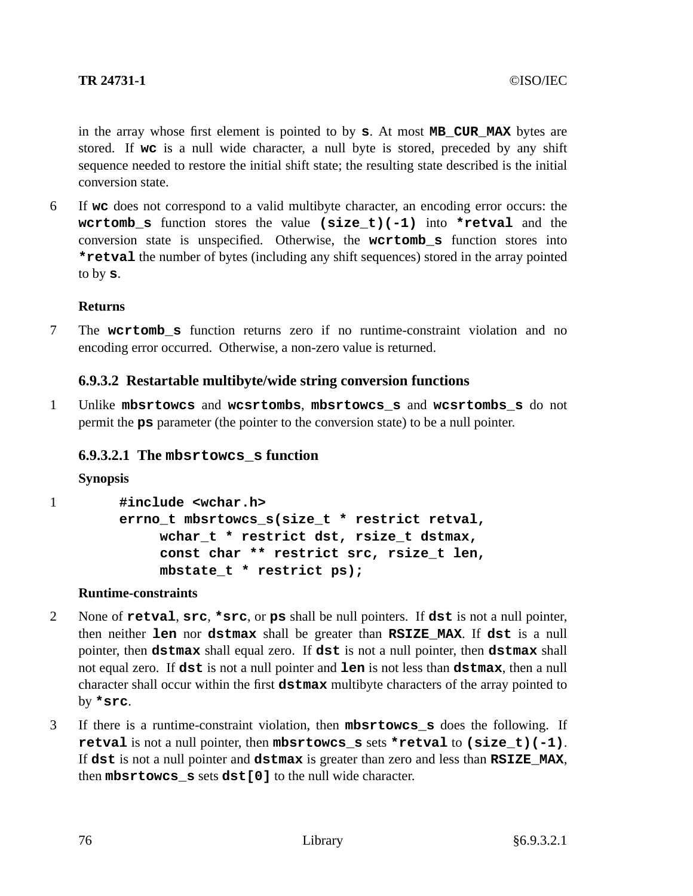in the array whose first element is pointed to by **s**. At most **MB_CUR_MAX** bytes are stored. If **wc** is a null wide character, a null byte is stored, preceded by any shift sequence needed to restore the initial shift state; the resulting state described is the initial conversion state.

6 If **wc** does not correspond to a valid multibyte character, an encoding error occurs: the **wcrtomb_s** function stores the value **(size_t)(-1)** into ***retval** and the conversion state is unspecified. Otherwise, the **wcrtomb_s** function stores into ***retval** the number of bytes (including any shift sequences) stored in the array pointed to by **s**.

**Returns**

7 The **wcrtomb_s** function returns zero if no runtime-constraint violation and no encoding error occurred. Otherwise, a non-zero value is returned.

### 6.9.3.2 Restartable multibyte/wide string conversion functions

1 Unlike **mbsrtowcs** and **wcsrtombs**, **mbsrtowcs_s** and **wcsrtombs_s** do not permit the **ps** parameter (the pointer to the conversion state) to be a null pointer.

#### 6.9.3.2.1 The mbsrtowcs_s function

**Synopsis**

1
```
#include <wchar.h>
errno_t mbsrtowcs_s(size_t * restrict retval,
     wchar_t * restrict dst, rsize_t dstmax,
     const char ** restrict src, rsize_t len,
     mbstate_t * restrict ps);
```

**Runtime-constraints**

2 None of **retval**, **src**, ***src**, or **ps** shall be null pointers. If **dst** is not a null pointer, then neither **len** nor **dstmax** shall be greater than **RSIZE_MAX**. If **dst** is a null pointer, then **dstmax** shall equal zero. If **dst** is not a null pointer, then **dstmax** shall not equal zero. If **dst** is not a null pointer and **len** is not less than **dstmax**, then a null character shall occur within the first **dstmax** multibyte characters of the array pointed to by ***src**.

3 If there is a runtime-constraint violation, then **mbsrtowcs_s** does the following. If **retval** is not a null pointer, then **mbsrtowcs_s** sets ***retval** to **(size_t)(-1)**. If **dst** is not a null pointer and **dstmax** is greater than zero and less than **RSIZE_MAX**, then **mbsrtowcs_s** sets **dst[0]** to the null wide character.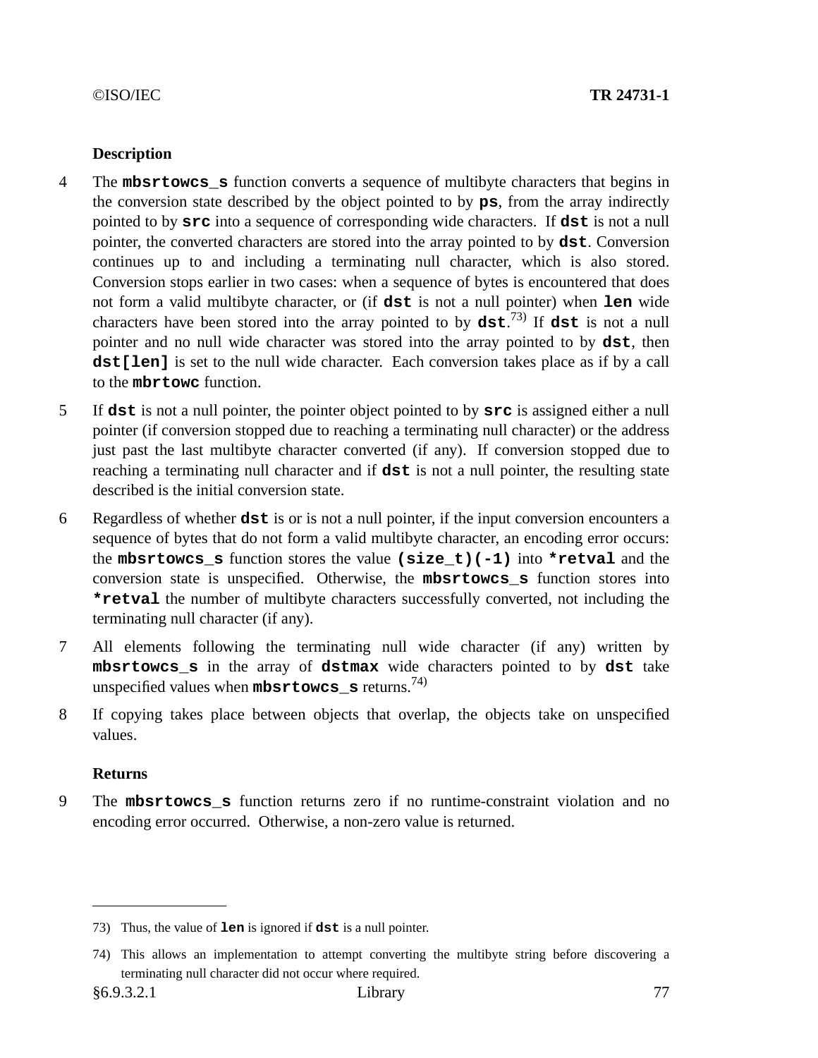**Description**

4 The **mbsrtowcs_s** function converts a sequence of multibyte characters that begins in the conversion state described by the object pointed to by **ps**, from the array indirectly pointed to by **src** into a sequence of corresponding wide characters. If **dst** is not a null pointer, the converted characters are stored into the array pointed to by **dst**. Conversion continues up to and including a terminating null character, which is also stored. Conversion stops earlier in two cases: when a sequence of bytes is encountered that does not form a valid multibyte character, or (if **dst** is not a null pointer) when **len** wide characters have been stored into the array pointed to by **dst**.[73] If **dst** is not a null pointer and no null wide character was stored into the array pointed to by **dst**, then **dst[len]** is set to the null wide character. Each conversion takes place as if by a call to the **mbrtowc** function.

5 If **dst** is not a null pointer, the pointer object pointed to by **src** is assigned either a null pointer (if conversion stopped due to reaching a terminating null character) or the address just past the last multibyte character converted (if any). If conversion stopped due to reaching a terminating null character and if **dst** is not a null pointer, the resulting state described is the initial conversion state.

6 Regardless of whether **dst** is or is not a null pointer, if the input conversion encounters a sequence of bytes that do not form a valid multibyte character, an encoding error occurs: the **mbsrtowcs_s** function stores the value **(size_t)(-1)** into ***retval** and the conversion state is unspecified. Otherwise, the **mbsrtowcs_s** function stores into ***retval** the number of multibyte characters successfully converted, not including the terminating null character (if any).

7 All elements following the terminating null wide character (if any) written by **mbsrtowcs_s** in the array of **dstmax** wide characters pointed to by **dst** take unspecified values when **mbsrtowcs_s** returns.[74]

8 If copying takes place between objects that overlap, the objects take on unspecified values.

**Returns**

9 The **mbsrtowcs_s** function returns zero if no runtime-constraint violation and no encoding error occurred. Otherwise, a non-zero value is returned.

---

73) Thus, the value of **len** is ignored if **dst** is a null pointer.

74) This allows an implementation to attempt converting the multibyte string before discovering a terminating null character did not occur where required.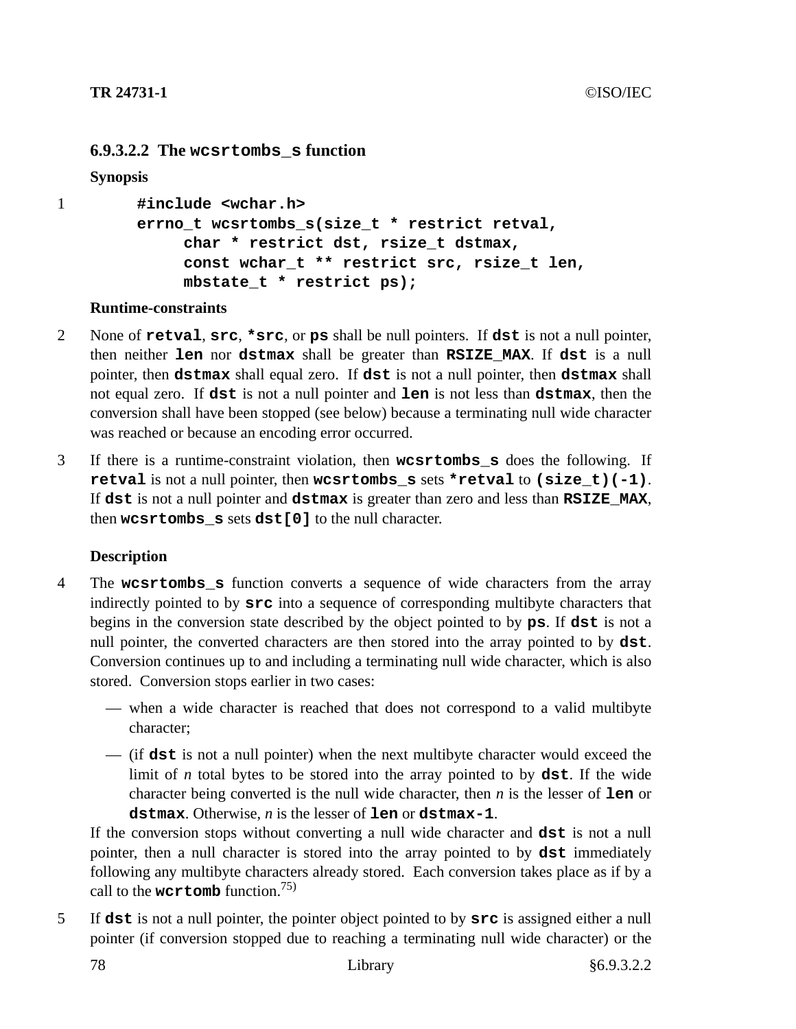#### 6.9.3.2.2 The `wcsrtombs_s` function

**Synopsis**

1

```
#include <wchar.h>
errno_t wcsrtombs_s(size_t * restrict retval,
     char * restrict dst, rsize_t dstmax,
     const wchar_t ** restrict src, rsize_t len,
     mbstate_t * restrict ps);
```

**Runtime-constraints**

2 None of **retval**, **src**, ***src**, or **ps** shall be null pointers. If **dst** is not a null pointer, then neither **len** nor **dstmax** shall be greater than **RSIZE_MAX**. If **dst** is a null pointer, then **dstmax** shall equal zero. If **dst** is not a null pointer, then **dstmax** shall not equal zero. If **dst** is not a null pointer and **len** is not less than **dstmax**, then the conversion shall have been stopped (see below) because a terminating null wide character was reached or because an encoding error occurred.

3 If there is a runtime-constraint violation, then **wcsrtombs_s** does the following. If **retval** is not a null pointer, then **wcsrtombs_s** sets ***retval** to **(size_t)(-1)**. If **dst** is not a null pointer and **dstmax** is greater than zero and less than **RSIZE_MAX**, then **wcsrtombs_s** sets **dst[0]** to the null character.

**Description**

4 The **wcsrtombs_s** function converts a sequence of wide characters from the array indirectly pointed to by **src** into a sequence of corresponding multibyte characters that begins in the conversion state described by the object pointed to by **ps**. If **dst** is not a null pointer, the converted characters are then stored into the array pointed to by **dst**. Conversion continues up to and including a terminating null wide character, which is also stored. Conversion stops earlier in two cases:

- when a wide character is reached that does not correspond to a valid multibyte character;
- (if **dst** is not a null pointer) when the next multibyte character would exceed the limit of *n* total bytes to be stored into the array pointed to by **dst**. If the wide character being converted is the null wide character, then *n* is the lesser of **len** or **dstmax**. Otherwise, *n* is the lesser of **len** or **dstmax-1**.

If the conversion stops without converting a null wide character and **dst** is not a null pointer, then a null character is stored into the array pointed to by **dst** immediately following any multibyte characters already stored. Each conversion takes place as if by a call to the **wcrtomb** function.[75)]

5 If **dst** is not a null pointer, the pointer object pointed to by **src** is assigned either a null pointer (if conversion stopped due to reaching a terminating null wide character) or the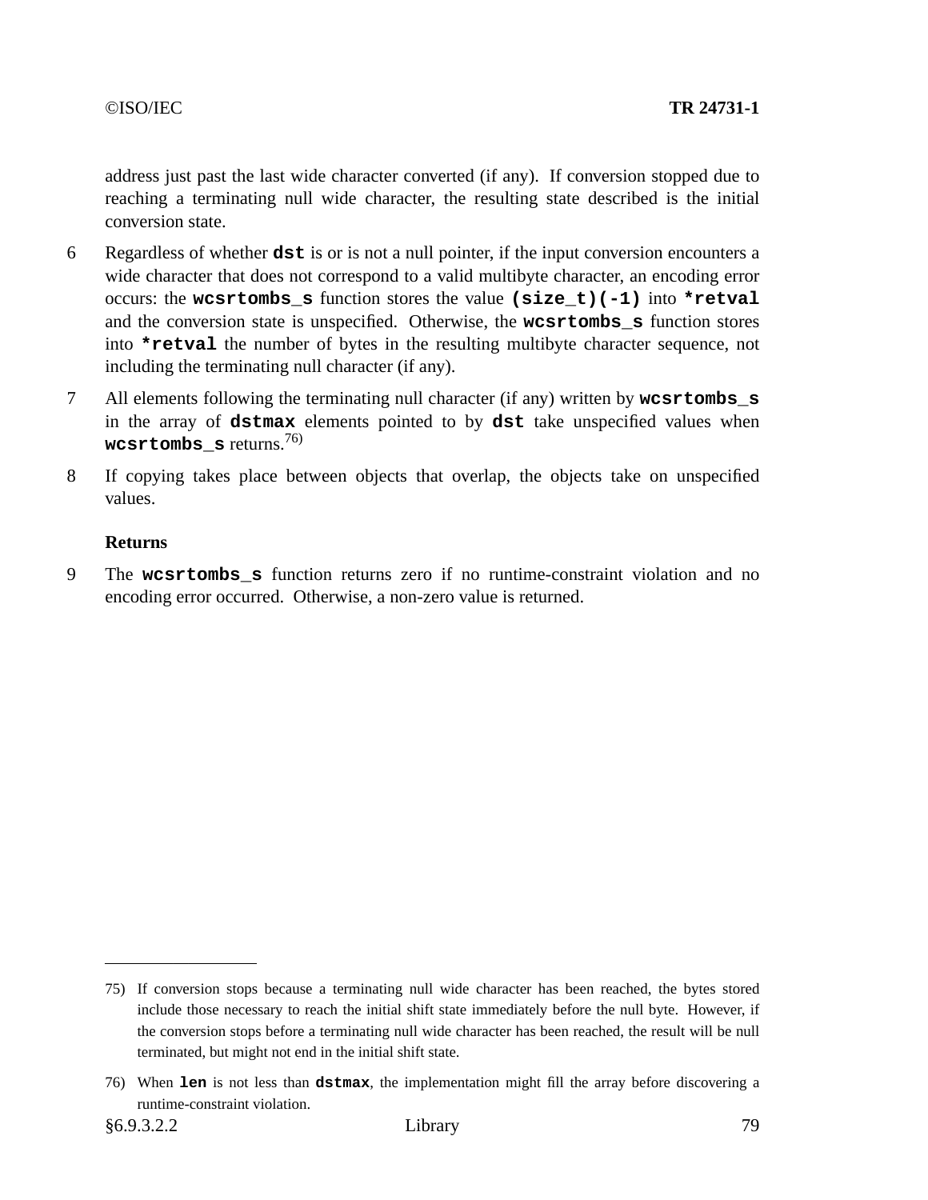address just past the last wide character converted (if any). If conversion stopped due to reaching a terminating null wide character, the resulting state described is the initial conversion state.

6 Regardless of whether **dst** is or is not a null pointer, if the input conversion encounters a wide character that does not correspond to a valid multibyte character, an encoding error occurs: the **wcsrtombs_s** function stores the value **(size_t)(-1)** into ***retval** and the conversion state is unspecified. Otherwise, the **wcsrtombs_s** function stores into ***retval** the number of bytes in the resulting multibyte character sequence, not including the terminating null character (if any).

7 All elements following the terminating null character (if any) written by **wcsrtombs_s** in the array of **dstmax** elements pointed to by **dst** take unspecified values when **wcsrtombs_s** returns.[76)]

8 If copying takes place between objects that overlap, the objects take on unspecified values.

**Returns**

9 The **wcsrtombs_s** function returns zero if no runtime-constraint violation and no encoding error occurred. Otherwise, a non-zero value is returned.

---

75) If conversion stops because a terminating null wide character has been reached, the bytes stored include those necessary to reach the initial shift state immediately before the null byte. However, if the conversion stops before a terminating null wide character has been reached, the result will be null terminated, but might not end in the initial shift state.

76) When **len** is not less than **dstmax**, the implementation might fill the array before discovering a runtime-constraint violation.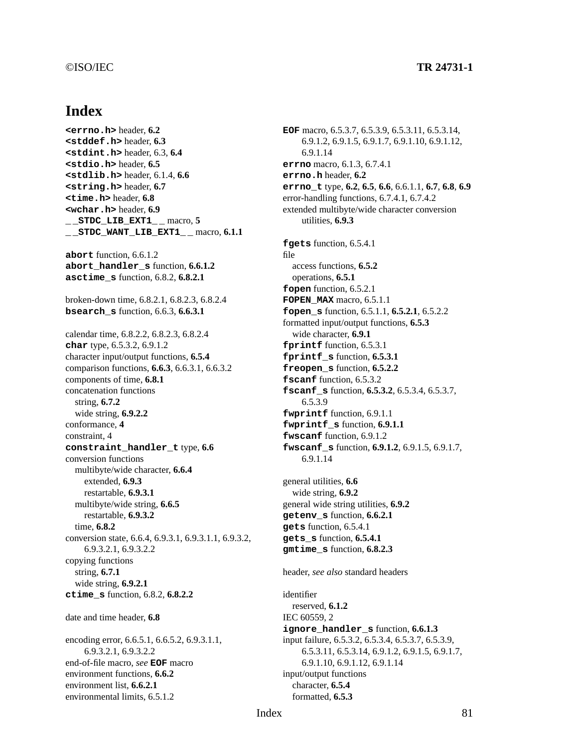# Index

**`<errno.h>`** header, **6.2**
**`<stddef.h>`** header, **6.3**
**`<stdint.h>`** header, 6.3, **6.4**
**`<stdio.h>`** header, **6.5**
**`<stdlib.h>`** header, 6.1.4, **6.6**
**`<string.h>`** header, **6.7**
**`<time.h>`** header, **6.8**
**`<wchar.h>`** header, **6.9**
**`__STDC_LIB_EXT1__`** macro, **5**
**`__STDC_WANT_LIB_EXT1__`** macro, **6.1.1**

**`abort`** function, 6.6.1.2
**`abort_handler_s`** function, **6.6.1.2**
**`asctime_s`** function, 6.8.2, **6.8.2.1**

broken-down time, 6.8.2.1, 6.8.2.3, 6.8.2.4
**`bsearch_s`** function, 6.6.3, **6.6.3.1**

calendar time, 6.8.2.2, 6.8.2.3, 6.8.2.4
**`char`** type, 6.5.3.2, 6.9.1.2
character input/output functions, **6.5.4**
comparison functions, **6.6.3**, 6.6.3.1, 6.6.3.2
components of time, **6.8.1**
concatenation functions
  string, **6.7.2**
  wide string, **6.9.2.2**
conformance, **4**
constraint, 4
**`constraint_handler_t`** type, **6.6**
conversion functions
  multibyte/wide character, **6.6.4**
    extended, **6.9.3**
    restartable, **6.9.3.1**
  multibyte/wide string, **6.6.5**
    restartable, **6.9.3.2**
  time, **6.8.2**
conversion state, 6.6.4, 6.9.3.1, 6.9.3.1.1, 6.9.3.2, 6.9.3.2.1, 6.9.3.2.2
copying functions
  string, **6.7.1**
  wide string, **6.9.2.1**
**`ctime_s`** function, 6.8.2, **6.8.2.2**

date and time header, **6.8**

encoding error, 6.6.5.1, 6.6.5.2, 6.9.3.1.1, 6.9.3.2.1, 6.9.3.2.2
end-of-file macro, *see* **`EOF`** macro
environment functions, **6.6.2**
environment list, **6.6.2.1**
environmental limits, 6.5.1.2

**`EOF`** macro, 6.5.3.7, 6.5.3.9, 6.5.3.11, 6.5.3.14, 6.9.1.2, 6.9.1.5, 6.9.1.7, 6.9.1.10, 6.9.1.12, 6.9.1.14
**`errno`** macro, 6.1.3, 6.7.4.1
**`errno.h`** header, **6.2**
**`errno_t`** type, **6.2**, **6.5**, **6.6**, 6.6.1.1, **6.7**, **6.8**, **6.9**
error-handling functions, 6.7.4.1, 6.7.4.2
extended multibyte/wide character conversion utilities, **6.9.3**

**`fgets`** function, 6.5.4.1
file
  access functions, **6.5.2**
  operations, **6.5.1**
**`fopen`** function, 6.5.2.1
**`FOPEN_MAX`** macro, 6.5.1.1
**`fopen_s`** function, 6.5.1.1, **6.5.2.1**, 6.5.2.2
formatted input/output functions, **6.5.3**
  wide character, **6.9.1**
**`fprintf`** function, 6.5.3.1
**`fprintf_s`** function, **6.5.3.1**
**`freopen_s`** function, **6.5.2.2**
**`fscanf`** function, 6.5.3.2
**`fscanf_s`** function, **6.5.3.2**, 6.5.3.4, 6.5.3.7, 6.5.3.9
**`fwprintf`** function, 6.9.1.1
**`fwprintf_s`** function, **6.9.1.1**
**`fwscanf`** function, 6.9.1.2
**`fwscanf_s`** function, **6.9.1.2**, 6.9.1.5, 6.9.1.7, 6.9.1.14

general utilities, **6.6**
  wide string, **6.9.2**
general wide string utilities, **6.9.2**
**`getenv_s`** function, **6.6.2.1**
**`gets`** function, 6.5.4.1
**`gets_s`** function, **6.5.4.1**
**`gmtime_s`** function, **6.8.2.3**

header, *see also* standard headers

identifier
  reserved, **6.1.2**
IEC 60559, 2
**`ignore_handler_s`** function, **6.6.1.3**
input failure, 6.5.3.2, 6.5.3.4, 6.5.3.7, 6.5.3.9, 6.5.3.11, 6.5.3.14, 6.9.1.2, 6.9.1.5, 6.9.1.7, 6.9.1.10, 6.9.1.12, 6.9.1.14
input/output functions
  character, **6.5.4**
  formatted, **6.5.3**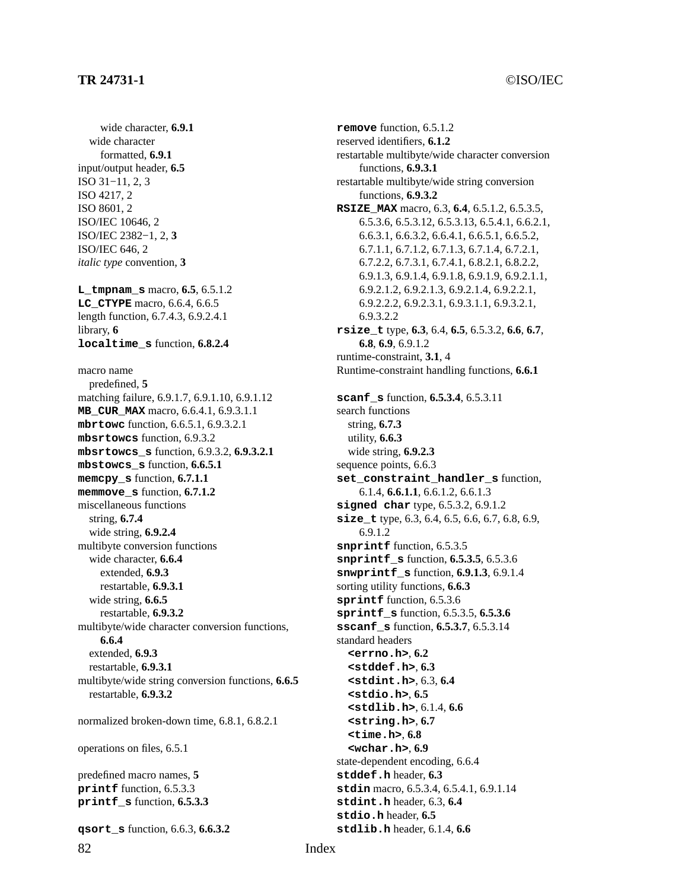wide character, **6.9.1**
wide character
formatted, **6.9.1**
input/output header, **6.5**
ISO 31−11, 2, 3
ISO 4217, 2
ISO 8601, 2
ISO/IEC 10646, 2
ISO/IEC 2382−1, 2, **3**
ISO/IEC 646, 2
*italic type* convention, **3**

**`L_tmpnam_s`** macro, **6.5**, 6.5.1.2
**`LC_CTYPE`** macro, 6.6.4, 6.6.5
length function, 6.7.4.3, 6.9.2.4.1
library, **6**
**`localtime_s`** function, **6.8.2.4**

macro name
predefined, **5**
matching failure, 6.9.1.7, 6.9.1.10, 6.9.1.12
**`MB_CUR_MAX`** macro, 6.6.4.1, 6.9.3.1.1
**`mbrtowc`** function, 6.6.5.1, 6.9.3.2.1
**`mbsrtowcs`** function, 6.9.3.2
**`mbsrtowcs_s`** function, 6.9.3.2, **6.9.3.2.1**
**`mbstowcs_s`** function, **6.6.5.1**
**`memcpy_s`** function, **6.7.1.1**
**`memmove_s`** function, **6.7.1.2**
miscellaneous functions
string, **6.7.4**
wide string, **6.9.2.4**
multibyte conversion functions
wide character, **6.6.4**
extended, **6.9.3**
restartable, **6.9.3.1**
wide string, **6.6.5**
restartable, **6.9.3.2**
multibyte/wide character conversion functions, **6.6.4**
extended, **6.9.3**
restartable, **6.9.3.1**
multibyte/wide string conversion functions, **6.6.5**
restartable, **6.9.3.2**

normalized broken-down time, 6.8.1, 6.8.2.1

operations on files, 6.5.1

predefined macro names, **5**
**`printf`** function, 6.5.3.3
**`printf_s`** function, **6.5.3.3**

**`qsort_s`** function, 6.6.3, **6.6.3.2**

**`remove`** function, 6.5.1.2
reserved identifiers, **6.1.2**
restartable multibyte/wide character conversion functions, **6.9.3.1**
restartable multibyte/wide string conversion functions, **6.9.3.2**
**`RSIZE_MAX`** macro, 6.3, **6.4**, 6.5.1.2, 6.5.3.5, 6.5.3.6, 6.5.3.12, 6.5.3.13, 6.5.4.1, 6.6.2.1, 6.6.3.1, 6.6.3.2, 6.6.4.1, 6.6.5.1, 6.6.5.2, 6.7.1.1, 6.7.1.2, 6.7.1.3, 6.7.1.4, 6.7.2.1, 6.7.2.2, 6.7.3.1, 6.7.4.1, 6.8.2.1, 6.8.2.2, 6.9.1.3, 6.9.1.4, 6.9.1.8, 6.9.1.9, 6.9.2.1.1, 6.9.2.1.2, 6.9.2.1.3, 6.9.2.1.4, 6.9.2.2.1, 6.9.2.2.2, 6.9.2.3.1, 6.9.3.1.1, 6.9.3.2.1, 6.9.3.2.2
**`rsize_t`** type, **6.3**, 6.4, **6.5**, 6.5.3.2, **6.6**, **6.7**, **6.8**, **6.9**, 6.9.1.2
runtime-constraint, **3.1**, 4
Runtime-constraint handling functions, **6.6.1**

**`scanf_s`** function, **6.5.3.4**, 6.5.3.11
search functions
string, **6.7.3**
utility, **6.6.3**
wide string, **6.9.2.3**
sequence points, 6.6.3
**`set_constraint_handler_s`** function, 6.1.4, **6.6.1.1**, 6.6.1.2, 6.6.1.3
**`signed char`** type, 6.5.3.2, 6.9.1.2
**`size_t`** type, 6.3, 6.4, 6.5, 6.6, 6.7, 6.8, 6.9, 6.9.1.2
**`snprintf`** function, 6.5.3.5
**`snprintf_s`** function, **6.5.3.5**, 6.5.3.6
**`snwprintf_s`** function, **6.9.1.3**, 6.9.1.4
sorting utility functions, **6.6.3**
**`sprintf`** function, 6.5.3.6
**`sprintf_s`** function, 6.5.3.5, **6.5.3.6**
**`sscanf_s`** function, **6.5.3.7**, 6.5.3.14
standard headers
**`<errno.h>`**, **6.2**
**`<stddef.h>`**, **6.3**
**`<stdint.h>`**, 6.3, **6.4**
**`<stdio.h>`**, **6.5**
**`<stdlib.h>`**, 6.1.4, **6.6**
**`<string.h>`**, **6.7**
**`<time.h>`**, **6.8**
**`<wchar.h>`**, **6.9**
state-dependent encoding, 6.6.4
**`stddef.h`** header, **6.3**
**`stdin`** macro, 6.5.3.4, 6.5.4.1, 6.9.1.14
**`stdint.h`** header, 6.3, **6.4**
**`stdio.h`** header, **6.5**
**`stdlib.h`** header, 6.1.4, **6.6**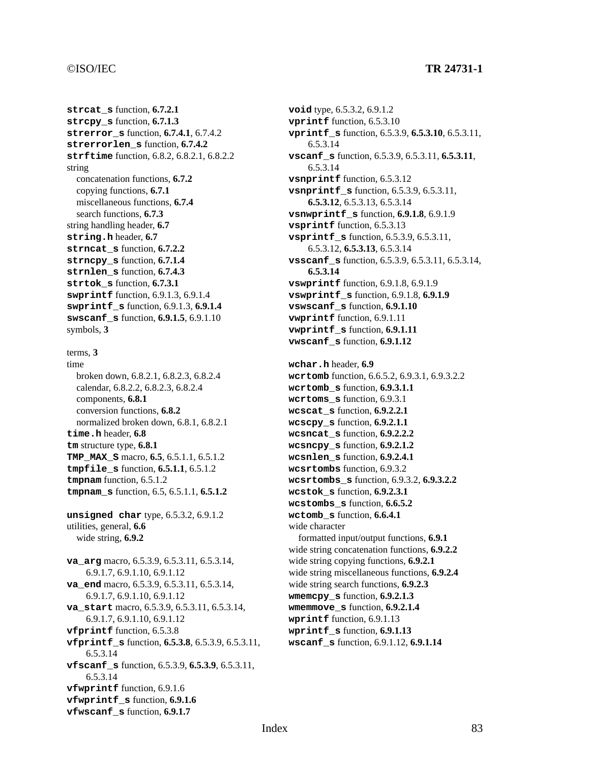**strcat_s** function, **6.7.2.1**
**strcpy_s** function, **6.7.1.3**
**strerror_s** function, **6.7.4.1**, 6.7.4.2
**strerrorlen_s** function, **6.7.4.2**
**strftime** function, 6.8.2, 6.8.2.1, 6.8.2.2
string
  concatenation functions, **6.7.2**
  copying functions, **6.7.1**
  miscellaneous functions, **6.7.4**
  search functions, **6.7.3**
string handling header, **6.7**
**string.h** header, **6.7**
**strncat_s** function, **6.7.2.2**
**strncpy_s** function, **6.7.1.4**
**strnlen_s** function, **6.7.4.3**
**strtok_s** function, **6.7.3.1**
**swprintf** function, 6.9.1.3, 6.9.1.4
**swprintf_s** function, 6.9.1.3, **6.9.1.4**
**swscanf_s** function, **6.9.1.5**, 6.9.1.10
symbols, **3**

terms, **3**
time
  broken down, 6.8.2.1, 6.8.2.3, 6.8.2.4
  calendar, 6.8.2.2, 6.8.2.3, 6.8.2.4
  components, **6.8.1**
  conversion functions, **6.8.2**
  normalized broken down, 6.8.1, 6.8.2.1
**time.h** header, **6.8**
**tm** structure type, **6.8.1**
**TMP_MAX_S** macro, **6.5**, 6.5.1.1, 6.5.1.2
**tmpfile_s** function, **6.5.1.1**, 6.5.1.2
**tmpnam** function, 6.5.1.2
**tmpnam_s** function, 6.5, 6.5.1.1, **6.5.1.2**

**unsigned char** type, 6.5.3.2, 6.9.1.2
utilities, general, **6.6**
  wide string, **6.9.2**

**va_arg** macro, 6.5.3.9, 6.5.3.11, 6.5.3.14, 6.9.1.7, 6.9.1.10, 6.9.1.12
**va_end** macro, 6.5.3.9, 6.5.3.11, 6.5.3.14, 6.9.1.7, 6.9.1.10, 6.9.1.12
**va_start** macro, 6.5.3.9, 6.5.3.11, 6.5.3.14, 6.9.1.7, 6.9.1.10, 6.9.1.12
**vfprintf** function, 6.5.3.8
**vfprintf_s** function, **6.5.3.8**, 6.5.3.9, 6.5.3.11, 6.5.3.14
**vfscanf_s** function, 6.5.3.9, **6.5.3.9**, 6.5.3.11, 6.5.3.14
**vfwprintf** function, 6.9.1.6
**vfwprintf_s** function, **6.9.1.6**
**vfwscanf_s** function, **6.9.1.7**
**void** type, 6.5.3.2, 6.9.1.2
**vprintf** function, 6.5.3.10
**vprintf_s** function, 6.5.3.9, **6.5.3.10**, 6.5.3.11, 6.5.3.14
**vscanf_s** function, 6.5.3.9, 6.5.3.11, **6.5.3.11**, 6.5.3.14
**vsnprintf** function, 6.5.3.12
**vsnprintf_s** function, 6.5.3.9, 6.5.3.11, **6.5.3.12**, 6.5.3.13, 6.5.3.14
**vsnwprintf_s** function, **6.9.1.8**, 6.9.1.9
**vsprintf** function, 6.5.3.13
**vsprintf_s** function, 6.5.3.9, 6.5.3.11, 6.5.3.12, **6.5.3.13**, 6.5.3.14
**vsscanf_s** function, 6.5.3.9, 6.5.3.11, 6.5.3.14, **6.5.3.14**
**vswprintf** function, 6.9.1.8, 6.9.1.9
**vswprintf_s** function, 6.9.1.8, **6.9.1.9**
**vswscanf_s** function, **6.9.1.10**
**vwprintf** function, 6.9.1.11
**vwprintf_s** function, **6.9.1.11**
**vwscanf_s** function, **6.9.1.12**

**wchar.h** header, **6.9**
**wcrtomb** function, 6.6.5.2, 6.9.3.1, 6.9.3.2.2
**wcrtomb_s** function, **6.9.3.1.1**
**wcrtoms_s** function, 6.9.3.1
**wcscat_s** function, **6.9.2.2.1**
**wcscpy_s** function, **6.9.2.1.1**
**wcsncat_s** function, **6.9.2.2.2**
**wcsncpy_s** function, **6.9.2.1.2**
**wcsnlen_s** function, **6.9.2.4.1**
**wcsrtombs** function, 6.9.3.2
**wcsrtombs_s** function, 6.9.3.2, **6.9.3.2.2**
**wcstok_s** function, **6.9.2.3.1**
**wcstombs_s** function, **6.6.5.2**
**wctomb_s** function, **6.6.4.1**
wide character
  formatted input/output functions, **6.9.1**
wide string concatenation functions, **6.9.2.2**
wide string copying functions, **6.9.2.1**
wide string miscellaneous functions, **6.9.2.4**
wide string search functions, **6.9.2.3**
**wmemcpy_s** function, **6.9.2.1.3**
**wmemmove_s** function, **6.9.2.1.4**
**wprintf** function, 6.9.1.13
**wprintf_s** function, **6.9.1.13**
**wscanf_s** function, 6.9.1.12, **6.9.1.14**